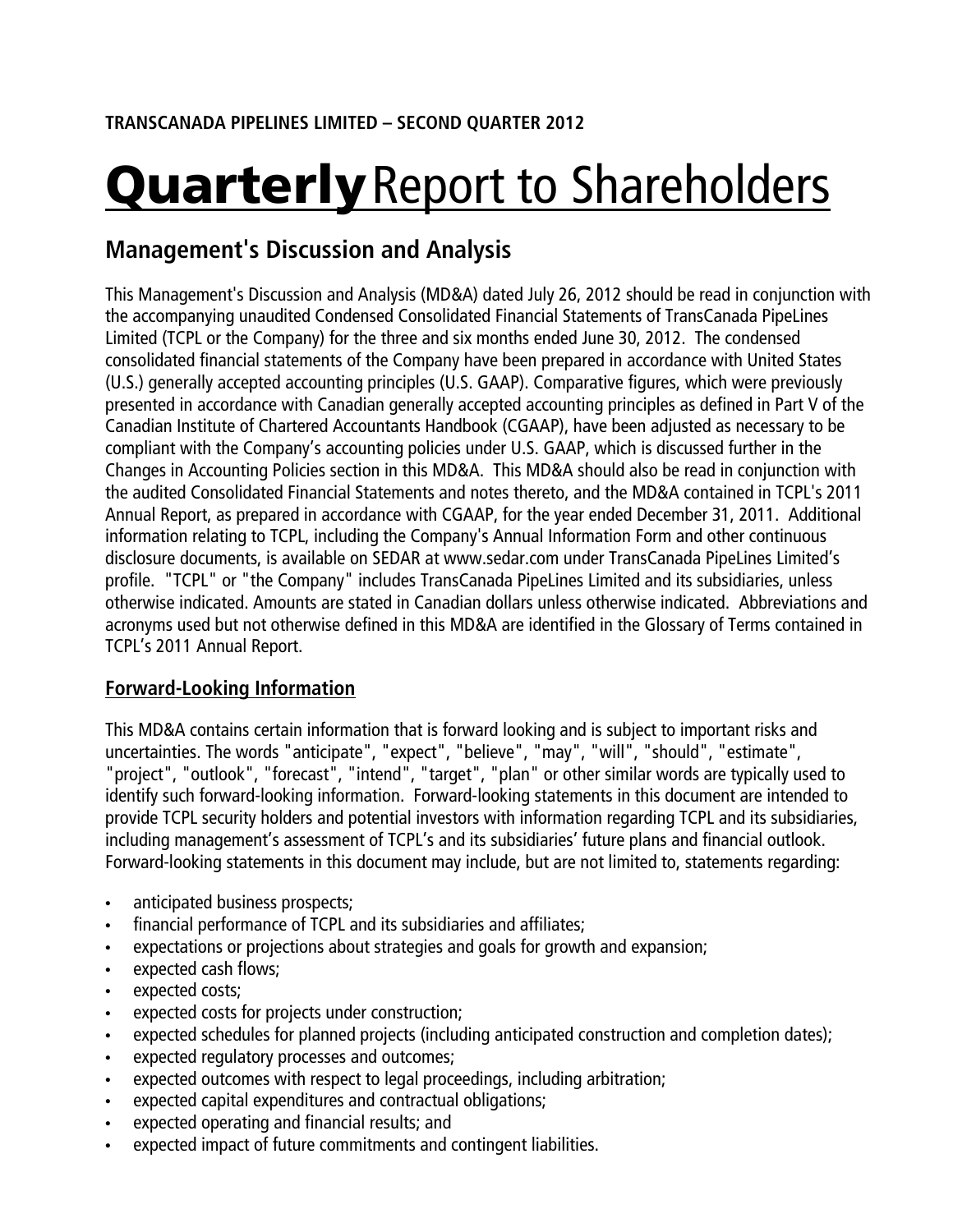**TRANSCANADA PIPELINES LIMITED – SECOND QUARTER 2012**

# Quarterly Report to Shareholders

## Management's Discussion and Analysis

This Management's Discussion and Analysis (MD&A) dated July 26, 2012 should be read in conjunction with the accompanying unaudited Condensed Consolidated Financial Statements of TransCanada PipeLines Limited (TCPL or the Company) for the three and six months ended June 30, 2012. The condensed consolidated financial statements of the Company have been prepared in accordance with United States (U.S.) generally accepted accounting principles (U.S. GAAP). Comparative figures, which were previously presented in accordance with Canadian generally accepted accounting principles as defined in Part V of the Canadian Institute of Chartered Accountants Handbook (CGAAP), have been adjusted as necessary to be compliant with the Company's accounting policies under U.S. GAAP, which is discussed further in the Changes in Accounting Policies section in this MD&A. This MD&A should also be read in conjunction with the audited Consolidated Financial Statements and notes thereto, and the MD&A contained in TCPL's 2011 Annual Report, as prepared in accordance with CGAAP, for the year ended December 31, 2011. Additional information relating to TCPL, including the Company's Annual Information Form and other continuous disclosure documents, is available on SEDAR at www.sedar.com under TransCanada PipeLines Limited's profile. "TCPL" or "the Company" includes TransCanada PipeLines Limited and its subsidiaries, unless otherwise indicated. Amounts are stated in Canadian dollars unless otherwise indicated. Abbreviations and acronyms used but not otherwise defined in this MD&A are identified in the Glossary of Terms contained in TCPL's 2011 Annual Report.

### Forward-Looking Information

This MD&A contains certain information that is forward looking and is subject to important risks and uncertainties. The words "anticipate", "expect", "believe", "may", "will", "should", "estimate", "project", "outlook", "forecast", "intend", "target", "plan" or other similar words are typically used to identify such forward-looking information. Forward-looking statements in this document are intended to provide TCPL security holders and potential investors with information regarding TCPL and its subsidiaries, including management's assessment of TCPL's and its subsidiaries' future plans and financial outlook. Forward-looking statements in this document may include, but are not limited to, statements regarding:

- anticipated business prospects;
- financial performance of TCPL and its subsidiaries and affiliates;
- expectations or projections about strategies and goals for growth and expansion;
- expected cash flows;
- expected costs;
- expected costs for projects under construction;
- expected schedules for planned projects (including anticipated construction and completion dates);
- expected regulatory processes and outcomes;
- expected outcomes with respect to legal proceedings, including arbitration;
- expected capital expenditures and contractual obligations;
- expected operating and financial results; and
- expected impact of future commitments and contingent liabilities.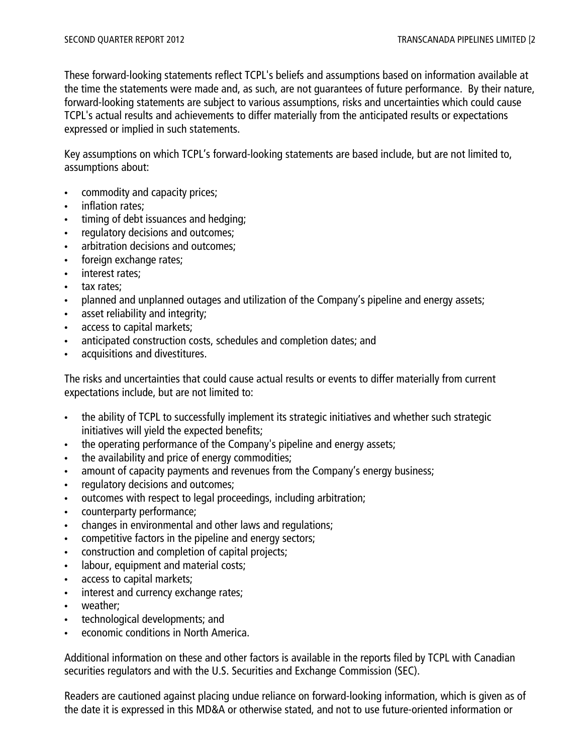These forward-looking statements reflect TCPL's beliefs and assumptions based on information available at the time the statements were made and, as such, are not guarantees of future performance. By their nature, forward-looking statements are subject to various assumptions, risks and uncertainties which could cause TCPL's actual results and achievements to differ materially from the anticipated results or expectations expressed or implied in such statements.

Key assumptions on which TCPL's forward-looking statements are based include, but are not limited to, assumptions about:

- commodity and capacity prices;
- inflation rates;
- timing of debt issuances and hedging;
- regulatory decisions and outcomes;
- arbitration decisions and outcomes;
- foreign exchange rates;
- interest rates;
- tax rates;
- planned and unplanned outages and utilization of the Company's pipeline and energy assets;
- asset reliability and integrity;
- access to capital markets;
- anticipated construction costs, schedules and completion dates; and
- acquisitions and divestitures.

The risks and uncertainties that could cause actual results or events to differ materially from current expectations include, but are not limited to:

- the ability of TCPL to successfully implement its strategic initiatives and whether such strategic initiatives will yield the expected benefits;
- the operating performance of the Company's pipeline and energy assets;
- the availability and price of energy commodities;
- amount of capacity payments and revenues from the Company's energy business;
- regulatory decisions and outcomes;
- outcomes with respect to legal proceedings, including arbitration;
- counterparty performance;
- changes in environmental and other laws and regulations;
- competitive factors in the pipeline and energy sectors;
- construction and completion of capital projects;
- labour, equipment and material costs;
- access to capital markets;
- interest and currency exchange rates;
- weather;
- technological developments; and
- economic conditions in North America.

Additional information on these and other factors is available in the reports filed by TCPL with Canadian securities regulators and with the U.S. Securities and Exchange Commission (SEC).

Readers are cautioned against placing undue reliance on forward-looking information, which is given as of the date it is expressed in this MD&A or otherwise stated, and not to use future-oriented information or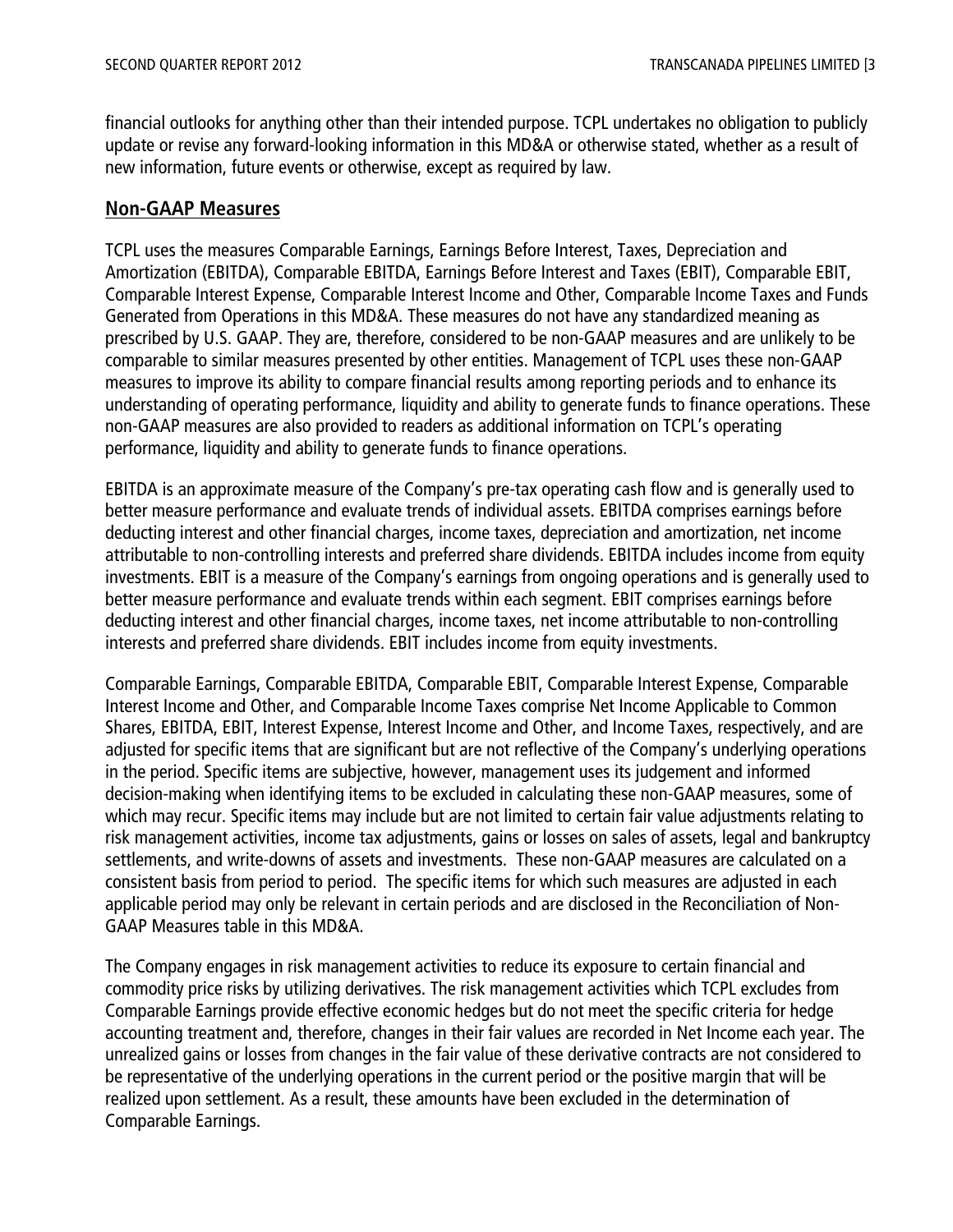financial outlooks for anything other than their intended purpose. TCPL undertakes no obligation to publicly update or revise any forward-looking information in this MD&A or otherwise stated, whether as a result of new information, future events or otherwise, except as required by law.

## Non-GAAP Measures

TCPL uses the measures Comparable Earnings, Earnings Before Interest, Taxes, Depreciation and Amortization (EBITDA), Comparable EBITDA, Earnings Before Interest and Taxes (EBIT), Comparable EBIT, Comparable Interest Expense, Comparable Interest Income and Other, Comparable Income Taxes and Funds Generated from Operations in this MD&A. These measures do not have any standardized meaning as prescribed by U.S. GAAP. They are, therefore, considered to be non-GAAP measures and are unlikely to be comparable to similar measures presented by other entities. Management of TCPL uses these non-GAAP measures to improve its ability to compare financial results among reporting periods and to enhance its understanding of operating performance, liquidity and ability to generate funds to finance operations. These non-GAAP measures are also provided to readers as additional information on TCPL's operating performance, liquidity and ability to generate funds to finance operations.

EBITDA is an approximate measure of the Company's pre-tax operating cash flow and is generally used to better measure performance and evaluate trends of individual assets. EBITDA comprises earnings before deducting interest and other financial charges, income taxes, depreciation and amortization, net income attributable to non-controlling interests and preferred share dividends. EBITDA includes income from equity investments. EBIT is a measure of the Company's earnings from ongoing operations and is generally used to better measure performance and evaluate trends within each segment. EBIT comprises earnings before deducting interest and other financial charges, income taxes, net income attributable to non-controlling interests and preferred share dividends. EBIT includes income from equity investments.

Comparable Earnings, Comparable EBITDA, Comparable EBIT, Comparable Interest Expense, Comparable Interest Income and Other, and Comparable Income Taxes comprise Net Income Applicable to Common Shares, EBITDA, EBIT, Interest Expense, Interest Income and Other, and Income Taxes, respectively, and are adjusted for specific items that are significant but are not reflective of the Company's underlying operations in the period. Specific items are subjective, however, management uses its judgement and informed decision-making when identifying items to be excluded in calculating these non-GAAP measures, some of which may recur. Specific items may include but are not limited to certain fair value adjustments relating to risk management activities, income tax adjustments, gains or losses on sales of assets, legal and bankruptcy settlements, and write-downs of assets and investments. These non-GAAP measures are calculated on a consistent basis from period to period. The specific items for which such measures are adjusted in each applicable period may only be relevant in certain periods and are disclosed in the Reconciliation of Non-GAAP Measures table in this MD&A.

The Company engages in risk management activities to reduce its exposure to certain financial and commodity price risks by utilizing derivatives. The risk management activities which TCPL excludes from Comparable Earnings provide effective economic hedges but do not meet the specific criteria for hedge accounting treatment and, therefore, changes in their fair values are recorded in Net Income each year. The unrealized gains or losses from changes in the fair value of these derivative contracts are not considered to be representative of the underlying operations in the current period or the positive margin that will be realized upon settlement. As a result, these amounts have been excluded in the determination of Comparable Earnings.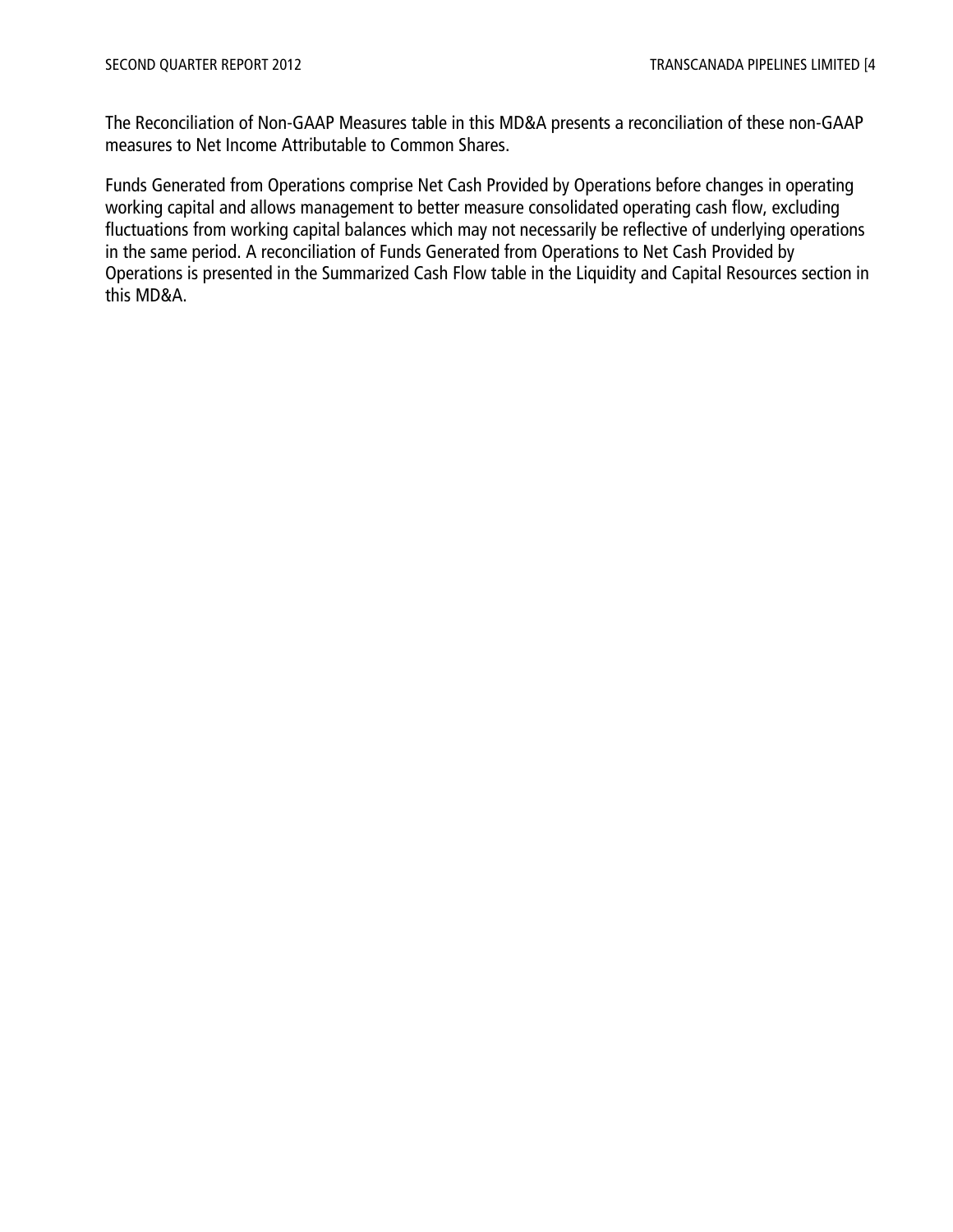The Reconciliation of Non-GAAP Measures table in this MD&A presents a reconciliation of these non-GAAP measures to Net Income Attributable to Common Shares.

Funds Generated from Operations comprise Net Cash Provided by Operations before changes in operating working capital and allows management to better measure consolidated operating cash flow, excluding fluctuations from working capital balances which may not necessarily be reflective of underlying operations in the same period. A reconciliation of Funds Generated from Operations to Net Cash Provided by Operations is presented in the Summarized Cash Flow table in the Liquidity and Capital Resources section in this MD&A.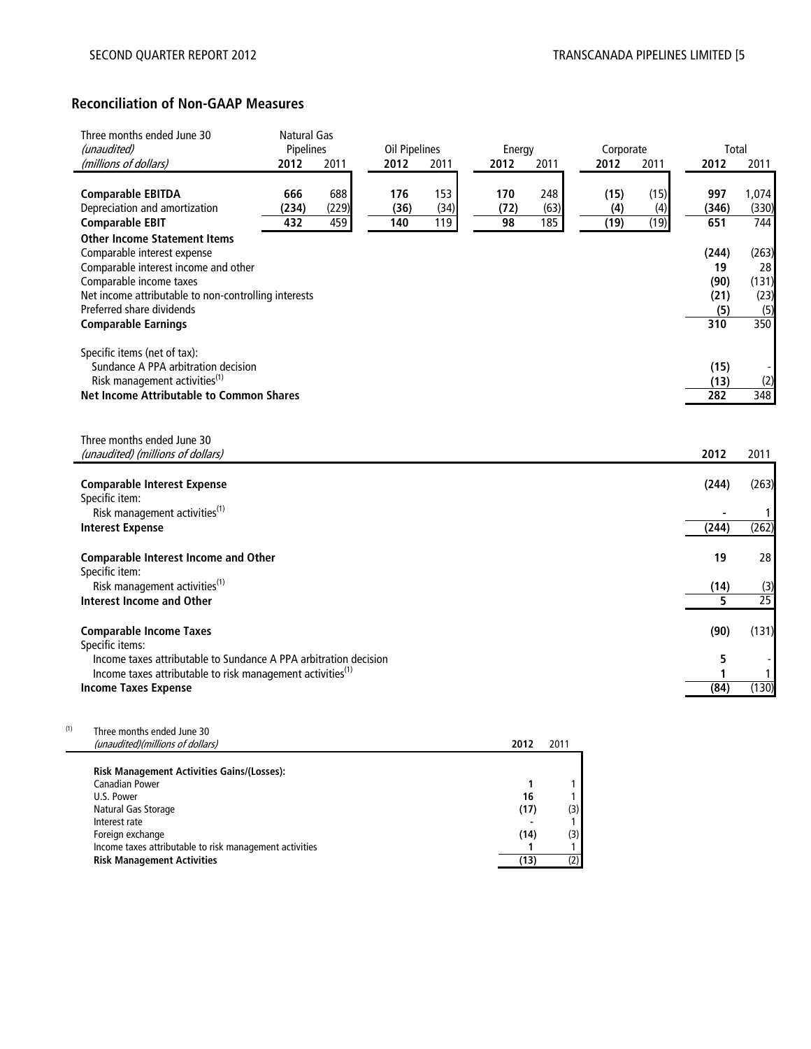## Reconciliation of Non-GAAP Measures

| Three months ended June 30<br>*(unaudited)*<br>*(millions of dollars)* | Natural Gas Pipelines<br>2012 | <br>2011 | Oil Pipelines<br>2012 | <br>2011 | Energy<br>2012 | <br>2011 | Corporate<br>2012 | <br>2011 | Total<br>2012 | <br>2011 |
|---|---|---|---|---|---|---|---|---|---|---|
| **Comparable EBITDA** | **666** | 688 | **176** | 153 | **170** | 248 | **(15)** | (15) | **997** | 1,074 |
| Depreciation and amortization | **(234)** | (229) | **(36)** | (34) | **(72)** | (63) | **(4)** | (4) | **(346)** | (330) |
| **Comparable EBIT** | **432** | 459 | **140** | 119 | **98** | 185 | **(19)** | (19) | **651** | 744 |
| **Other Income Statement Items** | | | | | | | | | | |
| Comparable interest expense | | | | | | | | | **(244)** | (263) |
| Comparable interest income and other | | | | | | | | | **19** | 28 |
| Comparable income taxes | | | | | | | | | **(90)** | (131) |
| Net income attributable to non-controlling interests | | | | | | | | | **(21)** | (23) |
| Preferred share dividends | | | | | | | | | **(5)** | (5) |
| **Comparable Earnings** | | | | | | | | | **310** | 350 |
| Specific items (net of tax): | | | | | | | | | | |
| Sundance A PPA arbitration decision | | | | | | | | | **(15)** | - |
| Risk management activities[(1)] | | | | | | | | | **(13)** | (2) |
| **Net Income Attributable to Common Shares** | | | | | | | | | **282** | 348 |

| Three months ended June 30<br>*(unaudited) (millions of dollars)* | 2012 | 2011 |
|---|---|---|
| **Comparable Interest Expense** | **(244)** | (263) |
| Specific item: | | |
| Risk management activities[(1)] | **-** | 1 |
| **Interest Expense** | **(244)** | (262) |
| **Comparable Interest Income and Other** | **19** | 28 |
| Specific item: | | |
| Risk management activities[(1)] | **(14)** | (3) |
| **Interest Income and Other** | **5** | 25 |
| **Comparable Income Taxes** | **(90)** | (131) |
| Specific items: | | |
| Income taxes attributable to Sundance A PPA arbitration decision | **5** | - |
| Income taxes attributable to risk management activities[(1)] | **1** | 1 |
| **Income Taxes Expense** | **(84)** | (130) |

(1)

| Three months ended June 30<br>*(unaudited)(millions of dollars)* | 2012 | 2011 |
|---|---|---|
| **Risk Management Activities Gains/(Losses):** | | |
| Canadian Power | **1** | 1 |
| U.S. Power | **16** | 1 |
| Natural Gas Storage | **(17)** | (3) |
| Interest rate | **-** | 1 |
| Foreign exchange | **(14)** | (3) |
| Income taxes attributable to risk management activities | **1** | 1 |
| **Risk Management Activities** | **(13)** | (2) |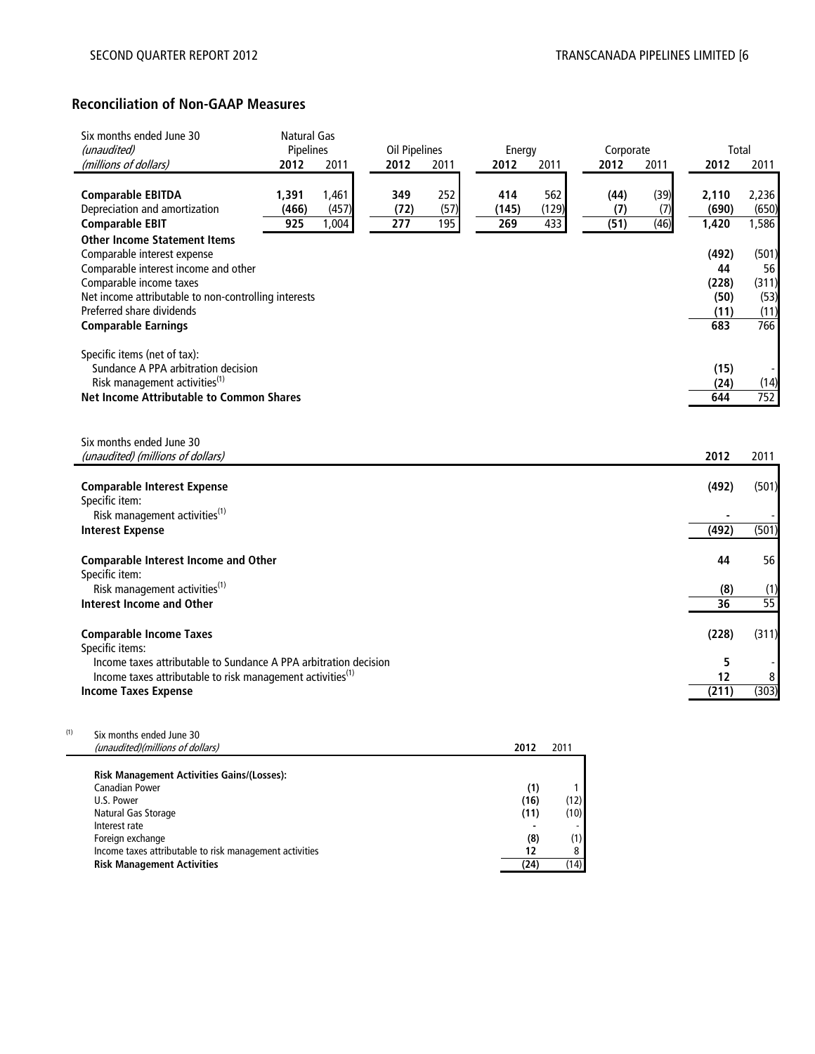## Reconciliation of Non-GAAP Measures

| Six months ended June 30 *(unaudited)* *(millions of dollars)* | Natural Gas Pipelines 2012 | Natural Gas Pipelines 2011 | Oil Pipelines 2012 | Oil Pipelines 2011 | Energy 2012 | Energy 2011 | Corporate 2012 | Corporate 2011 | Total 2012 | Total 2011 |
|---|---|---|---|---|---|---|---|---|---|---|
| **Comparable EBITDA** | **1,391** | 1,461 | **349** | 252 | **414** | 562 | **(44)** | (39) | **2,110** | 2,236 |
| Depreciation and amortization | **(466)** | (457) | **(72)** | (57) | **(145)** | (129) | **(7)** | (7) | **(690)** | (650) |
| **Comparable EBIT** | **925** | 1,004 | **277** | 195 | **269** | 433 | **(51)** | (46) | **1,420** | 1,586 |
| **Other Income Statement Items** | | | | | | | | | | |
| Comparable interest expense | | | | | | | | | **(492)** | (501) |
| Comparable interest income and other | | | | | | | | | **44** | 56 |
| Comparable income taxes | | | | | | | | | **(228)** | (311) |
| Net income attributable to non-controlling interests | | | | | | | | | **(50)** | (53) |
| Preferred share dividends | | | | | | | | | **(11)** | (11) |
| **Comparable Earnings** | | | | | | | | | **683** | 766 |
| | | | | | | | | | | |
| Specific items (net of tax): | | | | | | | | | | |
| Sundance A PPA arbitration decision | | | | | | | | | **(15)** | - |
| Risk management activities[1] | | | | | | | | | **(24)** | (14) |
| **Net Income Attributable to Common Shares** | | | | | | | | | **644** | 752 |

| Six months ended June 30 *(unaudited) (millions of dollars)* | 2012 | 2011 |
|---|---|---|
| **Comparable Interest Expense** | **(492)** | (501) |
| Specific item: | | |
| Risk management activities[1] | **-** | - |
| **Interest Expense** | **(492)** | (501) |
| | | |
| **Comparable Interest Income and Other** | **44** | 56 |
| Specific item: | | |
| Risk management activities[1] | **(8)** | (1) |
| **Interest Income and Other** | **36** | 55 |
| | | |
| **Comparable Income Taxes** | **(228)** | (311) |
| Specific items: | | |
| Income taxes attributable to Sundance A PPA arbitration decision | **5** | - |
| Income taxes attributable to risk management activities[1] | **12** | 8 |
| **Income Taxes Expense** | **(211)** | (303) |

(1)

| Six months ended June 30 *(unaudited)(millions of dollars)* | 2012 | 2011 |
|---|---|---|
| **Risk Management Activities Gains/(Losses):** | | |
| Canadian Power | **(1)** | 1 |
| U.S. Power | **(16)** | (12) |
| Natural Gas Storage | **(11)** | (10) |
| Interest rate | **-** | - |
| Foreign exchange | **(8)** | (1) |
| Income taxes attributable to risk management activities | **12** | 8 |
| **Risk Management Activities** | **(24)** | (14) |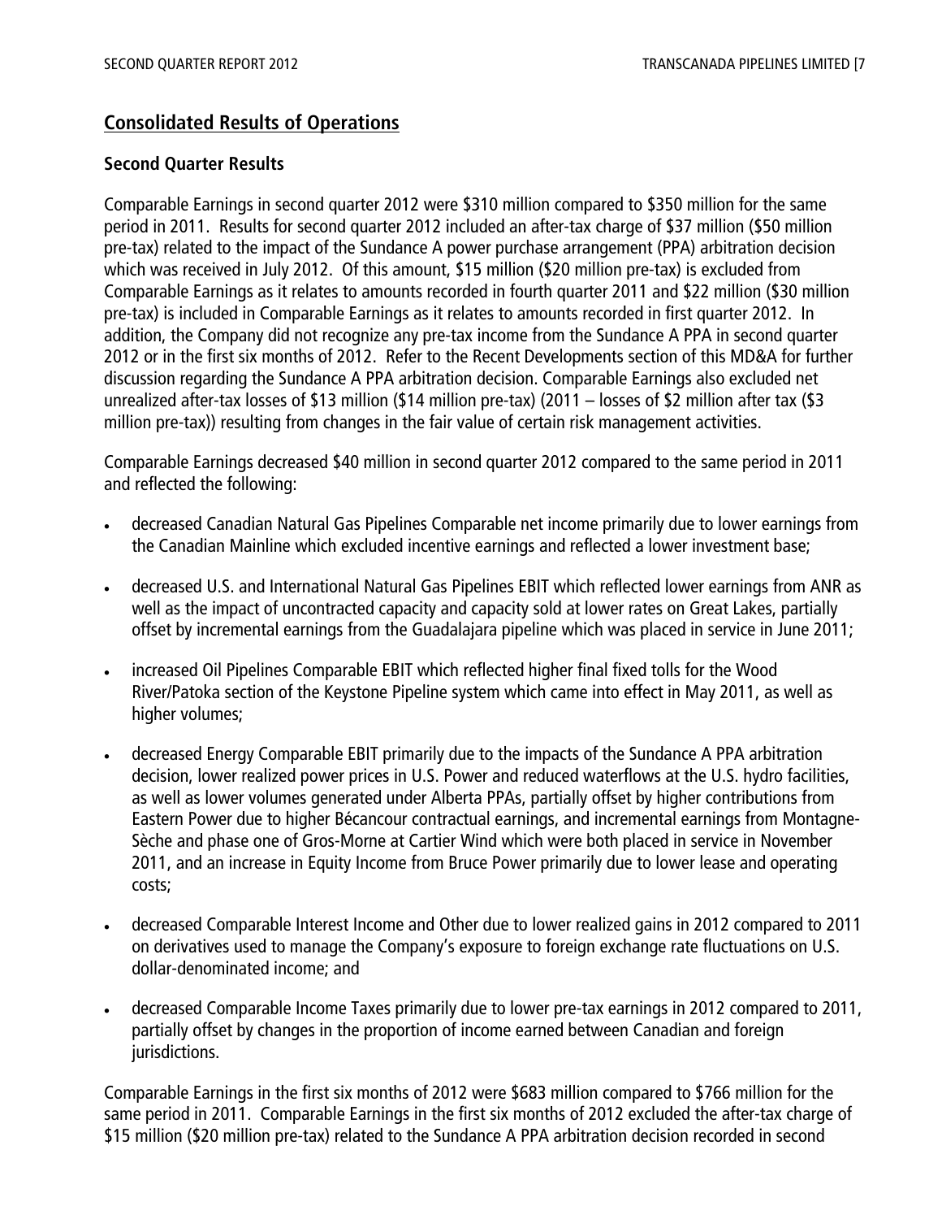## Consolidated Results of Operations

### Second Quarter Results

Comparable Earnings in second quarter 2012 were $310 million compared to $350 million for the same period in 2011. Results for second quarter 2012 included an after-tax charge of $37 million ($50 million pre-tax) related to the impact of the Sundance A power purchase arrangement (PPA) arbitration decision which was received in July 2012. Of this amount, $15 million ($20 million pre-tax) is excluded from Comparable Earnings as it relates to amounts recorded in fourth quarter 2011 and $22 million ($30 million pre-tax) is included in Comparable Earnings as it relates to amounts recorded in first quarter 2012. In addition, the Company did not recognize any pre-tax income from the Sundance A PPA in second quarter 2012 or in the first six months of 2012. Refer to the Recent Developments section of this MD&A for further discussion regarding the Sundance A PPA arbitration decision. Comparable Earnings also excluded net unrealized after-tax losses of $13 million ($14 million pre-tax) (2011 – losses of $2 million after tax ($3 million pre-tax)) resulting from changes in the fair value of certain risk management activities.

Comparable Earnings decreased $40 million in second quarter 2012 compared to the same period in 2011 and reflected the following:

- decreased Canadian Natural Gas Pipelines Comparable net income primarily due to lower earnings from the Canadian Mainline which excluded incentive earnings and reflected a lower investment base;
- decreased U.S. and International Natural Gas Pipelines EBIT which reflected lower earnings from ANR as well as the impact of uncontracted capacity and capacity sold at lower rates on Great Lakes, partially offset by incremental earnings from the Guadalajara pipeline which was placed in service in June 2011;
- increased Oil Pipelines Comparable EBIT which reflected higher final fixed tolls for the Wood River/Patoka section of the Keystone Pipeline system which came into effect in May 2011, as well as higher volumes;
- decreased Energy Comparable EBIT primarily due to the impacts of the Sundance A PPA arbitration decision, lower realized power prices in U.S. Power and reduced waterflows at the U.S. hydro facilities, as well as lower volumes generated under Alberta PPAs, partially offset by higher contributions from Eastern Power due to higher Bécancour contractual earnings, and incremental earnings from Montagne-Sèche and phase one of Gros-Morne at Cartier Wind which were both placed in service in November 2011, and an increase in Equity Income from Bruce Power primarily due to lower lease and operating costs;
- decreased Comparable Interest Income and Other due to lower realized gains in 2012 compared to 2011 on derivatives used to manage the Company's exposure to foreign exchange rate fluctuations on U.S. dollar-denominated income; and
- decreased Comparable Income Taxes primarily due to lower pre-tax earnings in 2012 compared to 2011, partially offset by changes in the proportion of income earned between Canadian and foreign jurisdictions.

Comparable Earnings in the first six months of 2012 were $683 million compared to $766 million for the same period in 2011. Comparable Earnings in the first six months of 2012 excluded the after-tax charge of $15 million ($20 million pre-tax) related to the Sundance A PPA arbitration decision recorded in second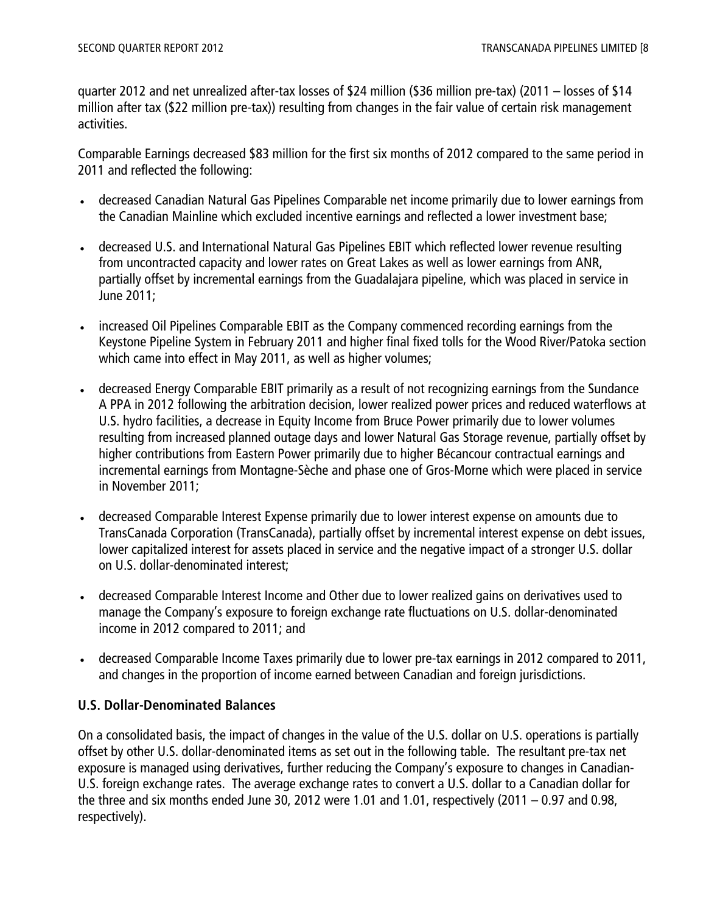quarter 2012 and net unrealized after-tax losses of $24 million ($36 million pre-tax) (2011 – losses of $14 million after tax ($22 million pre-tax)) resulting from changes in the fair value of certain risk management activities.

Comparable Earnings decreased $83 million for the first six months of 2012 compared to the same period in 2011 and reflected the following:

- decreased Canadian Natural Gas Pipelines Comparable net income primarily due to lower earnings from the Canadian Mainline which excluded incentive earnings and reflected a lower investment base;
- decreased U.S. and International Natural Gas Pipelines EBIT which reflected lower revenue resulting from uncontracted capacity and lower rates on Great Lakes as well as lower earnings from ANR, partially offset by incremental earnings from the Guadalajara pipeline, which was placed in service in June 2011;
- increased Oil Pipelines Comparable EBIT as the Company commenced recording earnings from the Keystone Pipeline System in February 2011 and higher final fixed tolls for the Wood River/Patoka section which came into effect in May 2011, as well as higher volumes;
- decreased Energy Comparable EBIT primarily as a result of not recognizing earnings from the Sundance A PPA in 2012 following the arbitration decision, lower realized power prices and reduced waterflows at U.S. hydro facilities, a decrease in Equity Income from Bruce Power primarily due to lower volumes resulting from increased planned outage days and lower Natural Gas Storage revenue, partially offset by higher contributions from Eastern Power primarily due to higher Bécancour contractual earnings and incremental earnings from Montagne-Sèche and phase one of Gros-Morne which were placed in service in November 2011;
- decreased Comparable Interest Expense primarily due to lower interest expense on amounts due to TransCanada Corporation (TransCanada), partially offset by incremental interest expense on debt issues, lower capitalized interest for assets placed in service and the negative impact of a stronger U.S. dollar on U.S. dollar-denominated interest;
- decreased Comparable Interest Income and Other due to lower realized gains on derivatives used to manage the Company's exposure to foreign exchange rate fluctuations on U.S. dollar-denominated income in 2012 compared to 2011; and
- decreased Comparable Income Taxes primarily due to lower pre-tax earnings in 2012 compared to 2011, and changes in the proportion of income earned between Canadian and foreign jurisdictions.

## U.S. Dollar-Denominated Balances

On a consolidated basis, the impact of changes in the value of the U.S. dollar on U.S. operations is partially offset by other U.S. dollar-denominated items as set out in the following table. The resultant pre-tax net exposure is managed using derivatives, further reducing the Company's exposure to changes in Canadian-U.S. foreign exchange rates. The average exchange rates to convert a U.S. dollar to a Canadian dollar for the three and six months ended June 30, 2012 were 1.01 and 1.01, respectively (2011 – 0.97 and 0.98, respectively).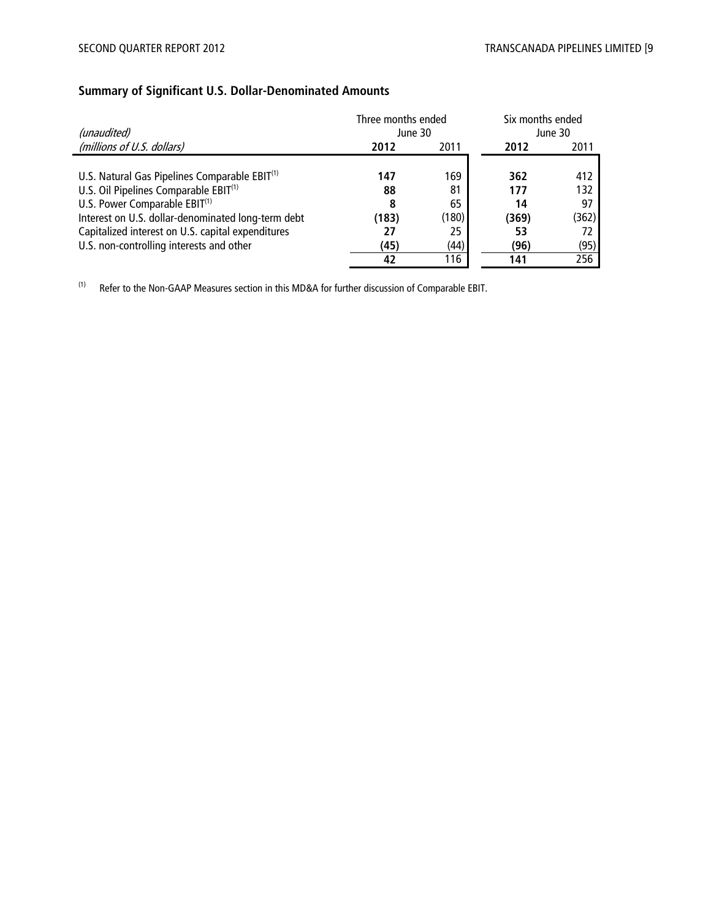## Summary of Significant U.S. Dollar-Denominated Amounts

| *(unaudited)* | Three months ended June 30 | | Six months ended June 30 | |
|---|---|---|---|---|
| *(millions of U.S. dollars)* | **2012** | 2011 | **2012** | 2011 |
| U.S. Natural Gas Pipelines Comparable EBIT[(1)] | **147** | 169 | **362** | 412 |
| U.S. Oil Pipelines Comparable EBIT[(1)] | **88** | 81 | **177** | 132 |
| U.S. Power Comparable EBIT[(1)] | **8** | 65 | **14** | 97 |
| Interest on U.S. dollar-denominated long-term debt | **(183)** | (180) | **(369)** | (362) |
| Capitalized interest on U.S. capital expenditures | **27** | 25 | **53** | 72 |
| U.S. non-controlling interests and other | **(45)** | (44) | **(96)** | (95) |
| | **42** | 116 | **141** | 256 |

(1) Refer to the Non-GAAP Measures section in this MD&A for further discussion of Comparable EBIT.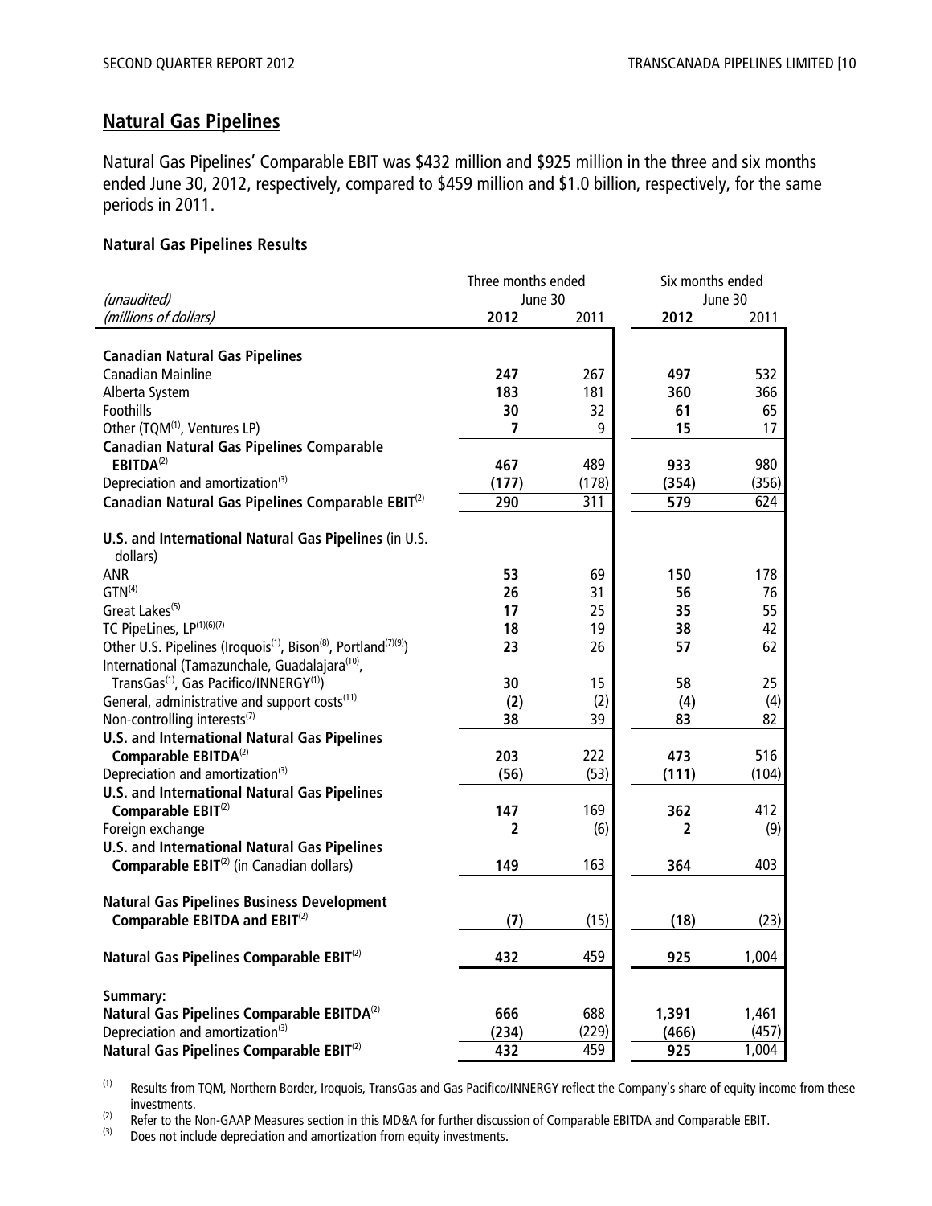## Natural Gas Pipelines

Natural Gas Pipelines' Comparable EBIT was $432 million and $925 million in the three and six months ended June 30, 2012, respectively, compared to $459 million and $1.0 billion, respectively, for the same periods in 2011.

**Natural Gas Pipelines Results**

| *(unaudited)* *(millions of dollars)* | Three months ended June 30 2012 | 2011 | Six months ended June 30 2012 | 2011 |
|---|---|---|---|---|
| **Canadian Natural Gas Pipelines** | | | | |
| Canadian Mainline | **247** | 267 | **497** | 532 |
| Alberta System | **183** | 181 | **360** | 366 |
| Foothills | **30** | 32 | **61** | 65 |
| Other (TQM[1], Ventures LP) | **7** | 9 | **15** | 17 |
| **Canadian Natural Gas Pipelines Comparable EBITDA[2]** | **467** | 489 | **933** | 980 |
| Depreciation and amortization[3] | **(177)** | (178) | **(354)** | (356) |
| **Canadian Natural Gas Pipelines Comparable EBIT[2]** | **290** | 311 | **579** | 624 |
| **U.S. and International Natural Gas Pipelines** (in U.S. dollars) | | | | |
| ANR | **53** | 69 | **150** | 178 |
| GTN[4] | **26** | 31 | **56** | 76 |
| Great Lakes[5] | **17** | 25 | **35** | 55 |
| TC PipeLines, LP[1][6][7] | **18** | 19 | **38** | 42 |
| Other U.S. Pipelines (Iroquois[1], Bison[8], Portland[7][9]) | **23** | 26 | **57** | 62 |
| International (Tamazunchale, Guadalajara[10], TransGas[1], Gas Pacifico/INNERGY[1]) | **30** | 15 | **58** | 25 |
| General, administrative and support costs[11] | **(2)** | (2) | **(4)** | (4) |
| Non-controlling interests[7] | **38** | 39 | **83** | 82 |
| **U.S. and International Natural Gas Pipelines Comparable EBITDA[2]** | **203** | 222 | **473** | 516 |
| Depreciation and amortization[3] | **(56)** | (53) | **(111)** | (104) |
| **U.S. and International Natural Gas Pipelines Comparable EBIT[2]** | **147** | 169 | **362** | 412 |
| Foreign exchange | **2** | (6) | **2** | (9) |
| **U.S. and International Natural Gas Pipelines Comparable EBIT[2]** (in Canadian dollars) | **149** | 163 | **364** | 403 |
| **Natural Gas Pipelines Business Development Comparable EBITDA and EBIT[2]** | **(7)** | (15) | **(18)** | (23) |
| **Natural Gas Pipelines Comparable EBIT[2]** | **432** | 459 | **925** | 1,004 |
| **Summary:** | | | | |
| **Natural Gas Pipelines Comparable EBITDA[2]** | **666** | 688 | **1,391** | 1,461 |
| Depreciation and amortization[3] | **(234)** | (229) | **(466)** | (457) |
| **Natural Gas Pipelines Comparable EBIT[2]** | **432** | 459 | **925** | 1,004 |

(1) Results from TQM, Northern Border, Iroquois, TransGas and Gas Pacifico/INNERGY reflect the Company's share of equity income from these investments.

(2) Refer to the Non-GAAP Measures section in this MD&A for further discussion of Comparable EBITDA and Comparable EBIT.

(3) Does not include depreciation and amortization from equity investments.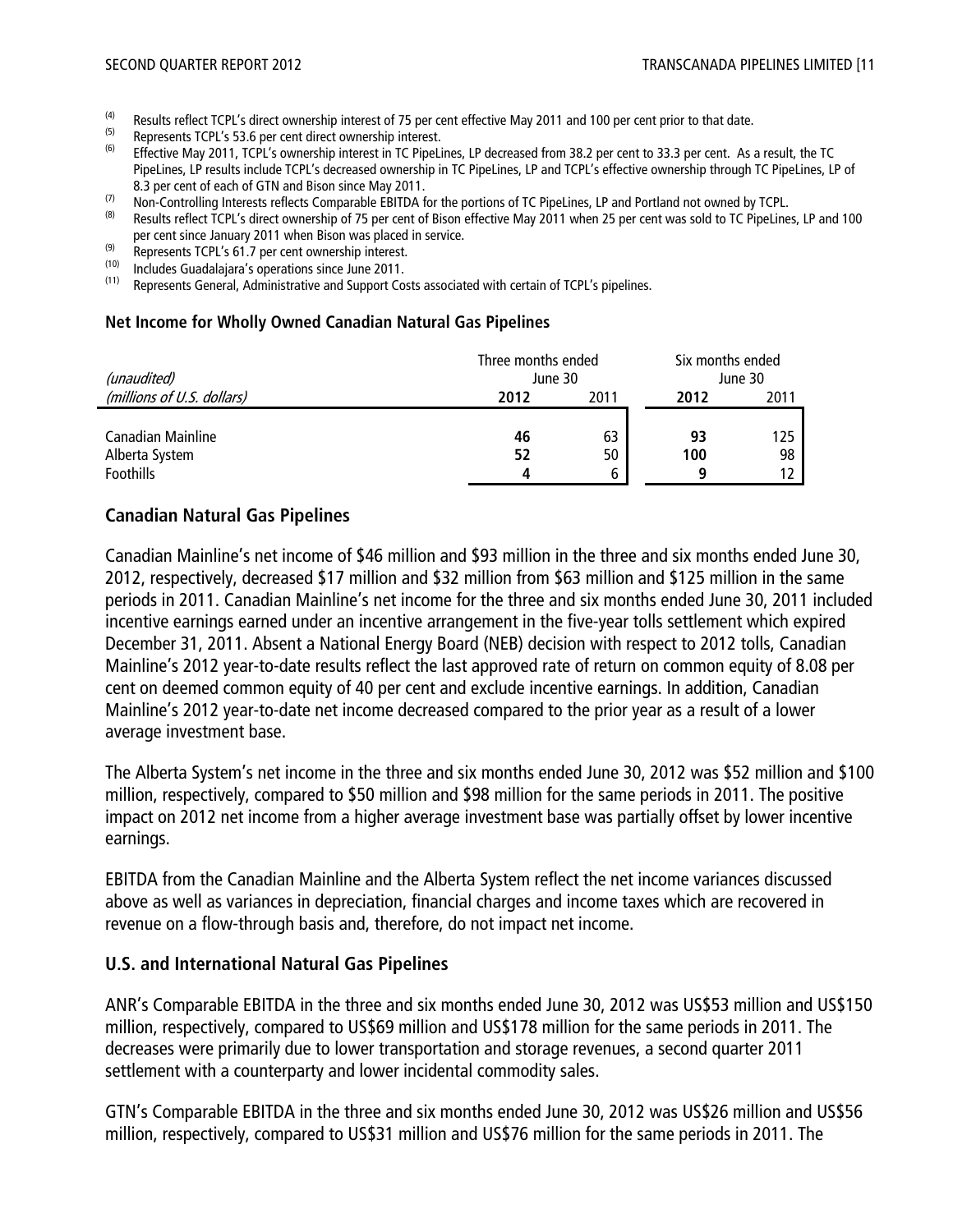(4) Results reflect TCPL's direct ownership interest of 75 per cent effective May 2011 and 100 per cent prior to that date.

(5) Represents TCPL's 53.6 per cent direct ownership interest.

(6) Effective May 2011, TCPL's ownership interest in TC PipeLines, LP decreased from 38.2 per cent to 33.3 per cent. As a result, the TC PipeLines, LP results include TCPL's decreased ownership in TC PipeLines, LP and TCPL's effective ownership through TC PipeLines, LP of 8.3 per cent of each of GTN and Bison since May 2011.

(7) Non-Controlling Interests reflects Comparable EBITDA for the portions of TC PipeLines, LP and Portland not owned by TCPL.

(8) Results reflect TCPL's direct ownership of 75 per cent of Bison effective May 2011 when 25 per cent was sold to TC PipeLines, LP and 100 per cent since January 2011 when Bison was placed in service.

(9) Represents TCPL's 61.7 per cent ownership interest.

(10) Includes Guadalajara's operations since June 2011.

(11) Represents General, Administrative and Support Costs associated with certain of TCPL's pipelines.

**Net Income for Wholly Owned Canadian Natural Gas Pipelines**

| *(unaudited)* | Three months ended June 30 | | Six months ended June 30 | |
|---|---|---|---|---|
| *(millions of U.S. dollars)* | **2012** | 2011 | **2012** | 2011 |
| Canadian Mainline | **46** | 63 | **93** | 125 |
| Alberta System | **52** | 50 | **100** | 98 |
| Foothills | **4** | 6 | **9** | 12 |

## Canadian Natural Gas Pipelines

Canadian Mainline's net income of $46 million and $93 million in the three and six months ended June 30, 2012, respectively, decreased $17 million and $32 million from $63 million and $125 million in the same periods in 2011. Canadian Mainline's net income for the three and six months ended June 30, 2011 included incentive earnings earned under an incentive arrangement in the five-year tolls settlement which expired December 31, 2011. Absent a National Energy Board (NEB) decision with respect to 2012 tolls, Canadian Mainline's 2012 year-to-date results reflect the last approved rate of return on common equity of 8.08 per cent on deemed common equity of 40 per cent and exclude incentive earnings. In addition, Canadian Mainline's 2012 year-to-date net income decreased compared to the prior year as a result of a lower average investment base.

The Alberta System's net income in the three and six months ended June 30, 2012 was $52 million and $100 million, respectively, compared to $50 million and $98 million for the same periods in 2011. The positive impact on 2012 net income from a higher average investment base was partially offset by lower incentive earnings.

EBITDA from the Canadian Mainline and the Alberta System reflect the net income variances discussed above as well as variances in depreciation, financial charges and income taxes which are recovered in revenue on a flow-through basis and, therefore, do not impact net income.

## U.S. and International Natural Gas Pipelines

ANR's Comparable EBITDA in the three and six months ended June 30, 2012 was US$53 million and US$150 million, respectively, compared to US$69 million and US$178 million for the same periods in 2011. The decreases were primarily due to lower transportation and storage revenues, a second quarter 2011 settlement with a counterparty and lower incidental commodity sales.

GTN's Comparable EBITDA in the three and six months ended June 30, 2012 was US$26 million and US$56 million, respectively, compared to US$31 million and US$76 million for the same periods in 2011. The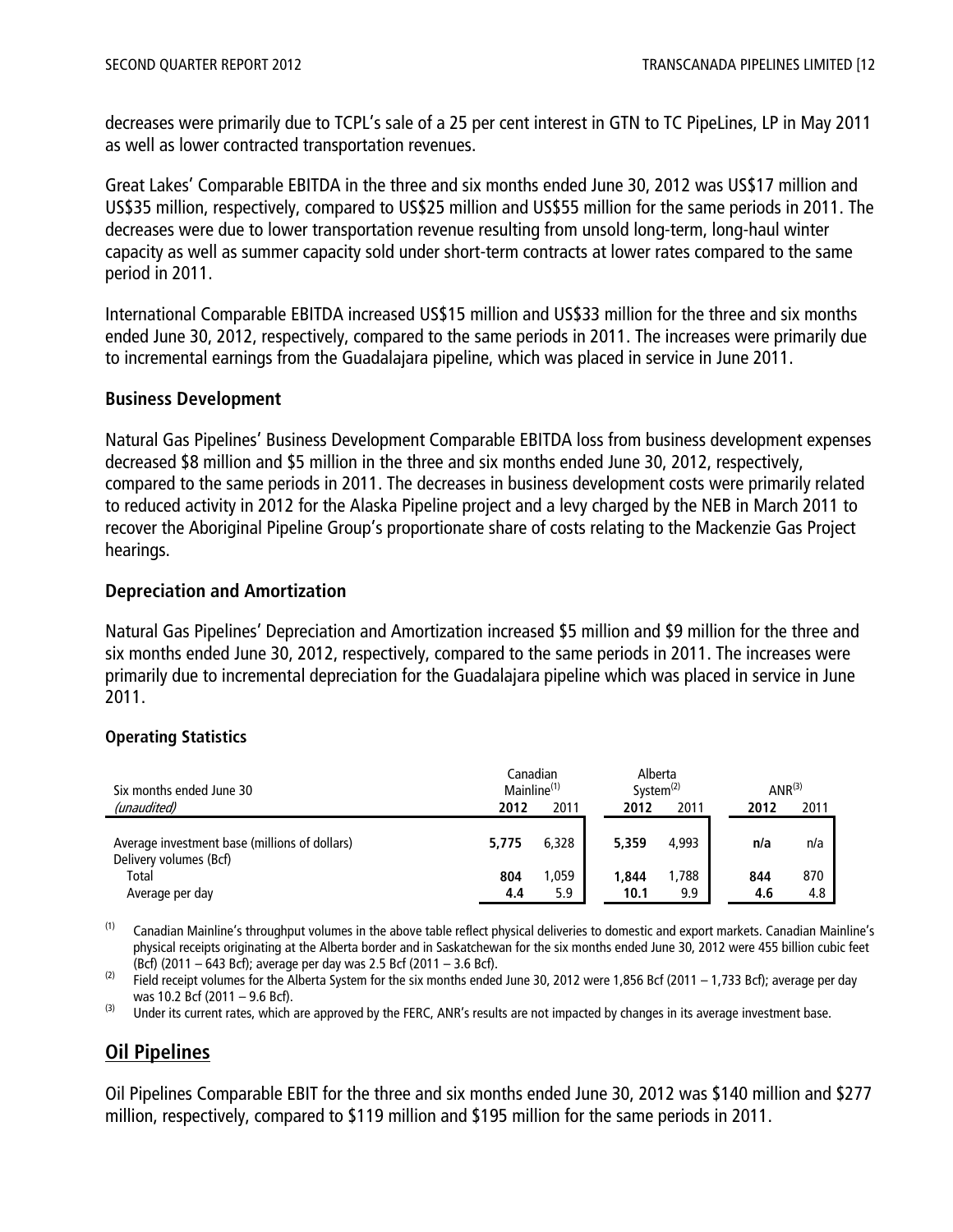decreases were primarily due to TCPL's sale of a 25 per cent interest in GTN to TC PipeLines, LP in May 2011 as well as lower contracted transportation revenues.

Great Lakes' Comparable EBITDA in the three and six months ended June 30, 2012 was US$17 million and US$35 million, respectively, compared to US$25 million and US$55 million for the same periods in 2011. The decreases were due to lower transportation revenue resulting from unsold long-term, long-haul winter capacity as well as summer capacity sold under short-term contracts at lower rates compared to the same period in 2011.

International Comparable EBITDA increased US$15 million and US$33 million for the three and six months ended June 30, 2012, respectively, compared to the same periods in 2011. The increases were primarily due to incremental earnings from the Guadalajara pipeline, which was placed in service in June 2011.

### Business Development

Natural Gas Pipelines' Business Development Comparable EBITDA loss from business development expenses decreased $8 million and $5 million in the three and six months ended June 30, 2012, respectively, compared to the same periods in 2011. The decreases in business development costs were primarily related to reduced activity in 2012 for the Alaska Pipeline project and a levy charged by the NEB in March 2011 to recover the Aboriginal Pipeline Group's proportionate share of costs relating to the Mackenzie Gas Project hearings.

### Depreciation and Amortization

Natural Gas Pipelines' Depreciation and Amortization increased $5 million and $9 million for the three and six months ended June 30, 2012, respectively, compared to the same periods in 2011. The increases were primarily due to incremental depreciation for the Guadalajara pipeline which was placed in service in June 2011.

#### Operating Statistics

| Six months ended June 30 | Canadian Mainline[(1)] | | Alberta System[(2)] | | ANR[(3)] | |
|---|---|---|---|---|---|---|
| *(unaudited)* | **2012** | 2011 | **2012** | 2011 | **2012** | 2011 |
| Average investment base (millions of dollars) | **5,775** | 6,328 | **5,359** | 4,993 | **n/a** | n/a |
| Delivery volumes (Bcf) | | | | | | |
| Total | **804** | 1,059 | **1,844** | 1,788 | **844** | 870 |
| Average per day | **4.4** | 5.9 | **10.1** | 9.9 | **4.6** | 4.8 |

(1) Canadian Mainline's throughput volumes in the above table reflect physical deliveries to domestic and export markets. Canadian Mainline's physical receipts originating at the Alberta border and in Saskatchewan for the six months ended June 30, 2012 were 455 billion cubic feet (Bcf) (2011 – 643 Bcf); average per day was 2.5 Bcf (2011 – 3.6 Bcf).

(2) Field receipt volumes for the Alberta System for the six months ended June 30, 2012 were 1,856 Bcf (2011 – 1,733 Bcf); average per day was 10.2 Bcf (2011 – 9.6 Bcf).

(3) Under its current rates, which are approved by the FERC, ANR's results are not impacted by changes in its average investment base.

## Oil Pipelines

Oil Pipelines Comparable EBIT for the three and six months ended June 30, 2012 was $140 million and $277 million, respectively, compared to $119 million and $195 million for the same periods in 2011.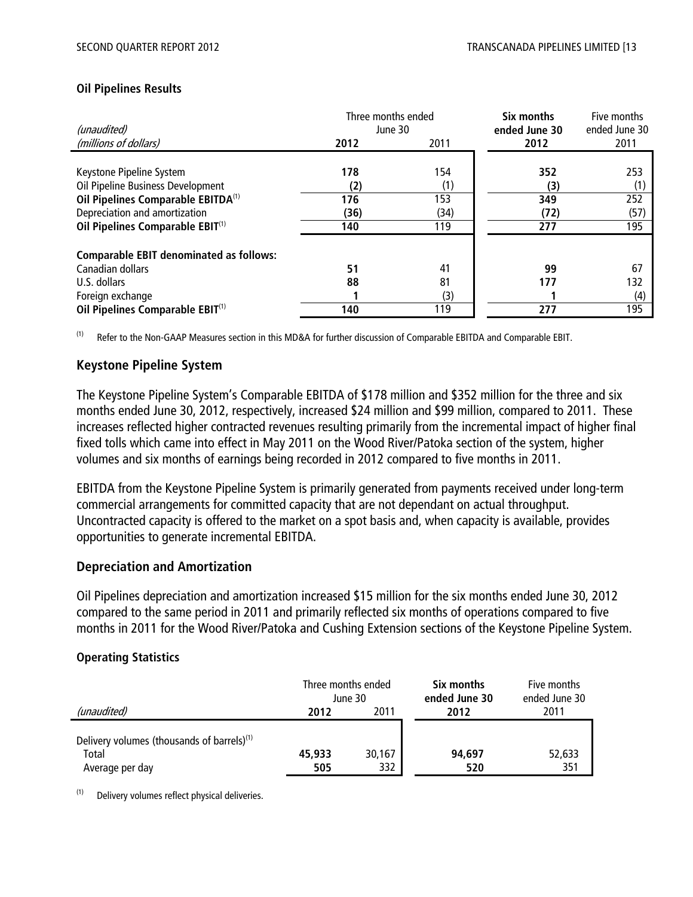### Oil Pipelines Results

| *(unaudited)* *(millions of dollars)* | Three months ended June 30 **2012** | 2011 | **Six months ended June 30 2012** | Five months ended June 30 2011 |
|---|---|---|---|---|
| Keystone Pipeline System | **178** | 154 | **352** | 253 |
| Oil Pipeline Business Development | **(2)** | (1) | **(3)** | (1) |
| **Oil Pipelines Comparable EBITDA**[1] | **176** | 153 | **349** | 252 |
| Depreciation and amortization | **(36)** | (34) | **(72)** | (57) |
| **Oil Pipelines Comparable EBIT**[1] | **140** | 119 | **277** | 195 |
| **Comparable EBIT denominated as follows:** | | | | |
| Canadian dollars | **51** | 41 | **99** | 67 |
| U.S. dollars | **88** | 81 | **177** | 132 |
| Foreign exchange | **1** | (3) | **1** | (4) |
| **Oil Pipelines Comparable EBIT**[1] | **140** | 119 | **277** | 195 |

(1) Refer to the Non-GAAP Measures section in this MD&A for further discussion of Comparable EBITDA and Comparable EBIT.

## Keystone Pipeline System

The Keystone Pipeline System's Comparable EBITDA of $178 million and $352 million for the three and six months ended June 30, 2012, respectively, increased $24 million and $99 million, compared to 2011. These increases reflected higher contracted revenues resulting primarily from the incremental impact of higher final fixed tolls which came into effect in May 2011 on the Wood River/Patoka section of the system, higher volumes and six months of earnings being recorded in 2012 compared to five months in 2011.

EBITDA from the Keystone Pipeline System is primarily generated from payments received under long-term commercial arrangements for committed capacity that are not dependant on actual throughput. Uncontracted capacity is offered to the market on a spot basis and, when capacity is available, provides opportunities to generate incremental EBITDA.

## Depreciation and Amortization

Oil Pipelines depreciation and amortization increased $15 million for the six months ended June 30, 2012 compared to the same period in 2011 and primarily reflected six months of operations compared to five months in 2011 for the Wood River/Patoka and Cushing Extension sections of the Keystone Pipeline System.

### Operating Statistics

| *(unaudited)* | Three months ended June 30 **2012** | 2011 | **Six months ended June 30 2012** | Five months ended June 30 2011 |
|---|---|---|---|---|
| Delivery volumes (thousands of barrels)[1] | | | | |
| Total | **45,933** | 30,167 | **94,697** | 52,633 |
| Average per day | **505** | 332 | **520** | 351 |

(1) Delivery volumes reflect physical deliveries.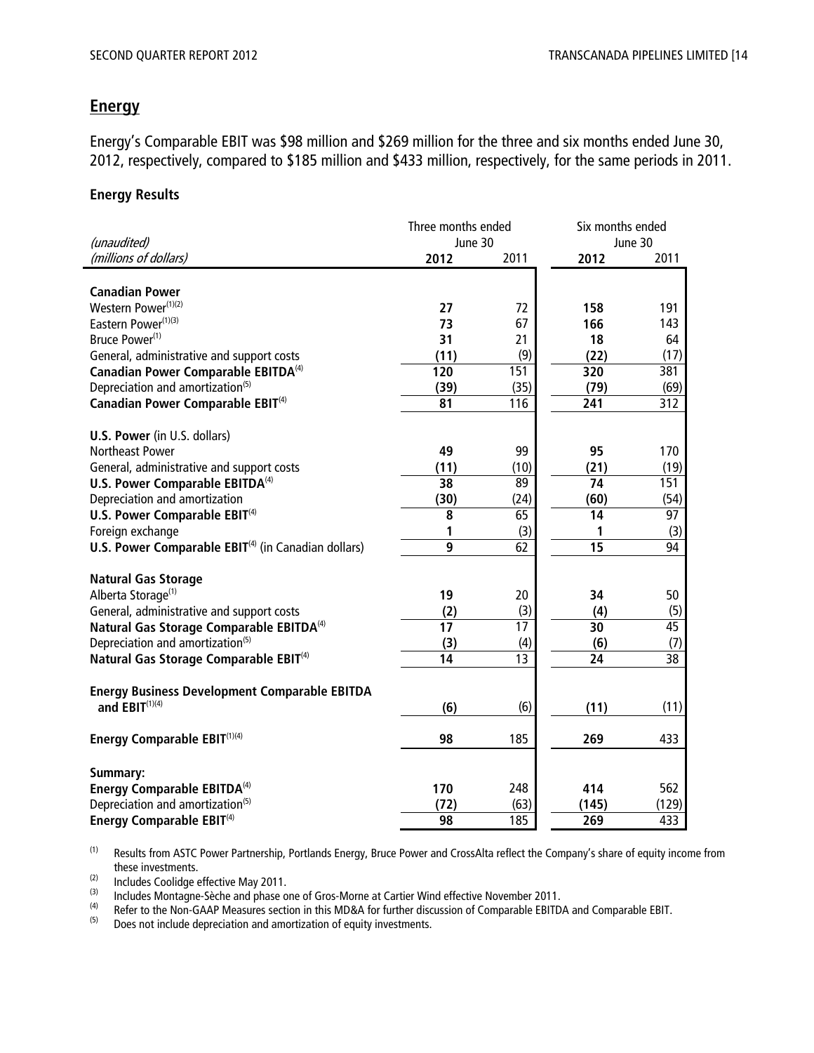## Energy

Energy's Comparable EBIT was $98 million and $269 million for the three and six months ended June 30, 2012, respectively, compared to $185 million and $433 million, respectively, for the same periods in 2011.

**Energy Results**

| *(unaudited)* *(millions of dollars)* | Three months ended June 30 | | Six months ended June 30 | |
|---|---|---|---|---|
| | **2012** | 2011 | **2012** | 2011 |
| **Canadian Power** | | | | |
| Western Power[(1)(2)] | **27** | 72 | **158** | 191 |
| Eastern Power[(1)(3)] | **73** | 67 | **166** | 143 |
| Bruce Power[(1)] | **31** | 21 | **18** | 64 |
| General, administrative and support costs | **(11)** | (9) | **(22)** | (17) |
| **Canadian Power Comparable EBITDA[(4)]** | **120** | 151 | **320** | 381 |
| Depreciation and amortization[(5)] | **(39)** | (35) | **(79)** | (69) |
| **Canadian Power Comparable EBIT[(4)]** | **81** | 116 | **241** | 312 |
| **U.S. Power** (in U.S. dollars) | | | | |
| Northeast Power | **49** | 99 | **95** | 170 |
| General, administrative and support costs | **(11)** | (10) | **(21)** | (19) |
| **U.S. Power Comparable EBITDA[(4)]** | **38** | 89 | **74** | 151 |
| Depreciation and amortization | **(30)** | (24) | **(60)** | (54) |
| **U.S. Power Comparable EBIT[(4)]** | **8** | 65 | **14** | 97 |
| Foreign exchange | **1** | (3) | **1** | (3) |
| **U.S. Power Comparable EBIT[(4)] (in Canadian dollars)** | **9** | 62 | **15** | 94 |
| **Natural Gas Storage** | | | | |
| Alberta Storage[(1)] | **19** | 20 | **34** | 50 |
| General, administrative and support costs | **(2)** | (3) | **(4)** | (5) |
| **Natural Gas Storage Comparable EBITDA[(4)]** | **17** | 17 | **30** | 45 |
| Depreciation and amortization[(5)] | **(3)** | (4) | **(6)** | (7) |
| **Natural Gas Storage Comparable EBIT[(4)]** | **14** | 13 | **24** | 38 |
| **Energy Business Development Comparable EBITDA and EBIT[(1)(4)]** | **(6)** | (6) | **(11)** | (11) |
| **Energy Comparable EBIT[(1)(4)]** | **98** | 185 | **269** | 433 |
| **Summary:** | | | | |
| **Energy Comparable EBITDA[(4)]** | **170** | 248 | **414** | 562 |
| Depreciation and amortization[(5)] | **(72)** | (63) | **(145)** | (129) |
| **Energy Comparable EBIT[(4)]** | **98** | 185 | **269** | 433 |

(1) Results from ASTC Power Partnership, Portlands Energy, Bruce Power and CrossAlta reflect the Company's share of equity income from these investments.

(2) Includes Coolidge effective May 2011.

(3) Includes Montagne-Sèche and phase one of Gros-Morne at Cartier Wind effective November 2011.

(4) Refer to the Non-GAAP Measures section in this MD&A for further discussion of Comparable EBITDA and Comparable EBIT.

(5) Does not include depreciation and amortization of equity investments.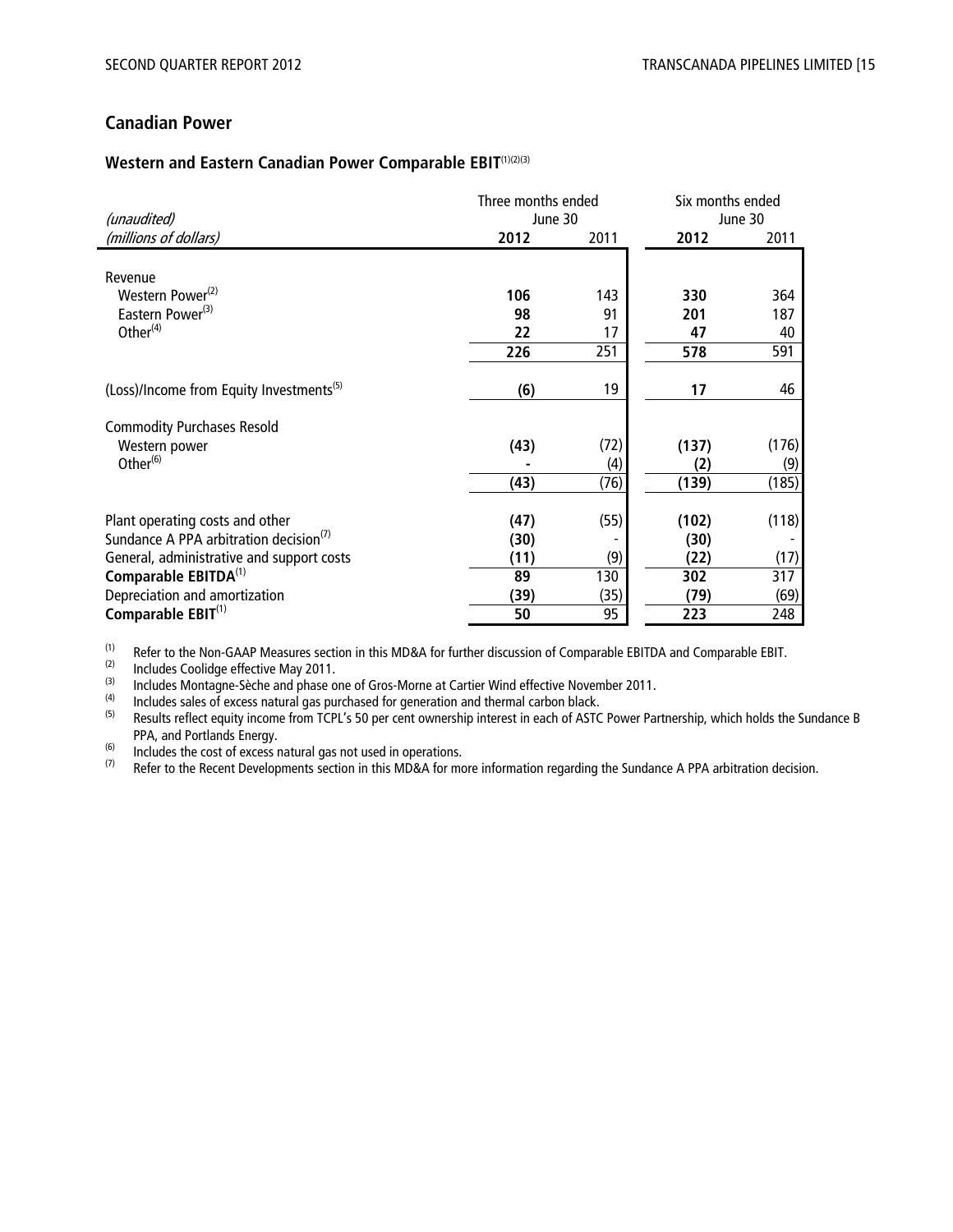## Canadian Power

### Western and Eastern Canadian Power Comparable EBIT[1][2][3]

| *(unaudited)* | Three months ended June 30 | | Six months ended June 30 | |
|---|---|---|---|---|
| *(millions of dollars)* | **2012** | 2011 | **2012** | 2011 |
| Revenue | | | | |
| Western Power[2] | **106** | 143 | **330** | 364 |
| Eastern Power[3] | **98** | 91 | **201** | 187 |
| Other[4] | **22** | 17 | **47** | 40 |
| | **226** | 251 | **578** | 591 |
| (Loss)/Income from Equity Investments[5] | **(6)** | 19 | **17** | 46 |
| Commodity Purchases Resold | | | | |
| Western power | **(43)** | (72) | **(137)** | (176) |
| Other[6] | **-** | (4) | **(2)** | (9) |
| | **(43)** | (76) | **(139)** | (185) |
| Plant operating costs and other | **(47)** | (55) | **(102)** | (118) |
| Sundance A PPA arbitration decision[7] | **(30)** | - | **(30)** | - |
| General, administrative and support costs | **(11)** | (9) | **(22)** | (17) |
| **Comparable EBITDA**[1] | **89** | 130 | **302** | 317 |
| Depreciation and amortization | **(39)** | (35) | **(79)** | (69) |
| **Comparable EBIT**[1] | **50** | 95 | **223** | 248 |

(1) Refer to the Non-GAAP Measures section in this MD&A for further discussion of Comparable EBITDA and Comparable EBIT.
(2) Includes Coolidge effective May 2011.
(3) Includes Montagne-Sèche and phase one of Gros-Morne at Cartier Wind effective November 2011.
(4) Includes sales of excess natural gas purchased for generation and thermal carbon black.
(5) Results reflect equity income from TCPL's 50 per cent ownership interest in each of ASTC Power Partnership, which holds the Sundance B PPA, and Portlands Energy.
(6) Includes the cost of excess natural gas not used in operations.
(7) Refer to the Recent Developments section in this MD&A for more information regarding the Sundance A PPA arbitration decision.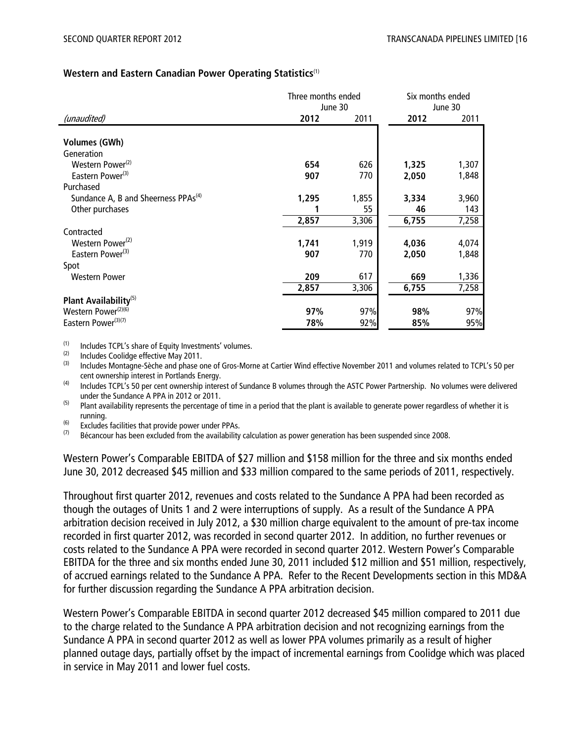**Western and Eastern Canadian Power Operating Statistics**[1]

| *(unaudited)* | Three months ended June 30 2012 | Three months ended June 30 2011 | Six months ended June 30 2012 | Six months ended June 30 2011 |
|---|---|---|---|---|
| **Volumes (GWh)** | | | | |
| Generation | | | | |
| Western Power[2] | **654** | 626 | **1,325** | 1,307 |
| Eastern Power[3] | **907** | 770 | **2,050** | 1,848 |
| Purchased | | | | |
| Sundance A, B and Sheerness PPAs[4] | **1,295** | 1,855 | **3,334** | 3,960 |
| Other purchases | **1** | 55 | **46** | 143 |
| | **2,857** | 3,306 | **6,755** | 7,258 |
| Contracted | | | | |
| Western Power[2] | **1,741** | 1,919 | **4,036** | 4,074 |
| Eastern Power[3] | **907** | 770 | **2,050** | 1,848 |
| Spot | | | | |
| Western Power | **209** | 617 | **669** | 1,336 |
| | **2,857** | 3,306 | **6,755** | 7,258 |
| **Plant Availability**[5] | | | | |
| Western Power[2][6] | **97%** | 97% | **98%** | 97% |
| Eastern Power[3][7] | **78%** | 92% | **85%** | 95% |

(1) Includes TCPL's share of Equity Investments' volumes.
(2) Includes Coolidge effective May 2011.
(3) Includes Montagne-Sèche and phase one of Gros-Morne at Cartier Wind effective November 2011 and volumes related to TCPL's 50 per cent ownership interest in Portlands Energy.
(4) Includes TCPL's 50 per cent ownership interest of Sundance B volumes through the ASTC Power Partnership. No volumes were delivered under the Sundance A PPA in 2012 or 2011.
(5) Plant availability represents the percentage of time in a period that the plant is available to generate power regardless of whether it is running.
(6) Excludes facilities that provide power under PPAs.
(7) Bécancour has been excluded from the availability calculation as power generation has been suspended since 2008.

Western Power's Comparable EBITDA of $27 million and $158 million for the three and six months ended June 30, 2012 decreased $45 million and $33 million compared to the same periods of 2011, respectively.

Throughout first quarter 2012, revenues and costs related to the Sundance A PPA had been recorded as though the outages of Units 1 and 2 were interruptions of supply. As a result of the Sundance A PPA arbitration decision received in July 2012, a $30 million charge equivalent to the amount of pre-tax income recorded in first quarter 2012, was recorded in second quarter 2012. In addition, no further revenues or costs related to the Sundance A PPA were recorded in second quarter 2012. Western Power's Comparable EBITDA for the three and six months ended June 30, 2011 included $12 million and $51 million, respectively, of accrued earnings related to the Sundance A PPA. Refer to the Recent Developments section in this MD&A for further discussion regarding the Sundance A PPA arbitration decision.

Western Power's Comparable EBITDA in second quarter 2012 decreased $45 million compared to 2011 due to the charge related to the Sundance A PPA arbitration decision and not recognizing earnings from the Sundance A PPA in second quarter 2012 as well as lower PPA volumes primarily as a result of higher planned outage days, partially offset by the impact of incremental earnings from Coolidge which was placed in service in May 2011 and lower fuel costs.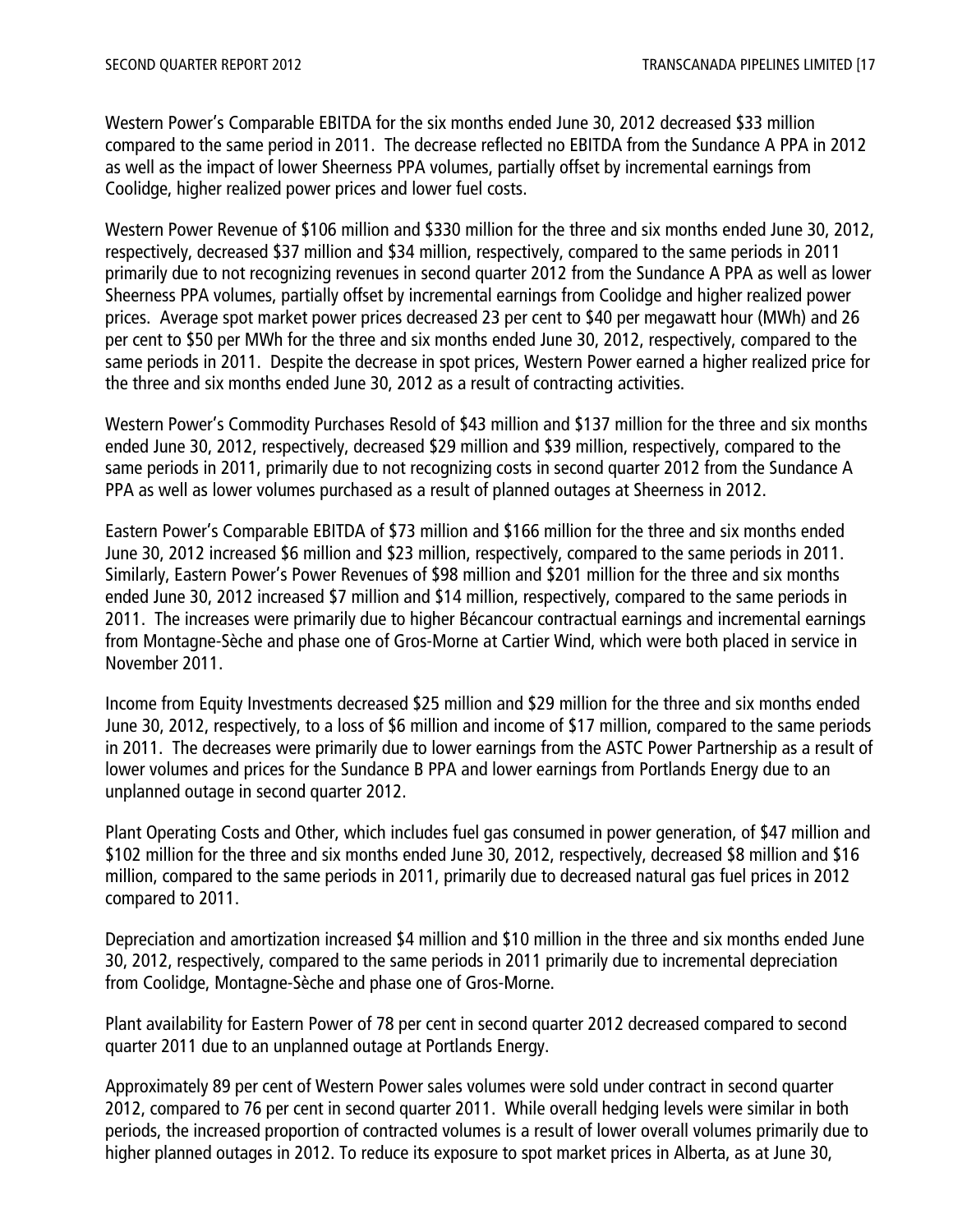Western Power's Comparable EBITDA for the six months ended June 30, 2012 decreased $33 million compared to the same period in 2011. The decrease reflected no EBITDA from the Sundance A PPA in 2012 as well as the impact of lower Sheerness PPA volumes, partially offset by incremental earnings from Coolidge, higher realized power prices and lower fuel costs.

Western Power Revenue of $106 million and $330 million for the three and six months ended June 30, 2012, respectively, decreased $37 million and $34 million, respectively, compared to the same periods in 2011 primarily due to not recognizing revenues in second quarter 2012 from the Sundance A PPA as well as lower Sheerness PPA volumes, partially offset by incremental earnings from Coolidge and higher realized power prices. Average spot market power prices decreased 23 per cent to $40 per megawatt hour (MWh) and 26 per cent to $50 per MWh for the three and six months ended June 30, 2012, respectively, compared to the same periods in 2011. Despite the decrease in spot prices, Western Power earned a higher realized price for the three and six months ended June 30, 2012 as a result of contracting activities.

Western Power's Commodity Purchases Resold of $43 million and $137 million for the three and six months ended June 30, 2012, respectively, decreased $29 million and $39 million, respectively, compared to the same periods in 2011, primarily due to not recognizing costs in second quarter 2012 from the Sundance A PPA as well as lower volumes purchased as a result of planned outages at Sheerness in 2012.

Eastern Power's Comparable EBITDA of $73 million and $166 million for the three and six months ended June 30, 2012 increased $6 million and $23 million, respectively, compared to the same periods in 2011. Similarly, Eastern Power's Power Revenues of $98 million and $201 million for the three and six months ended June 30, 2012 increased $7 million and $14 million, respectively, compared to the same periods in 2011. The increases were primarily due to higher Bécancour contractual earnings and incremental earnings from Montagne-Sèche and phase one of Gros-Morne at Cartier Wind, which were both placed in service in November 2011.

Income from Equity Investments decreased $25 million and $29 million for the three and six months ended June 30, 2012, respectively, to a loss of $6 million and income of $17 million, compared to the same periods in 2011. The decreases were primarily due to lower earnings from the ASTC Power Partnership as a result of lower volumes and prices for the Sundance B PPA and lower earnings from Portlands Energy due to an unplanned outage in second quarter 2012.

Plant Operating Costs and Other, which includes fuel gas consumed in power generation, of $47 million and $102 million for the three and six months ended June 30, 2012, respectively, decreased $8 million and $16 million, compared to the same periods in 2011, primarily due to decreased natural gas fuel prices in 2012 compared to 2011.

Depreciation and amortization increased $4 million and $10 million in the three and six months ended June 30, 2012, respectively, compared to the same periods in 2011 primarily due to incremental depreciation from Coolidge, Montagne-Sèche and phase one of Gros-Morne.

Plant availability for Eastern Power of 78 per cent in second quarter 2012 decreased compared to second quarter 2011 due to an unplanned outage at Portlands Energy.

Approximately 89 per cent of Western Power sales volumes were sold under contract in second quarter 2012, compared to 76 per cent in second quarter 2011. While overall hedging levels were similar in both periods, the increased proportion of contracted volumes is a result of lower overall volumes primarily due to higher planned outages in 2012. To reduce its exposure to spot market prices in Alberta, as at June 30,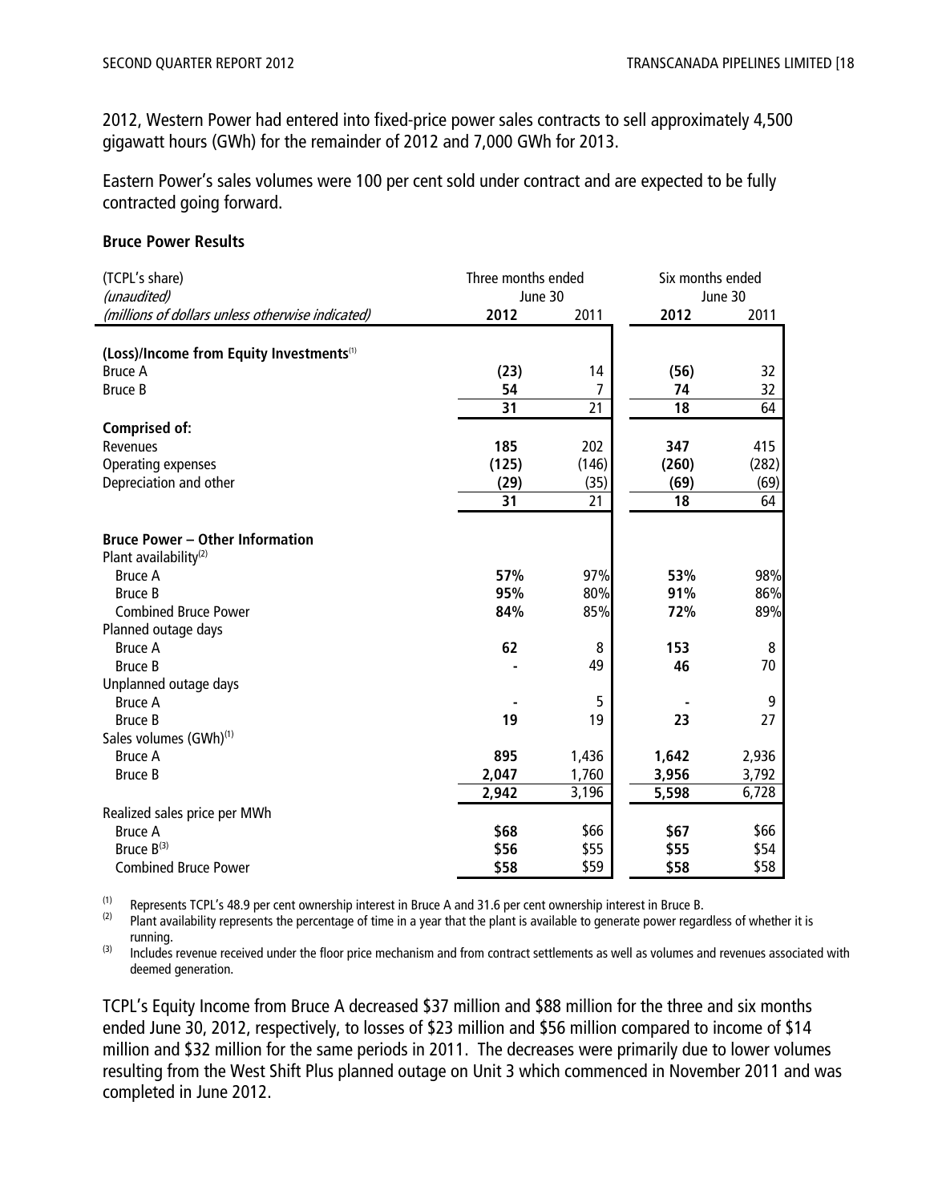2012, Western Power had entered into fixed-price power sales contracts to sell approximately 4,500 gigawatt hours (GWh) for the remainder of 2012 and 7,000 GWh for 2013.

Eastern Power's sales volumes were 100 per cent sold under contract and are expected to be fully contracted going forward.

**Bruce Power Results**

| (TCPL's share)<br>*(unaudited)*<br>*(millions of dollars unless otherwise indicated)* | Three months ended June 30 | | Six months ended June 30 | |
|---|---|---|---|---|
| | **2012** | 2011 | **2012** | 2011 |
| **(Loss)/Income from Equity Investments**[1] | | | | |
| Bruce A | **(23)** | 14 | **(56)** | 32 |
| Bruce B | **54** | 7 | **74** | 32 |
| | **31** | 21 | **18** | 64 |
| **Comprised of:** | | | | |
| Revenues | **185** | 202 | **347** | 415 |
| Operating expenses | **(125)** | (146) | **(260)** | (282) |
| Depreciation and other | **(29)** | (35) | **(69)** | (69) |
| | **31** | 21 | **18** | 64 |
| **Bruce Power – Other Information** | | | | |
| Plant availability[2] | | | | |
| Bruce A | **57%** | 97% | **53%** | 98% |
| Bruce B | **95%** | 80% | **91%** | 86% |
| Combined Bruce Power | **84%** | 85% | **72%** | 89% |
| Planned outage days | | | | |
| Bruce A | **62** | 8 | **153** | 8 |
| Bruce B | **-** | 49 | **46** | 70 |
| Unplanned outage days | | | | |
| Bruce A | **-** | 5 | **-** | 9 |
| Bruce B | **19** | 19 | **23** | 27 |
| Sales volumes (GWh)[1] | | | | |
| Bruce A | **895** | 1,436 | **1,642** | 2,936 |
| Bruce B | **2,047** | 1,760 | **3,956** | 3,792 |
| | **2,942** | 3,196 | **5,598** | 6,728 |
| Realized sales price per MWh | | | | |
| Bruce A | **$68** | $66 | **$67** | $66 |
| Bruce B[3] | **$56** | $55 | **$55** | $54 |
| Combined Bruce Power | **$58** | $59 | **$58** | $58 |

(1) Represents TCPL's 48.9 per cent ownership interest in Bruce A and 31.6 per cent ownership interest in Bruce B.

(2) Plant availability represents the percentage of time in a year that the plant is available to generate power regardless of whether it is running.

(3) Includes revenue received under the floor price mechanism and from contract settlements as well as volumes and revenues associated with deemed generation.

TCPL's Equity Income from Bruce A decreased $37 million and $88 million for the three and six months ended June 30, 2012, respectively, to losses of $23 million and $56 million compared to income of $14 million and $32 million for the same periods in 2011. The decreases were primarily due to lower volumes resulting from the West Shift Plus planned outage on Unit 3 which commenced in November 2011 and was completed in June 2012.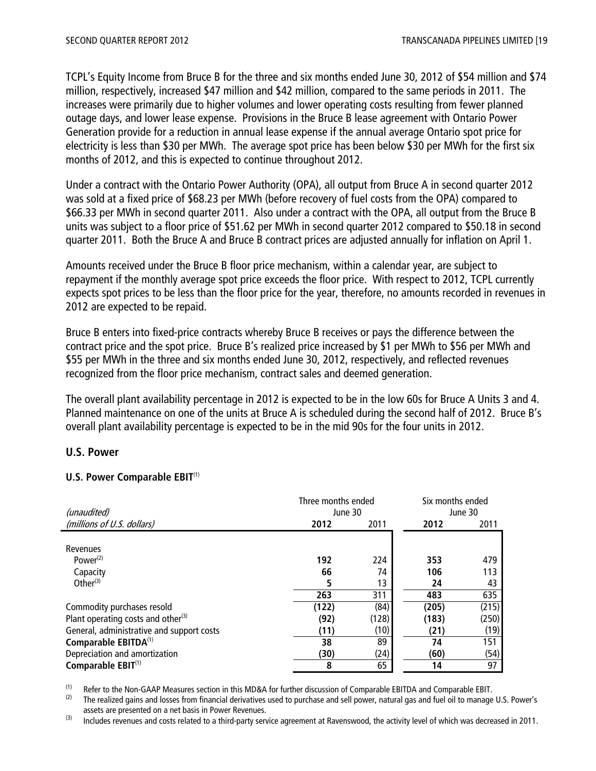TCPL's Equity Income from Bruce B for the three and six months ended June 30, 2012 of $54 million and $74 million, respectively, increased $47 million and $42 million, compared to the same periods in 2011. The increases were primarily due to higher volumes and lower operating costs resulting from fewer planned outage days, and lower lease expense. Provisions in the Bruce B lease agreement with Ontario Power Generation provide for a reduction in annual lease expense if the annual average Ontario spot price for electricity is less than $30 per MWh. The average spot price has been below $30 per MWh for the first six months of 2012, and this is expected to continue throughout 2012.

Under a contract with the Ontario Power Authority (OPA), all output from Bruce A in second quarter 2012 was sold at a fixed price of $68.23 per MWh (before recovery of fuel costs from the OPA) compared to $66.33 per MWh in second quarter 2011. Also under a contract with the OPA, all output from the Bruce B units was subject to a floor price of $51.62 per MWh in second quarter 2012 compared to $50.18 in second quarter 2011. Both the Bruce A and Bruce B contract prices are adjusted annually for inflation on April 1.

Amounts received under the Bruce B floor price mechanism, within a calendar year, are subject to repayment if the monthly average spot price exceeds the floor price. With respect to 2012, TCPL currently expects spot prices to be less than the floor price for the year, therefore, no amounts recorded in revenues in 2012 are expected to be repaid.

Bruce B enters into fixed-price contracts whereby Bruce B receives or pays the difference between the contract price and the spot price. Bruce B's realized price increased by $1 per MWh to $56 per MWh and $55 per MWh in the three and six months ended June 30, 2012, respectively, and reflected revenues recognized from the floor price mechanism, contract sales and deemed generation.

The overall plant availability percentage in 2012 is expected to be in the low 60s for Bruce A Units 3 and 4. Planned maintenance on one of the units at Bruce A is scheduled during the second half of 2012. Bruce B's overall plant availability percentage is expected to be in the mid 90s for the four units in 2012.

## U.S. Power

### U.S. Power Comparable EBIT[(1)]

| *(unaudited)* | Three months ended June 30 | | Six months ended June 30 | |
|---|---|---|---|---|
| *(millions of U.S. dollars)* | **2012** | 2011 | **2012** | 2011 |
| Revenues | | | | |
| Power[(2)] | **192** | 224 | **353** | 479 |
| Capacity | **66** | 74 | **106** | 113 |
| Other[(3)] | **5** | 13 | **24** | 43 |
| | **263** | 311 | **483** | 635 |
| Commodity purchases resold | **(122)** | (84) | **(205)** | (215) |
| Plant operating costs and other[(3)] | **(92)** | (128) | **(183)** | (250) |
| General, administrative and support costs | **(11)** | (10) | **(21)** | (19) |
| **Comparable EBITDA**[(1)] | **38** | 89 | **74** | 151 |
| Depreciation and amortization | **(30)** | (24) | **(60)** | (54) |
| **Comparable EBIT**[(1)] | **8** | 65 | **14** | 97 |

(1) Refer to the Non-GAAP Measures section in this MD&A for further discussion of Comparable EBITDA and Comparable EBIT.

(2) The realized gains and losses from financial derivatives used to purchase and sell power, natural gas and fuel oil to manage U.S. Power's assets are presented on a net basis in Power Revenues.

(3) Includes revenues and costs related to a third-party service agreement at Ravenswood, the activity level of which was decreased in 2011.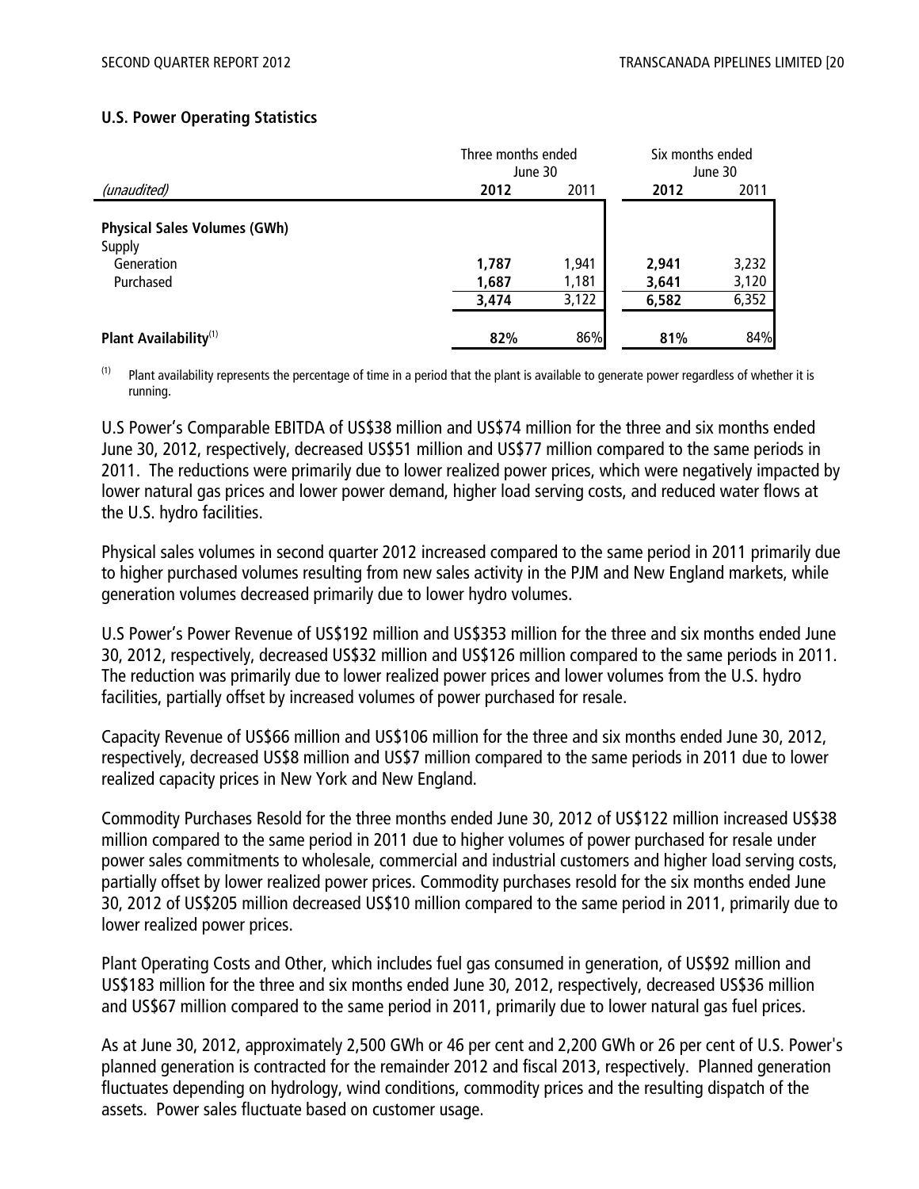**U.S. Power Operating Statistics**

| *(unaudited)* | Three months ended June 30 | | Six months ended June 30 | |
|---|---|---|---|---|
| | **2012** | 2011 | **2012** | 2011 |
| **Physical Sales Volumes (GWh)** | | | | |
| Supply | | | | |
| Generation | **1,787** | 1,941 | **2,941** | 3,232 |
| Purchased | **1,687** | 1,181 | **3,641** | 3,120 |
| | **3,474** | 3,122 | **6,582** | 6,352 |
| **Plant Availability**[(1)] | **82%** | 86% | **81%** | 84% |

(1) Plant availability represents the percentage of time in a period that the plant is available to generate power regardless of whether it is running.

U.S Power's Comparable EBITDA of US$38 million and US$74 million for the three and six months ended June 30, 2012, respectively, decreased US$51 million and US$77 million compared to the same periods in 2011. The reductions were primarily due to lower realized power prices, which were negatively impacted by lower natural gas prices and lower power demand, higher load serving costs, and reduced water flows at the U.S. hydro facilities.

Physical sales volumes in second quarter 2012 increased compared to the same period in 2011 primarily due to higher purchased volumes resulting from new sales activity in the PJM and New England markets, while generation volumes decreased primarily due to lower hydro volumes.

U.S Power's Power Revenue of US$192 million and US$353 million for the three and six months ended June 30, 2012, respectively, decreased US$32 million and US$126 million compared to the same periods in 2011. The reduction was primarily due to lower realized power prices and lower volumes from the U.S. hydro facilities, partially offset by increased volumes of power purchased for resale.

Capacity Revenue of US$66 million and US$106 million for the three and six months ended June 30, 2012, respectively, decreased US$8 million and US$7 million compared to the same periods in 2011 due to lower realized capacity prices in New York and New England.

Commodity Purchases Resold for the three months ended June 30, 2012 of US$122 million increased US$38 million compared to the same period in 2011 due to higher volumes of power purchased for resale under power sales commitments to wholesale, commercial and industrial customers and higher load serving costs, partially offset by lower realized power prices. Commodity purchases resold for the six months ended June 30, 2012 of US$205 million decreased US$10 million compared to the same period in 2011, primarily due to lower realized power prices.

Plant Operating Costs and Other, which includes fuel gas consumed in generation, of US$92 million and US$183 million for the three and six months ended June 30, 2012, respectively, decreased US$36 million and US$67 million compared to the same period in 2011, primarily due to lower natural gas fuel prices.

As at June 30, 2012, approximately 2,500 GWh or 46 per cent and 2,200 GWh or 26 per cent of U.S. Power's planned generation is contracted for the remainder 2012 and fiscal 2013, respectively. Planned generation fluctuates depending on hydrology, wind conditions, commodity prices and the resulting dispatch of the assets. Power sales fluctuate based on customer usage.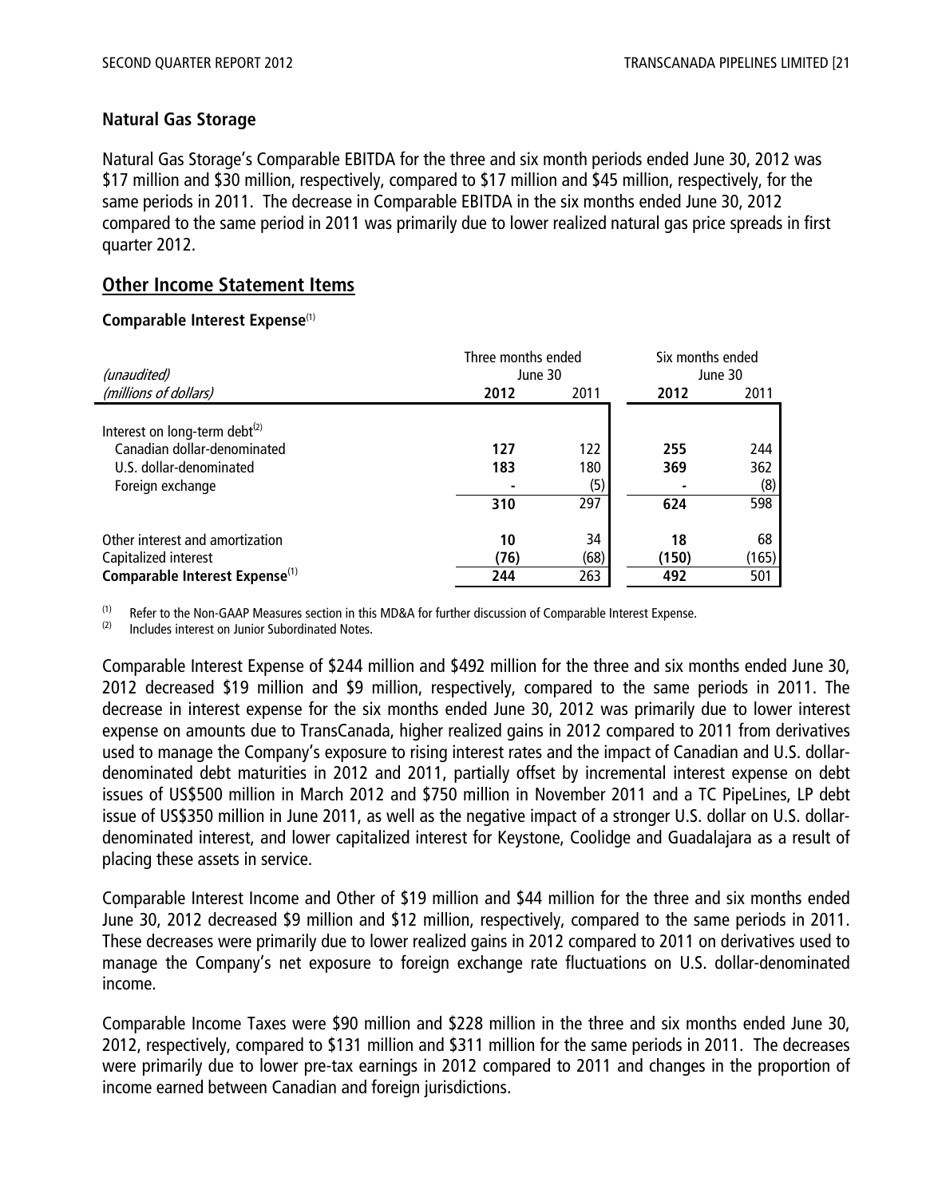### Natural Gas Storage

Natural Gas Storage's Comparable EBITDA for the three and six month periods ended June 30, 2012 was \$17 million and \$30 million, respectively, compared to \$17 million and \$45 million, respectively, for the same periods in 2011. The decrease in Comparable EBITDA in the six months ended June 30, 2012 compared to the same period in 2011 was primarily due to lower realized natural gas price spreads in first quarter 2012.

## Other Income Statement Items

**Comparable Interest Expense**[1]

| *(unaudited)* *(millions of dollars)* | Three months ended June 30 2012 | 2011 | Six months ended June 30 2012 | 2011 |
|---|---|---|---|---|
| Interest on long-term debt[2] | | | | |
| Canadian dollar-denominated | **127** | 122 | **255** | 244 |
| U.S. dollar-denominated | **183** | 180 | **369** | 362 |
| Foreign exchange | **-** | (5) | **-** | (8) |
| | **310** | 297 | **624** | 598 |
| Other interest and amortization | **10** | 34 | **18** | 68 |
| Capitalized interest | **(76)** | (68) | **(150)** | (165) |
| **Comparable Interest Expense**[1] | **244** | 263 | **492** | 501 |

(1) Refer to the Non-GAAP Measures section in this MD&A for further discussion of Comparable Interest Expense.
(2) Includes interest on Junior Subordinated Notes.

Comparable Interest Expense of \$244 million and \$492 million for the three and six months ended June 30, 2012 decreased \$19 million and \$9 million, respectively, compared to the same periods in 2011. The decrease in interest expense for the six months ended June 30, 2012 was primarily due to lower interest expense on amounts due to TransCanada, higher realized gains in 2012 compared to 2011 from derivatives used to manage the Company's exposure to rising interest rates and the impact of Canadian and U.S. dollar-denominated debt maturities in 2012 and 2011, partially offset by incremental interest expense on debt issues of US\$500 million in March 2012 and \$750 million in November 2011 and a TC PipeLines, LP debt issue of US\$350 million in June 2011, as well as the negative impact of a stronger U.S. dollar on U.S. dollar-denominated interest, and lower capitalized interest for Keystone, Coolidge and Guadalajara as a result of placing these assets in service.

Comparable Interest Income and Other of \$19 million and \$44 million for the three and six months ended June 30, 2012 decreased \$9 million and \$12 million, respectively, compared to the same periods in 2011. These decreases were primarily due to lower realized gains in 2012 compared to 2011 on derivatives used to manage the Company's net exposure to foreign exchange rate fluctuations on U.S. dollar-denominated income.

Comparable Income Taxes were \$90 million and \$228 million in the three and six months ended June 30, 2012, respectively, compared to \$131 million and \$311 million for the same periods in 2011. The decreases were primarily due to lower pre-tax earnings in 2012 compared to 2011 and changes in the proportion of income earned between Canadian and foreign jurisdictions.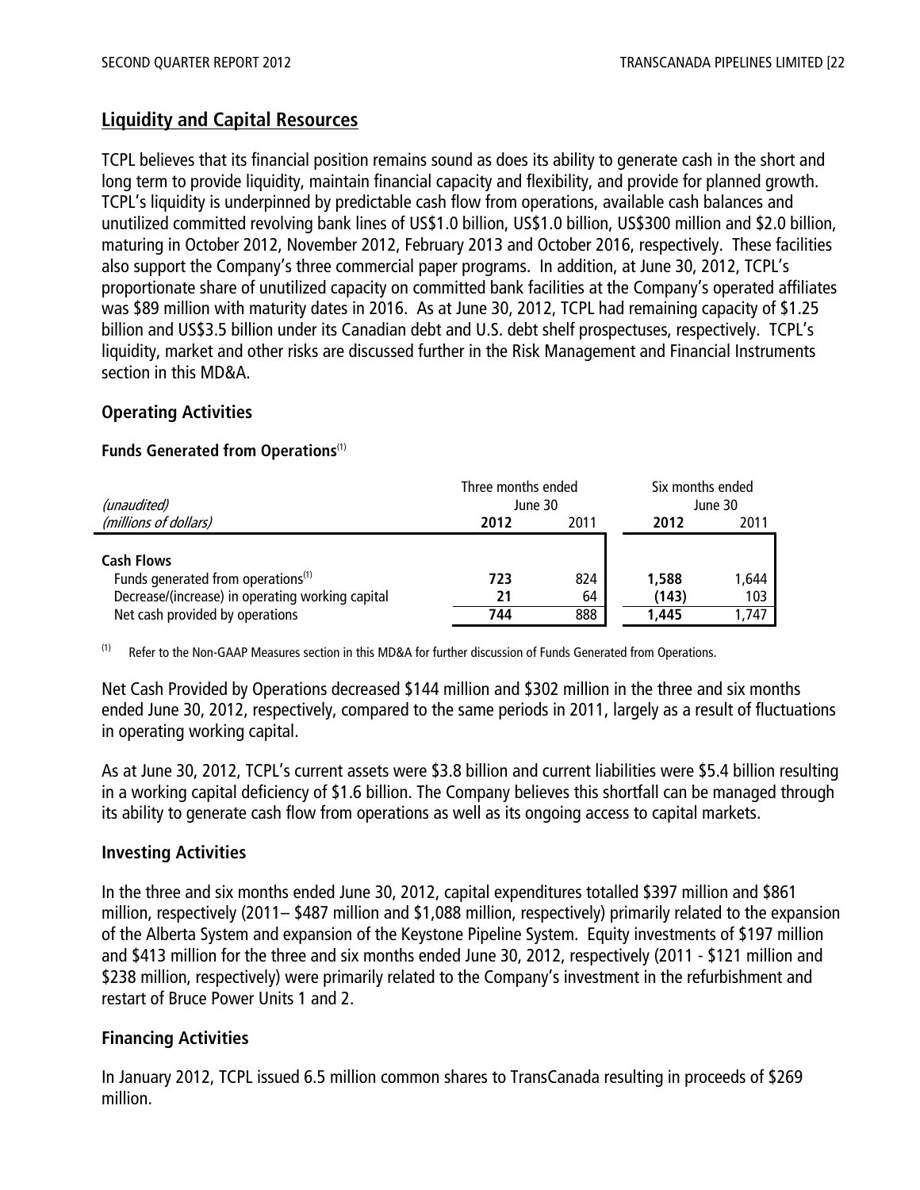## Liquidity and Capital Resources

TCPL believes that its financial position remains sound as does its ability to generate cash in the short and long term to provide liquidity, maintain financial capacity and flexibility, and provide for planned growth. TCPL's liquidity is underpinned by predictable cash flow from operations, available cash balances and unutilized committed revolving bank lines of US$1.0 billion, US$1.0 billion, US$300 million and $2.0 billion, maturing in October 2012, November 2012, February 2013 and October 2016, respectively. These facilities also support the Company's three commercial paper programs. In addition, at June 30, 2012, TCPL's proportionate share of unutilized capacity on committed bank facilities at the Company's operated affiliates was $89 million with maturity dates in 2016. As at June 30, 2012, TCPL had remaining capacity of $1.25 billion and US$3.5 billion under its Canadian debt and U.S. debt shelf prospectuses, respectively. TCPL's liquidity, market and other risks are discussed further in the Risk Management and Financial Instruments section in this MD&A.

### Operating Activities

**Funds Generated from Operations**[1]

| *(unaudited)* | Three months ended June 30 | | Six months ended June 30 | |
|---|---|---|---|---|
| *(millions of dollars)* | **2012** | 2011 | **2012** | 2011 |
| **Cash Flows** | | | | |
| Funds generated from operations[1] | **723** | 824 | **1,588** | 1,644 |
| Decrease/(increase) in operating working capital | **21** | 64 | **(143)** | 103 |
| Net cash provided by operations | **744** | 888 | **1,445** | 1,747 |

(1) Refer to the Non-GAAP Measures section in this MD&A for further discussion of Funds Generated from Operations.

Net Cash Provided by Operations decreased $144 million and $302 million in the three and six months ended June 30, 2012, respectively, compared to the same periods in 2011, largely as a result of fluctuations in operating working capital.

As at June 30, 2012, TCPL's current assets were $3.8 billion and current liabilities were $5.4 billion resulting in a working capital deficiency of $1.6 billion. The Company believes this shortfall can be managed through its ability to generate cash flow from operations as well as its ongoing access to capital markets.

### Investing Activities

In the three and six months ended June 30, 2012, capital expenditures totalled $397 million and $861 million, respectively (2011– $487 million and $1,088 million, respectively) primarily related to the expansion of the Alberta System and expansion of the Keystone Pipeline System. Equity investments of $197 million and $413 million for the three and six months ended June 30, 2012, respectively (2011 - $121 million and $238 million, respectively) were primarily related to the Company's investment in the refurbishment and restart of Bruce Power Units 1 and 2.

### Financing Activities

In January 2012, TCPL issued 6.5 million common shares to TransCanada resulting in proceeds of $269 million.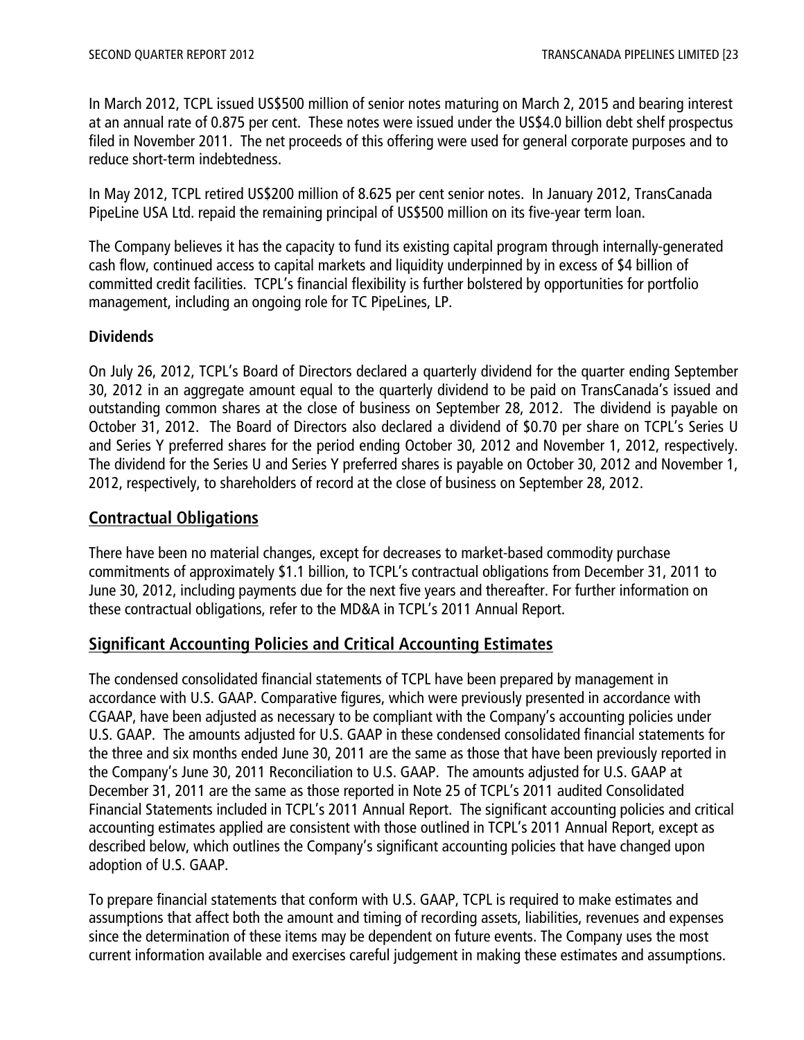In March 2012, TCPL issued US$500 million of senior notes maturing on March 2, 2015 and bearing interest at an annual rate of 0.875 per cent. These notes were issued under the US$4.0 billion debt shelf prospectus filed in November 2011. The net proceeds of this offering were used for general corporate purposes and to reduce short-term indebtedness.

In May 2012, TCPL retired US$200 million of 8.625 per cent senior notes. In January 2012, TransCanada PipeLine USA Ltd. repaid the remaining principal of US$500 million on its five-year term loan.

The Company believes it has the capacity to fund its existing capital program through internally-generated cash flow, continued access to capital markets and liquidity underpinned by in excess of $4 billion of committed credit facilities. TCPL's financial flexibility is further bolstered by opportunities for portfolio management, including an ongoing role for TC PipeLines, LP.

**Dividends**

On July 26, 2012, TCPL's Board of Directors declared a quarterly dividend for the quarter ending September 30, 2012 in an aggregate amount equal to the quarterly dividend to be paid on TransCanada's issued and outstanding common shares at the close of business on September 28, 2012. The dividend is payable on October 31, 2012. The Board of Directors also declared a dividend of $0.70 per share on TCPL's Series U and Series Y preferred shares for the period ending October 30, 2012 and November 1, 2012, respectively. The dividend for the Series U and Series Y preferred shares is payable on October 30, 2012 and November 1, 2012, respectively, to shareholders of record at the close of business on September 28, 2012.

## Contractual Obligations

There have been no material changes, except for decreases to market-based commodity purchase commitments of approximately $1.1 billion, to TCPL's contractual obligations from December 31, 2011 to June 30, 2012, including payments due for the next five years and thereafter. For further information on these contractual obligations, refer to the MD&A in TCPL's 2011 Annual Report.

## Significant Accounting Policies and Critical Accounting Estimates

The condensed consolidated financial statements of TCPL have been prepared by management in accordance with U.S. GAAP. Comparative figures, which were previously presented in accordance with CGAAP, have been adjusted as necessary to be compliant with the Company's accounting policies under U.S. GAAP. The amounts adjusted for U.S. GAAP in these condensed consolidated financial statements for the three and six months ended June 30, 2011 are the same as those that have been previously reported in the Company's June 30, 2011 Reconciliation to U.S. GAAP. The amounts adjusted for U.S. GAAP at December 31, 2011 are the same as those reported in Note 25 of TCPL's 2011 audited Consolidated Financial Statements included in TCPL's 2011 Annual Report. The significant accounting policies and critical accounting estimates applied are consistent with those outlined in TCPL's 2011 Annual Report, except as described below, which outlines the Company's significant accounting policies that have changed upon adoption of U.S. GAAP.

To prepare financial statements that conform with U.S. GAAP, TCPL is required to make estimates and assumptions that affect both the amount and timing of recording assets, liabilities, revenues and expenses since the determination of these items may be dependent on future events. The Company uses the most current information available and exercises careful judgement in making these estimates and assumptions.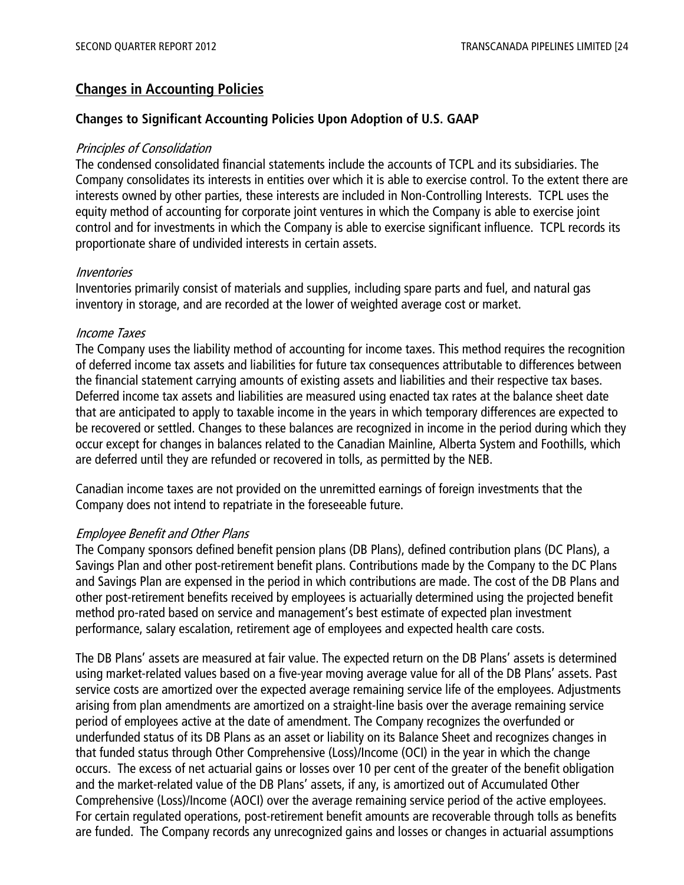## Changes in Accounting Policies

### Changes to Significant Accounting Policies Upon Adoption of U.S. GAAP

*Principles of Consolidation*

The condensed consolidated financial statements include the accounts of TCPL and its subsidiaries. The Company consolidates its interests in entities over which it is able to exercise control. To the extent there are interests owned by other parties, these interests are included in Non-Controlling Interests. TCPL uses the equity method of accounting for corporate joint ventures in which the Company is able to exercise joint control and for investments in which the Company is able to exercise significant influence. TCPL records its proportionate share of undivided interests in certain assets.

*Inventories*

Inventories primarily consist of materials and supplies, including spare parts and fuel, and natural gas inventory in storage, and are recorded at the lower of weighted average cost or market.

*Income Taxes*

The Company uses the liability method of accounting for income taxes. This method requires the recognition of deferred income tax assets and liabilities for future tax consequences attributable to differences between the financial statement carrying amounts of existing assets and liabilities and their respective tax bases. Deferred income tax assets and liabilities are measured using enacted tax rates at the balance sheet date that are anticipated to apply to taxable income in the years in which temporary differences are expected to be recovered or settled. Changes to these balances are recognized in income in the period during which they occur except for changes in balances related to the Canadian Mainline, Alberta System and Foothills, which are deferred until they are refunded or recovered in tolls, as permitted by the NEB.

Canadian income taxes are not provided on the unremitted earnings of foreign investments that the Company does not intend to repatriate in the foreseeable future.

*Employee Benefit and Other Plans*

The Company sponsors defined benefit pension plans (DB Plans), defined contribution plans (DC Plans), a Savings Plan and other post-retirement benefit plans. Contributions made by the Company to the DC Plans and Savings Plan are expensed in the period in which contributions are made. The cost of the DB Plans and other post-retirement benefits received by employees is actuarially determined using the projected benefit method pro-rated based on service and management's best estimate of expected plan investment performance, salary escalation, retirement age of employees and expected health care costs.

The DB Plans' assets are measured at fair value. The expected return on the DB Plans' assets is determined using market-related values based on a five-year moving average value for all of the DB Plans' assets. Past service costs are amortized over the expected average remaining service life of the employees. Adjustments arising from plan amendments are amortized on a straight-line basis over the average remaining service period of employees active at the date of amendment. The Company recognizes the overfunded or underfunded status of its DB Plans as an asset or liability on its Balance Sheet and recognizes changes in that funded status through Other Comprehensive (Loss)/Income (OCI) in the year in which the change occurs. The excess of net actuarial gains or losses over 10 per cent of the greater of the benefit obligation and the market-related value of the DB Plans' assets, if any, is amortized out of Accumulated Other Comprehensive (Loss)/Income (AOCI) over the average remaining service period of the active employees. For certain regulated operations, post-retirement benefit amounts are recoverable through tolls as benefits are funded. The Company records any unrecognized gains and losses or changes in actuarial assumptions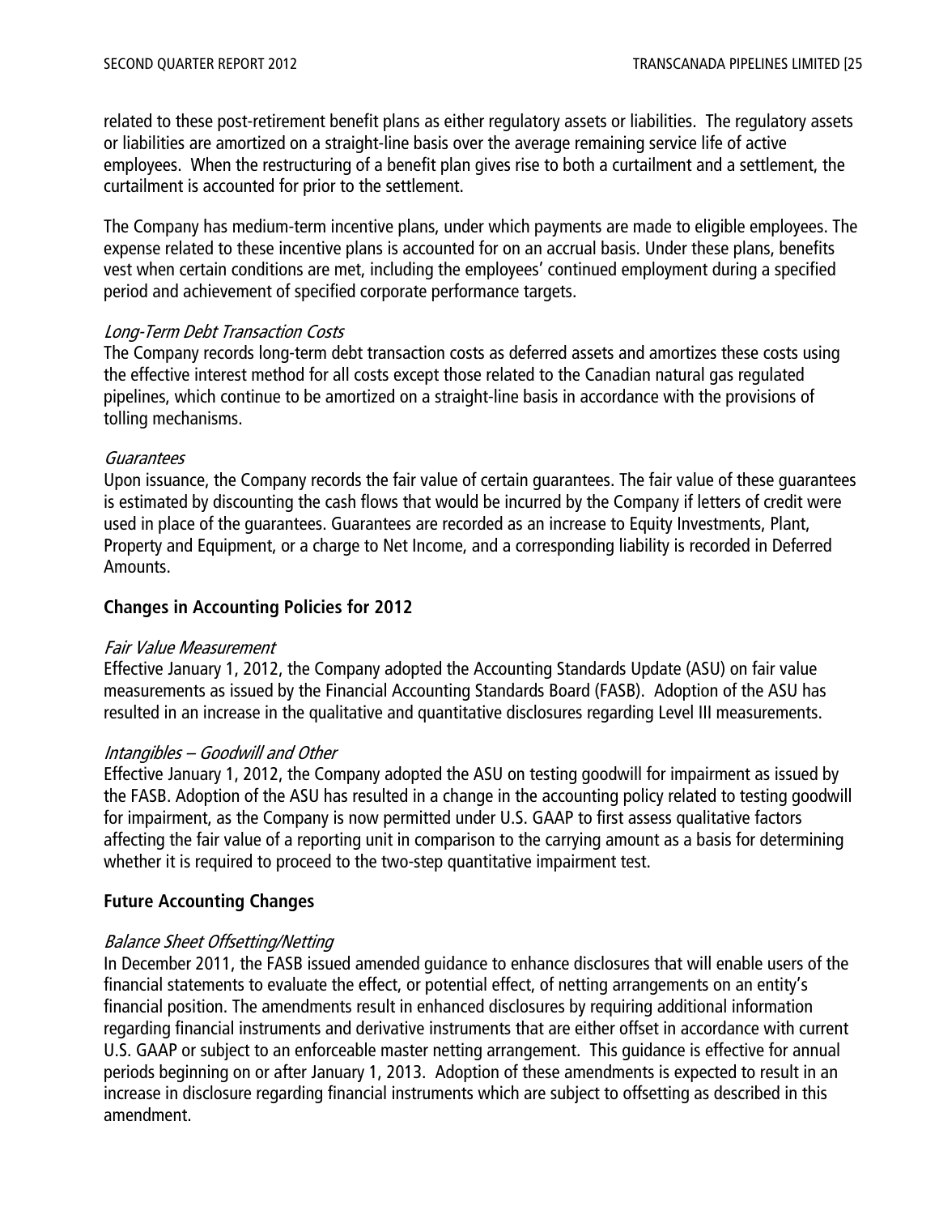related to these post-retirement benefit plans as either regulatory assets or liabilities. The regulatory assets or liabilities are amortized on a straight-line basis over the average remaining service life of active employees. When the restructuring of a benefit plan gives rise to both a curtailment and a settlement, the curtailment is accounted for prior to the settlement.

The Company has medium-term incentive plans, under which payments are made to eligible employees. The expense related to these incentive plans is accounted for on an accrual basis. Under these plans, benefits vest when certain conditions are met, including the employees' continued employment during a specified period and achievement of specified corporate performance targets.

*Long-Term Debt Transaction Costs*

The Company records long-term debt transaction costs as deferred assets and amortizes these costs using the effective interest method for all costs except those related to the Canadian natural gas regulated pipelines, which continue to be amortized on a straight-line basis in accordance with the provisions of tolling mechanisms.

*Guarantees*

Upon issuance, the Company records the fair value of certain guarantees. The fair value of these guarantees is estimated by discounting the cash flows that would be incurred by the Company if letters of credit were used in place of the guarantees. Guarantees are recorded as an increase to Equity Investments, Plant, Property and Equipment, or a charge to Net Income, and a corresponding liability is recorded in Deferred Amounts.

## Changes in Accounting Policies for 2012

*Fair Value Measurement*

Effective January 1, 2012, the Company adopted the Accounting Standards Update (ASU) on fair value measurements as issued by the Financial Accounting Standards Board (FASB). Adoption of the ASU has resulted in an increase in the qualitative and quantitative disclosures regarding Level III measurements.

*Intangibles – Goodwill and Other*

Effective January 1, 2012, the Company adopted the ASU on testing goodwill for impairment as issued by the FASB. Adoption of the ASU has resulted in a change in the accounting policy related to testing goodwill for impairment, as the Company is now permitted under U.S. GAAP to first assess qualitative factors affecting the fair value of a reporting unit in comparison to the carrying amount as a basis for determining whether it is required to proceed to the two-step quantitative impairment test.

## Future Accounting Changes

*Balance Sheet Offsetting/Netting*

In December 2011, the FASB issued amended guidance to enhance disclosures that will enable users of the financial statements to evaluate the effect, or potential effect, of netting arrangements on an entity's financial position. The amendments result in enhanced disclosures by requiring additional information regarding financial instruments and derivative instruments that are either offset in accordance with current U.S. GAAP or subject to an enforceable master netting arrangement. This guidance is effective for annual periods beginning on or after January 1, 2013. Adoption of these amendments is expected to result in an increase in disclosure regarding financial instruments which are subject to offsetting as described in this amendment.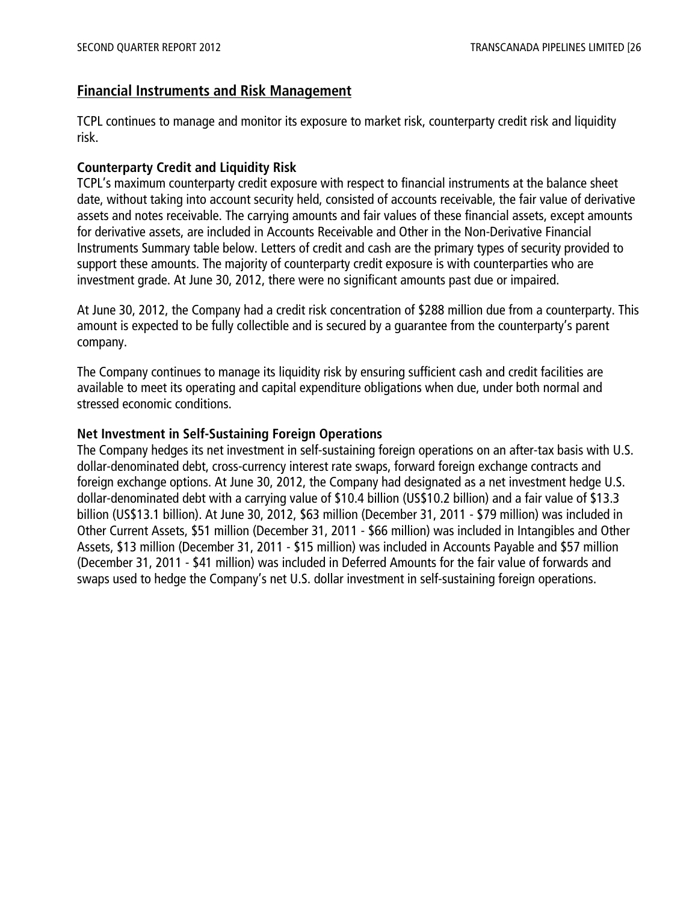## Financial Instruments and Risk Management

TCPL continues to manage and monitor its exposure to market risk, counterparty credit risk and liquidity risk.

### Counterparty Credit and Liquidity Risk

TCPL's maximum counterparty credit exposure with respect to financial instruments at the balance sheet date, without taking into account security held, consisted of accounts receivable, the fair value of derivative assets and notes receivable. The carrying amounts and fair values of these financial assets, except amounts for derivative assets, are included in Accounts Receivable and Other in the Non-Derivative Financial Instruments Summary table below. Letters of credit and cash are the primary types of security provided to support these amounts. The majority of counterparty credit exposure is with counterparties who are investment grade. At June 30, 2012, there were no significant amounts past due or impaired.

At June 30, 2012, the Company had a credit risk concentration of $288 million due from a counterparty. This amount is expected to be fully collectible and is secured by a guarantee from the counterparty's parent company.

The Company continues to manage its liquidity risk by ensuring sufficient cash and credit facilities are available to meet its operating and capital expenditure obligations when due, under both normal and stressed economic conditions.

### Net Investment in Self-Sustaining Foreign Operations

The Company hedges its net investment in self-sustaining foreign operations on an after-tax basis with U.S. dollar-denominated debt, cross-currency interest rate swaps, forward foreign exchange contracts and foreign exchange options. At June 30, 2012, the Company had designated as a net investment hedge U.S. dollar-denominated debt with a carrying value of $10.4 billion (US$10.2 billion) and a fair value of $13.3 billion (US$13.1 billion). At June 30, 2012, $63 million (December 31, 2011 - $79 million) was included in Other Current Assets, $51 million (December 31, 2011 - $66 million) was included in Intangibles and Other Assets, $13 million (December 31, 2011 - $15 million) was included in Accounts Payable and $57 million (December 31, 2011 - $41 million) was included in Deferred Amounts for the fair value of forwards and swaps used to hedge the Company's net U.S. dollar investment in self-sustaining foreign operations.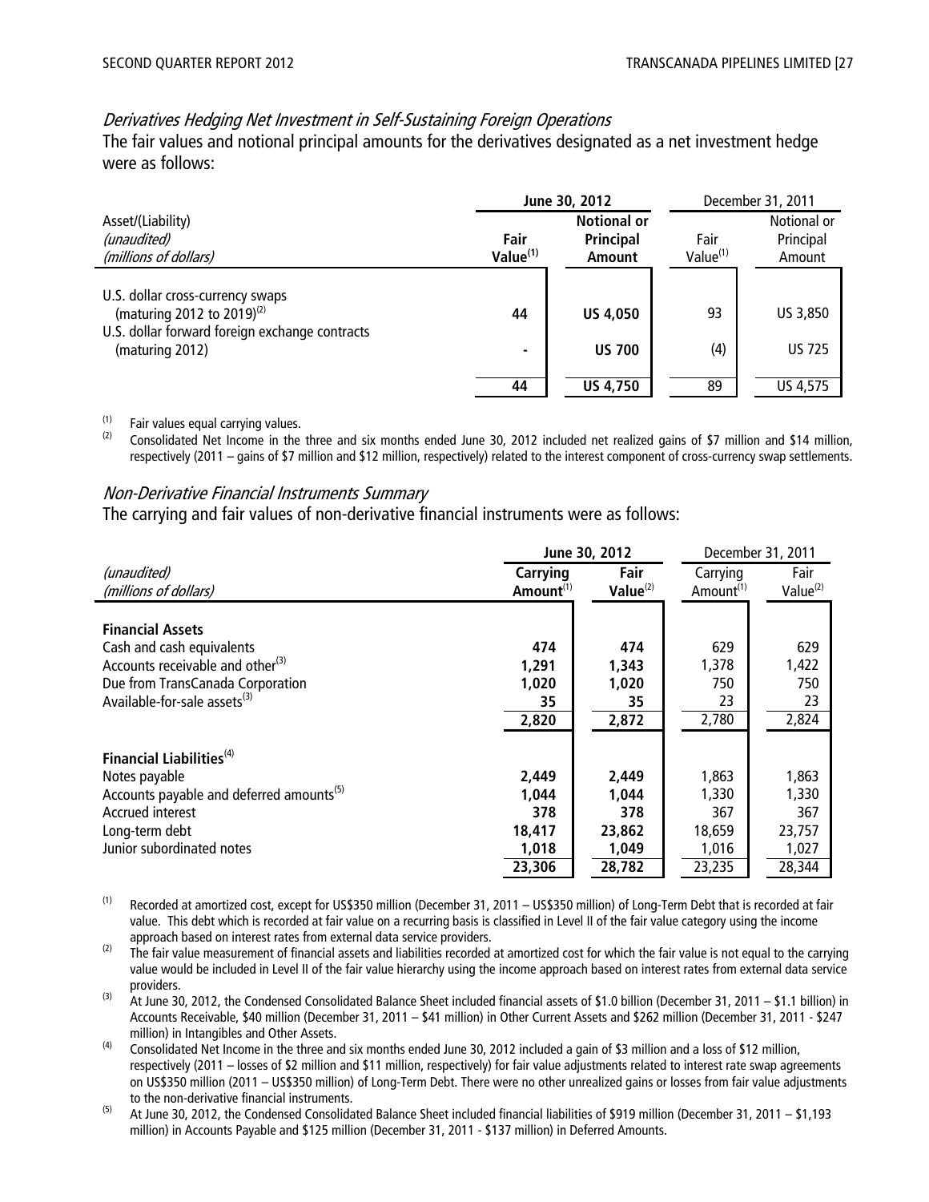### *Derivatives Hedging Net Investment in Self-Sustaining Foreign Operations*

The fair values and notional principal amounts for the derivatives designated as a net investment hedge were as follows:

| Asset/(Liability) *(unaudited)* *(millions of dollars)* | June 30, 2012 | | December 31, 2011 | |
|---|---|---|---|---|
| | **Fair Value**[(1)] | **Notional or Principal Amount** | Fair Value[(1)] | Notional or Principal Amount |
| U.S. dollar cross-currency swaps (maturing 2012 to 2019)[(2)] | **44** | **US 4,050** | 93 | US 3,850 |
| U.S. dollar forward foreign exchange contracts (maturing 2012) | **-** | **US 700** | (4) | US 725 |
| | **44** | **US 4,750** | 89 | US 4,575 |

(1) Fair values equal carrying values.

(2) Consolidated Net Income in the three and six months ended June 30, 2012 included net realized gains of $7 million and $14 million, respectively (2011 – gains of $7 million and $12 million, respectively) related to the interest component of cross-currency swap settlements.

### *Non-Derivative Financial Instruments Summary*

The carrying and fair values of non-derivative financial instruments were as follows:

| *(unaudited)* *(millions of dollars)* | June 30, 2012 | | December 31, 2011 | |
|---|---|---|---|---|
| | **Carrying Amount**[(1)] | **Fair Value**[(2)] | Carrying Amount[(1)] | Fair Value[(2)] |
| **Financial Assets** | | | | |
| Cash and cash equivalents | **474** | **474** | 629 | 629 |
| Accounts receivable and other[(3)] | **1,291** | **1,343** | 1,378 | 1,422 |
| Due from TransCanada Corporation | **1,020** | **1,020** | 750 | 750 |
| Available-for-sale assets[(3)] | **35** | **35** | 23 | 23 |
| | **2,820** | **2,872** | 2,780 | 2,824 |
| **Financial Liabilities**[(4)] | | | | |
| Notes payable | **2,449** | **2,449** | 1,863 | 1,863 |
| Accounts payable and deferred amounts[(5)] | **1,044** | **1,044** | 1,330 | 1,330 |
| Accrued interest | **378** | **378** | 367 | 367 |
| Long-term debt | **18,417** | **23,862** | 18,659 | 23,757 |
| Junior subordinated notes | **1,018** | **1,049** | 1,016 | 1,027 |
| | **23,306** | **28,782** | 23,235 | 28,344 |

(1) Recorded at amortized cost, except for US$350 million (December 31, 2011 – US$350 million) of Long-Term Debt that is recorded at fair value. This debt which is recorded at fair value on a recurring basis is classified in Level II of the fair value category using the income approach based on interest rates from external data service providers.

(2) The fair value measurement of financial assets and liabilities recorded at amortized cost for which the fair value is not equal to the carrying value would be included in Level II of the fair value hierarchy using the income approach based on interest rates from external data service providers.

(3) At June 30, 2012, the Condensed Consolidated Balance Sheet included financial assets of $1.0 billion (December 31, 2011 – $1.1 billion) in Accounts Receivable, $40 million (December 31, 2011 – $41 million) in Other Current Assets and $262 million (December 31, 2011 - $247 million) in Intangibles and Other Assets.

(4) Consolidated Net Income in the three and six months ended June 30, 2012 included a gain of $3 million and a loss of $12 million, respectively (2011 – losses of $2 million and $11 million, respectively) for fair value adjustments related to interest rate swap agreements on US$350 million (2011 – US$350 million) of Long-Term Debt. There were no other unrealized gains or losses from fair value adjustments to the non-derivative financial instruments.

(5) At June 30, 2012, the Condensed Consolidated Balance Sheet included financial liabilities of $919 million (December 31, 2011 – $1,193 million) in Accounts Payable and $125 million (December 31, 2011 - $137 million) in Deferred Amounts.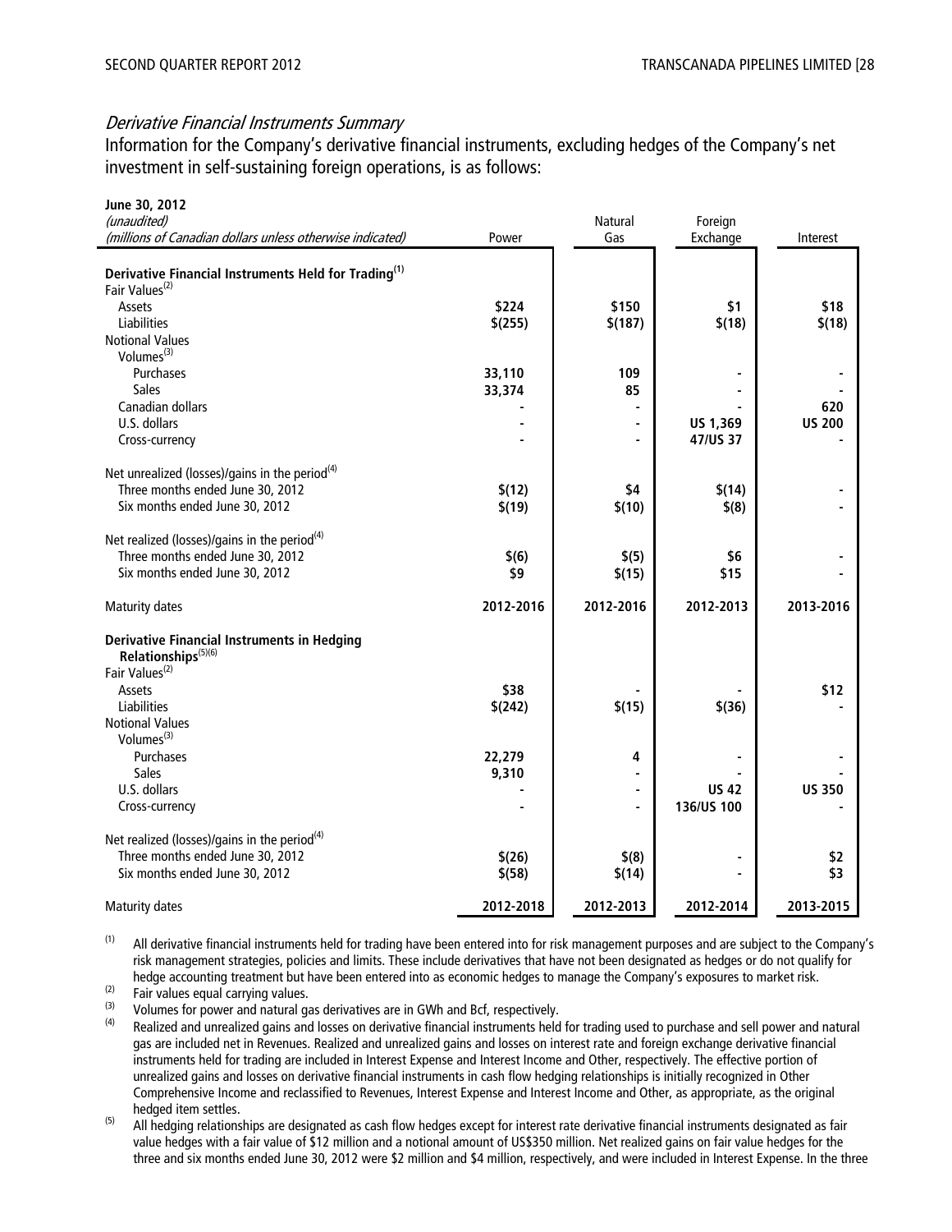### *Derivative Financial Instruments Summary*

Information for the Company's derivative financial instruments, excluding hedges of the Company's net investment in self-sustaining foreign operations, is as follows:

| **June 30, 2012**<br>*(unaudited)*<br>*(millions of Canadian dollars unless otherwise indicated)* | Power | Natural Gas | Foreign Exchange | Interest |
|---|---|---|---|---|
| **Derivative Financial Instruments Held for Trading[(1)]** | | | | |
| Fair Values[(2)] | | | | |
| Assets | **\$224** | **\$150** | **\$1** | **\$18** |
| Liabilities | **\$(255)** | **\$(187)** | **\$(18)** | **\$(18)** |
| Notional Values | | | | |
| Volumes[(3)] | | | | |
| Purchases | **33,110** | **109** | **-** | **-** |
| Sales | **33,374** | **85** | **-** | **-** |
| Canadian dollars | **-** | **-** | **-** | **620** |
| U.S. dollars | **-** | **-** | **US 1,369** | **US 200** |
| Cross-currency | **-** | **-** | **47/US 37** | **-** |
| Net unrealized (losses)/gains in the period[(4)] | | | | |
| Three months ended June 30, 2012 | **\$(12)** | **\$4** | **\$(14)** | **-** |
| Six months ended June 30, 2012 | **\$(19)** | **\$(10)** | **\$(8)** | **-** |
| Net realized (losses)/gains in the period[(4)] | | | | |
| Three months ended June 30, 2012 | **\$(6)** | **\$(5)** | **\$6** | **-** |
| Six months ended June 30, 2012 | **\$9** | **\$(15)** | **\$15** | **-** |
| Maturity dates | **2012-2016** | **2012-2016** | **2012-2013** | **2013-2016** |
| **Derivative Financial Instruments in Hedging Relationships[(5)(6)]** | | | | |
| Fair Values[(2)] | | | | |
| Assets | **\$38** | **-** | **-** | **\$12** |
| Liabilities | **\$(242)** | **\$(15)** | **\$(36)** | **-** |
| Notional Values | | | | |
| Volumes[(3)] | | | | |
| Purchases | **22,279** | **4** | **-** | **-** |
| Sales | **9,310** | **-** | **-** | **-** |
| U.S. dollars | **-** | **-** | **US 42** | **US 350** |
| Cross-currency | **-** | **-** | **136/US 100** | **-** |
| Net realized (losses)/gains in the period[(4)] | | | | |
| Three months ended June 30, 2012 | **\$(26)** | **\$(8)** | **-** | **\$2** |
| Six months ended June 30, 2012 | **\$(58)** | **\$(14)** | **-** | **\$3** |
| Maturity dates | **2012-2018** | **2012-2013** | **2012-2014** | **2013-2015** |

(1) All derivative financial instruments held for trading have been entered into for risk management purposes and are subject to the Company's risk management strategies, policies and limits. These include derivatives that have not been designated as hedges or do not qualify for hedge accounting treatment but have been entered into as economic hedges to manage the Company's exposures to market risk.

(2) Fair values equal carrying values.

(3) Volumes for power and natural gas derivatives are in GWh and Bcf, respectively.

(4) Realized and unrealized gains and losses on derivative financial instruments held for trading used to purchase and sell power and natural gas are included net in Revenues. Realized and unrealized gains and losses on interest rate and foreign exchange derivative financial instruments held for trading are included in Interest Expense and Interest Income and Other, respectively. The effective portion of unrealized gains and losses on derivative financial instruments in cash flow hedging relationships is initially recognized in Other Comprehensive Income and reclassified to Revenues, Interest Expense and Interest Income and Other, as appropriate, as the original hedged item settles.

(5) All hedging relationships are designated as cash flow hedges except for interest rate derivative financial instruments designated as fair value hedges with a fair value of \$12 million and a notional amount of US\$350 million. Net realized gains on fair value hedges for the three and six months ended June 30, 2012 were \$2 million and \$4 million, respectively, and were included in Interest Expense. In the three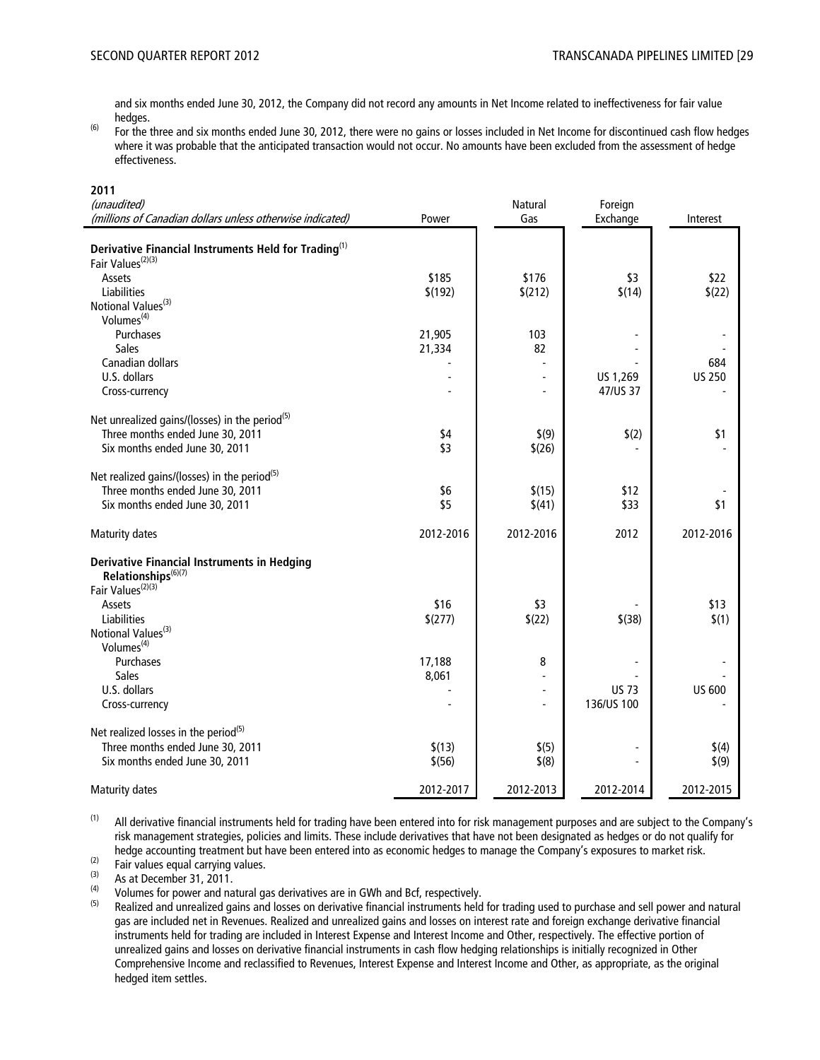and six months ended June 30, 2012, the Company did not record any amounts in Net Income related to ineffectiveness for fair value hedges.

(6) For the three and six months ended June 30, 2012, there were no gains or losses included in Net Income for discontinued cash flow hedges where it was probable that the anticipated transaction would not occur. No amounts have been excluded from the assessment of hedge effectiveness.

**2011**

| *(unaudited)* *(millions of Canadian dollars unless otherwise indicated)* | Power | Natural Gas | Foreign Exchange | Interest |
|---|---|---|---|---|
| **Derivative Financial Instruments Held for Trading**[1] | | | | |
| Fair Values[2][3] | | | | |
| Assets | \$185 | \$176 | \$3 | \$22 |
| Liabilities | \$(192) | \$(212) | \$(14) | \$(22) |
| Notional Values[3] | | | | |
| Volumes[4] | | | | |
| Purchases | 21,905 | 103 | - | - |
| Sales | 21,334 | 82 | - | - |
| Canadian dollars | - | - | - | 684 |
| U.S. dollars | - | - | US 1,269 | US 250 |
| Cross-currency | - | - | 47/US 37 | - |
| Net unrealized gains/(losses) in the period[5] | | | | |
| Three months ended June 30, 2011 | \$4 | \$(9) | \$(2) | \$1 |
| Six months ended June 30, 2011 | \$3 | \$(26) | - | - |
| Net realized gains/(losses) in the period[5] | | | | |
| Three months ended June 30, 2011 | \$6 | \$(15) | \$12 | - |
| Six months ended June 30, 2011 | \$5 | \$(41) | \$33 | \$1 |
| Maturity dates | 2012-2016 | 2012-2016 | 2012 | 2012-2016 |
| **Derivative Financial Instruments in Hedging Relationships**[6][7] | | | | |
| Fair Values[2][3] | | | | |
| Assets | \$16 | \$3 | - | \$13 |
| Liabilities | \$(277) | \$(22) | \$(38) | \$(1) |
| Notional Values[3] | | | | |
| Volumes[4] | | | | |
| Purchases | 17,188 | 8 | - | - |
| Sales | 8,061 | - | - | - |
| U.S. dollars | - | - | US 73 | US 600 |
| Cross-currency | - | - | 136/US 100 | - |
| Net realized losses in the period[5] | | | | |
| Three months ended June 30, 2011 | \$(13) | \$(5) | - | \$(4) |
| Six months ended June 30, 2011 | \$(56) | \$(8) | - | \$(9) |
| Maturity dates | 2012-2017 | 2012-2013 | 2012-2014 | 2012-2015 |

(1) All derivative financial instruments held for trading have been entered into for risk management purposes and are subject to the Company's risk management strategies, policies and limits. These include derivatives that have not been designated as hedges or do not qualify for hedge accounting treatment but have been entered into as economic hedges to manage the Company's exposures to market risk.

(2) Fair values equal carrying values.

(3) As at December 31, 2011.

(4) Volumes for power and natural gas derivatives are in GWh and Bcf, respectively.

(5) Realized and unrealized gains and losses on derivative financial instruments held for trading used to purchase and sell power and natural gas are included net in Revenues. Realized and unrealized gains and losses on interest rate and foreign exchange derivative financial instruments held for trading are included in Interest Expense and Interest Income and Other, respectively. The effective portion of unrealized gains and losses on derivative financial instruments in cash flow hedging relationships is initially recognized in Other Comprehensive Income and reclassified to Revenues, Interest Expense and Interest Income and Other, as appropriate, as the original hedged item settles.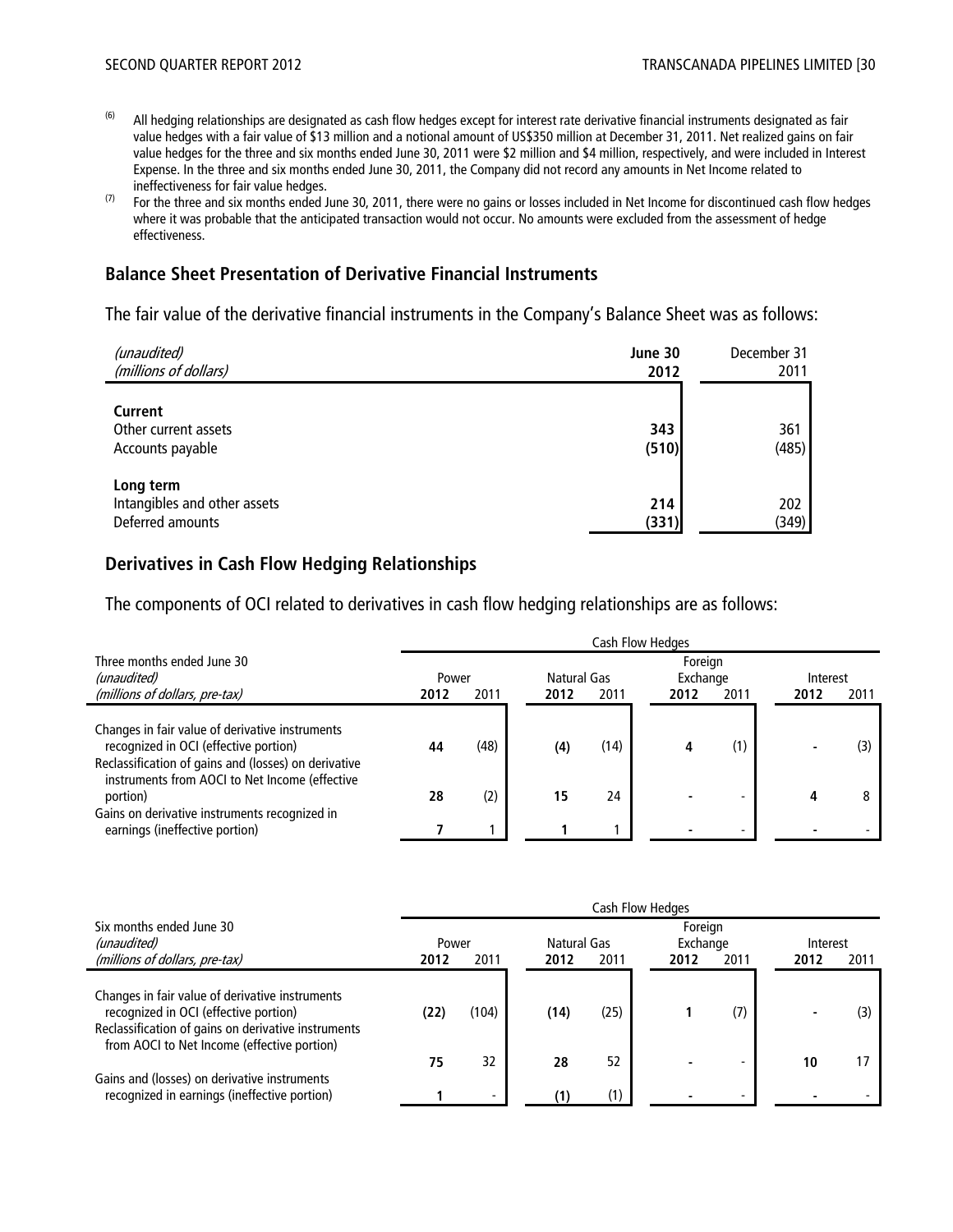(6) All hedging relationships are designated as cash flow hedges except for interest rate derivative financial instruments designated as fair value hedges with a fair value of $13 million and a notional amount of US$350 million at December 31, 2011. Net realized gains on fair value hedges for the three and six months ended June 30, 2011 were $2 million and $4 million, respectively, and were included in Interest Expense. In the three and six months ended June 30, 2011, the Company did not record any amounts in Net Income related to ineffectiveness for fair value hedges.

(7) For the three and six months ended June 30, 2011, there were no gains or losses included in Net Income for discontinued cash flow hedges where it was probable that the anticipated transaction would not occur. No amounts were excluded from the assessment of hedge effectiveness.

## Balance Sheet Presentation of Derivative Financial Instruments

The fair value of the derivative financial instruments in the Company's Balance Sheet was as follows:

| *(unaudited)* *(millions of dollars)* | **June 30 2012** | December 31 2011 |
|---|---|---|
| **Current** | | |
| Other current assets | **343** | 361 |
| Accounts payable | **(510)** | (485) |
| **Long term** | | |
| Intangibles and other assets | **214** | 202 |
| Deferred amounts | **(331)** | (349) |

## Derivatives in Cash Flow Hedging Relationships

The components of OCI related to derivatives in cash flow hedging relationships are as follows:

| Three months ended June 30 *(unaudited)* *(millions of dollars, pre-tax)* | Cash Flow Hedges Power 2012 | Power 2011 | Natural Gas 2012 | Natural Gas 2011 | Foreign Exchange 2012 | Foreign Exchange 2011 | Interest 2012 | Interest 2011 |
|---|---|---|---|---|---|---|---|---|
| Changes in fair value of derivative instruments recognized in OCI (effective portion) | **44** | (48) | **(4)** | (14) | **4** | (1) | **-** | (3) |
| Reclassification of gains and (losses) on derivative instruments from AOCI to Net Income (effective portion) | **28** | (2) | **15** | 24 | **-** | - | **4** | 8 |
| Gains on derivative instruments recognized in earnings (ineffective portion) | **7** | 1 | **1** | 1 | **-** | - | **-** | - |

| Six months ended June 30 *(unaudited)* *(millions of dollars, pre-tax)* | Cash Flow Hedges Power 2012 | Power 2011 | Natural Gas 2012 | Natural Gas 2011 | Foreign Exchange 2012 | Foreign Exchange 2011 | Interest 2012 | Interest 2011 |
|---|---|---|---|---|---|---|---|---|
| Changes in fair value of derivative instruments recognized in OCI (effective portion) | **(22)** | (104) | **(14)** | (25) | **1** | (7) | **-** | (3) |
| Reclassification of gains on derivative instruments from AOCI to Net Income (effective portion) | **75** | 32 | **28** | 52 | **-** | - | **10** | 17 |
| Gains and (losses) on derivative instruments recognized in earnings (ineffective portion) | **1** | - | **(1)** | (1) | **-** | - | **-** | - |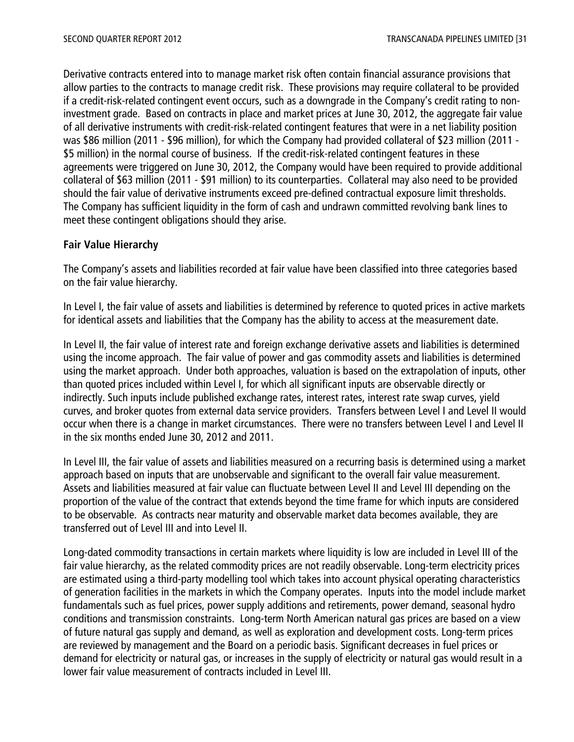Derivative contracts entered into to manage market risk often contain financial assurance provisions that allow parties to the contracts to manage credit risk. These provisions may require collateral to be provided if a credit-risk-related contingent event occurs, such as a downgrade in the Company's credit rating to non-investment grade. Based on contracts in place and market prices at June 30, 2012, the aggregate fair value of all derivative instruments with credit-risk-related contingent features that were in a net liability position was $86 million (2011 - $96 million), for which the Company had provided collateral of $23 million (2011 - $5 million) in the normal course of business. If the credit-risk-related contingent features in these agreements were triggered on June 30, 2012, the Company would have been required to provide additional collateral of $63 million (2011 - $91 million) to its counterparties. Collateral may also need to be provided should the fair value of derivative instruments exceed pre-defined contractual exposure limit thresholds. The Company has sufficient liquidity in the form of cash and undrawn committed revolving bank lines to meet these contingent obligations should they arise.

**Fair Value Hierarchy**

The Company's assets and liabilities recorded at fair value have been classified into three categories based on the fair value hierarchy.

In Level I, the fair value of assets and liabilities is determined by reference to quoted prices in active markets for identical assets and liabilities that the Company has the ability to access at the measurement date.

In Level II, the fair value of interest rate and foreign exchange derivative assets and liabilities is determined using the income approach. The fair value of power and gas commodity assets and liabilities is determined using the market approach. Under both approaches, valuation is based on the extrapolation of inputs, other than quoted prices included within Level I, for which all significant inputs are observable directly or indirectly. Such inputs include published exchange rates, interest rates, interest rate swap curves, yield curves, and broker quotes from external data service providers. Transfers between Level I and Level II would occur when there is a change in market circumstances. There were no transfers between Level I and Level II in the six months ended June 30, 2012 and 2011.

In Level III, the fair value of assets and liabilities measured on a recurring basis is determined using a market approach based on inputs that are unobservable and significant to the overall fair value measurement. Assets and liabilities measured at fair value can fluctuate between Level II and Level III depending on the proportion of the value of the contract that extends beyond the time frame for which inputs are considered to be observable. As contracts near maturity and observable market data becomes available, they are transferred out of Level III and into Level II.

Long-dated commodity transactions in certain markets where liquidity is low are included in Level III of the fair value hierarchy, as the related commodity prices are not readily observable. Long-term electricity prices are estimated using a third-party modelling tool which takes into account physical operating characteristics of generation facilities in the markets in which the Company operates. Inputs into the model include market fundamentals such as fuel prices, power supply additions and retirements, power demand, seasonal hydro conditions and transmission constraints. Long-term North American natural gas prices are based on a view of future natural gas supply and demand, as well as exploration and development costs. Long-term prices are reviewed by management and the Board on a periodic basis. Significant decreases in fuel prices or demand for electricity or natural gas, or increases in the supply of electricity or natural gas would result in a lower fair value measurement of contracts included in Level III.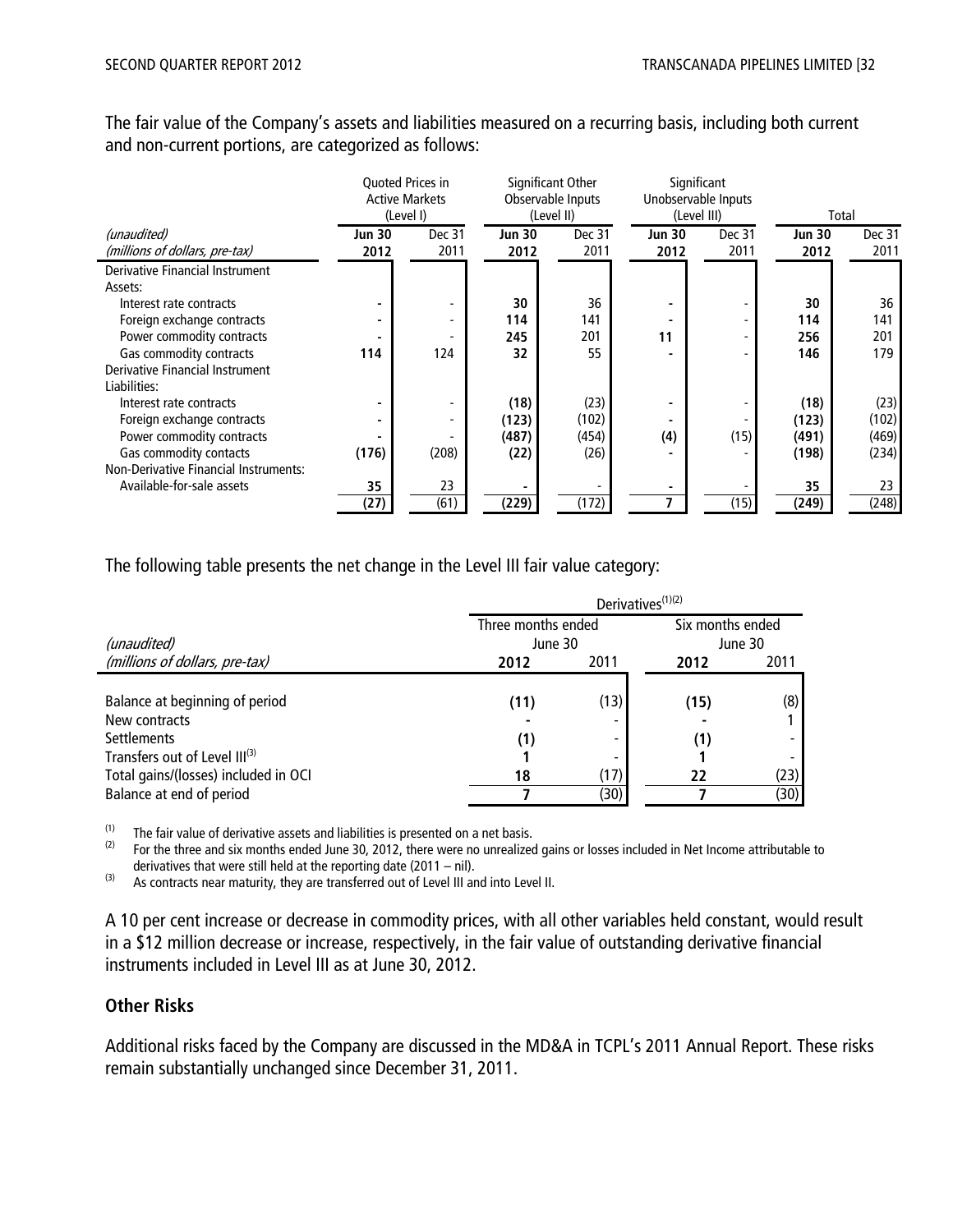The fair value of the Company's assets and liabilities measured on a recurring basis, including both current and non-current portions, are categorized as follows:

| *(unaudited)* *(millions of dollars, pre-tax)* | Quoted Prices in Active Markets (Level I) | | Significant Other Observable Inputs (Level II) | | Significant Unobservable Inputs (Level III) | | Total | |
|---|---|---|---|---|---|---|---|---|
| | **Jun 30 2012** | Dec 31 2011 | **Jun 30 2012** | Dec 31 2011 | **Jun 30 2012** | Dec 31 2011 | **Jun 30 2012** | Dec 31 2011 |
| Derivative Financial Instrument Assets: | | | | | | | | |
| Interest rate contracts | **-** | - | **30** | 36 | **-** | - | **30** | 36 |
| Foreign exchange contracts | **-** | - | **114** | 141 | **-** | - | **114** | 141 |
| Power commodity contracts | **-** | - | **245** | 201 | **11** | - | **256** | 201 |
| Gas commodity contracts | **114** | 124 | **32** | 55 | **-** | - | **146** | 179 |
| Derivative Financial Instrument Liabilities: | | | | | | | | |
| Interest rate contracts | **-** | - | **(18)** | (23) | **-** | - | **(18)** | (23) |
| Foreign exchange contracts | **-** | - | **(123)** | (102) | **-** | - | **(123)** | (102) |
| Power commodity contracts | **-** | - | **(487)** | (454) | **(4)** | (15) | **(491)** | (469) |
| Gas commodity contacts | **(176)** | (208) | **(22)** | (26) | **-** | - | **(198)** | (234) |
| Non-Derivative Financial Instruments: | | | | | | | | |
| Available-for-sale assets | **35** | 23 | **-** | - | **-** | - | **35** | 23 |
| | **(27)** | (61) | **(229)** | (172) | **7** | (15) | **(249)** | (248) |

The following table presents the net change in the Level III fair value category:

| *(unaudited)* *(millions of dollars, pre-tax)* | Derivatives[(1)(2)] | | | |
|---|---|---|---|---|
| | Three months ended June 30 | | Six months ended June 30 | |
| | **2012** | 2011 | **2012** | 2011 |
| Balance at beginning of period | **(11)** | (13) | **(15)** | (8) |
| New contracts | **-** | - | **-** | 1 |
| Settlements | **(1)** | - | **(1)** | - |
| Transfers out of Level III[(3)] | **1** | - | **1** | - |
| Total gains/(losses) included in OCI | **18** | (17) | **22** | (23) |
| Balance at end of period | **7** | (30) | **7** | (30) |

(1) The fair value of derivative assets and liabilities is presented on a net basis.

(2) For the three and six months ended June 30, 2012, there were no unrealized gains or losses included in Net Income attributable to derivatives that were still held at the reporting date (2011 – nil).

(3) As contracts near maturity, they are transferred out of Level III and into Level II.

A 10 per cent increase or decrease in commodity prices, with all other variables held constant, would result in a $12 million decrease or increase, respectively, in the fair value of outstanding derivative financial instruments included in Level III as at June 30, 2012.

## Other Risks

Additional risks faced by the Company are discussed in the MD&A in TCPL's 2011 Annual Report. These risks remain substantially unchanged since December 31, 2011.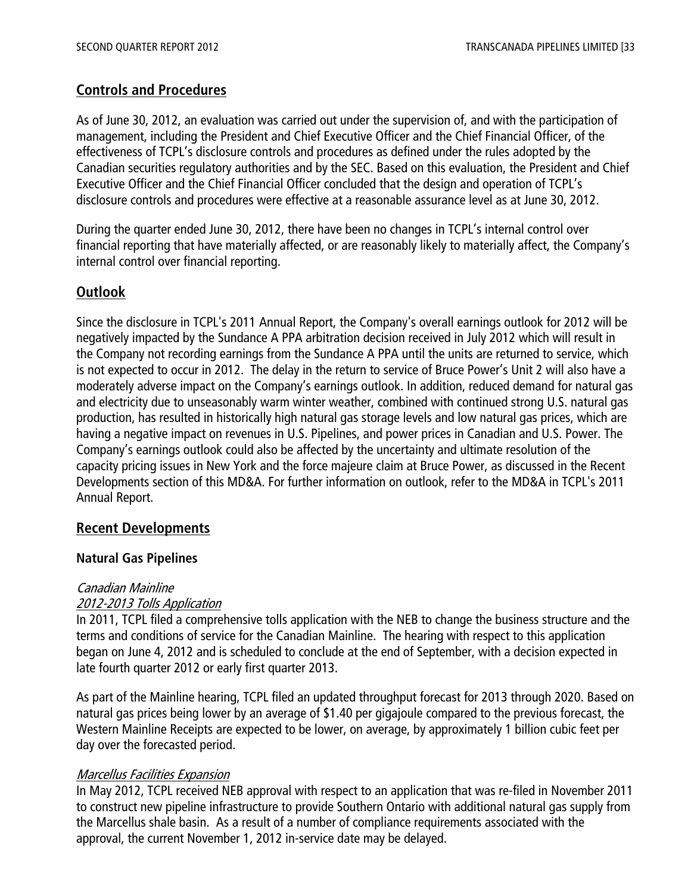## Controls and Procedures

As of June 30, 2012, an evaluation was carried out under the supervision of, and with the participation of management, including the President and Chief Executive Officer and the Chief Financial Officer, of the effectiveness of TCPL's disclosure controls and procedures as defined under the rules adopted by the Canadian securities regulatory authorities and by the SEC. Based on this evaluation, the President and Chief Executive Officer and the Chief Financial Officer concluded that the design and operation of TCPL's disclosure controls and procedures were effective at a reasonable assurance level as at June 30, 2012.

During the quarter ended June 30, 2012, there have been no changes in TCPL's internal control over financial reporting that have materially affected, or are reasonably likely to materially affect, the Company's internal control over financial reporting.

## Outlook

Since the disclosure in TCPL's 2011 Annual Report, the Company's overall earnings outlook for 2012 will be negatively impacted by the Sundance A PPA arbitration decision received in July 2012 which will result in the Company not recording earnings from the Sundance A PPA until the units are returned to service, which is not expected to occur in 2012. The delay in the return to service of Bruce Power's Unit 2 will also have a moderately adverse impact on the Company's earnings outlook. In addition, reduced demand for natural gas and electricity due to unseasonably warm winter weather, combined with continued strong U.S. natural gas production, has resulted in historically high natural gas storage levels and low natural gas prices, which are having a negative impact on revenues in U.S. Pipelines, and power prices in Canadian and U.S. Power. The Company's earnings outlook could also be affected by the uncertainty and ultimate resolution of the capacity pricing issues in New York and the force majeure claim at Bruce Power, as discussed in the Recent Developments section of this MD&A. For further information on outlook, refer to the MD&A in TCPL's 2011 Annual Report.

## Recent Developments

### Natural Gas Pipelines

*Canadian Mainline*

*2012-2013 Tolls Application*

In 2011, TCPL filed a comprehensive tolls application with the NEB to change the business structure and the terms and conditions of service for the Canadian Mainline. The hearing with respect to this application began on June 4, 2012 and is scheduled to conclude at the end of September, with a decision expected in late fourth quarter 2012 or early first quarter 2013.

As part of the Mainline hearing, TCPL filed an updated throughput forecast for 2013 through 2020. Based on natural gas prices being lower by an average of $1.40 per gigajoule compared to the previous forecast, the Western Mainline Receipts are expected to be lower, on average, by approximately 1 billion cubic feet per day over the forecasted period.

*Marcellus Facilities Expansion*

In May 2012, TCPL received NEB approval with respect to an application that was re-filed in November 2011 to construct new pipeline infrastructure to provide Southern Ontario with additional natural gas supply from the Marcellus shale basin. As a result of a number of compliance requirements associated with the approval, the current November 1, 2012 in-service date may be delayed.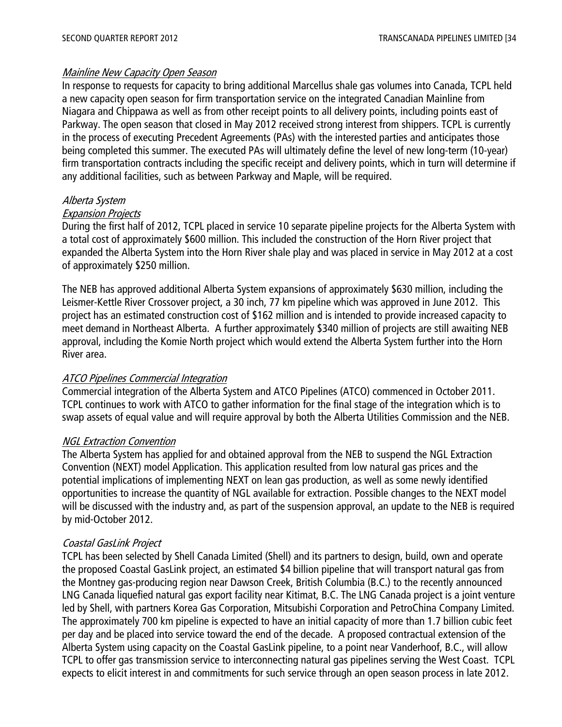*Mainline New Capacity Open Season*

In response to requests for capacity to bring additional Marcellus shale gas volumes into Canada, TCPL held a new capacity open season for firm transportation service on the integrated Canadian Mainline from Niagara and Chippawa as well as from other receipt points to all delivery points, including points east of Parkway. The open season that closed in May 2012 received strong interest from shippers. TCPL is currently in the process of executing Precedent Agreements (PAs) with the interested parties and anticipates those being completed this summer. The executed PAs will ultimately define the level of new long-term (10-year) firm transportation contracts including the specific receipt and delivery points, which in turn will determine if any additional facilities, such as between Parkway and Maple, will be required.

*Alberta System*

*Expansion Projects*

During the first half of 2012, TCPL placed in service 10 separate pipeline projects for the Alberta System with a total cost of approximately $600 million. This included the construction of the Horn River project that expanded the Alberta System into the Horn River shale play and was placed in service in May 2012 at a cost of approximately $250 million.

The NEB has approved additional Alberta System expansions of approximately $630 million, including the Leismer-Kettle River Crossover project, a 30 inch, 77 km pipeline which was approved in June 2012. This project has an estimated construction cost of $162 million and is intended to provide increased capacity to meet demand in Northeast Alberta. A further approximately $340 million of projects are still awaiting NEB approval, including the Komie North project which would extend the Alberta System further into the Horn River area.

*ATCO Pipelines Commercial Integration*

Commercial integration of the Alberta System and ATCO Pipelines (ATCO) commenced in October 2011. TCPL continues to work with ATCO to gather information for the final stage of the integration which is to swap assets of equal value and will require approval by both the Alberta Utilities Commission and the NEB.

*NGL Extraction Convention*

The Alberta System has applied for and obtained approval from the NEB to suspend the NGL Extraction Convention (NEXT) model Application. This application resulted from low natural gas prices and the potential implications of implementing NEXT on lean gas production, as well as some newly identified opportunities to increase the quantity of NGL available for extraction. Possible changes to the NEXT model will be discussed with the industry and, as part of the suspension approval, an update to the NEB is required by mid-October 2012.

*Coastal GasLink Project*

TCPL has been selected by Shell Canada Limited (Shell) and its partners to design, build, own and operate the proposed Coastal GasLink project, an estimated $4 billion pipeline that will transport natural gas from the Montney gas-producing region near Dawson Creek, British Columbia (B.C.) to the recently announced LNG Canada liquefied natural gas export facility near Kitimat, B.C. The LNG Canada project is a joint venture led by Shell, with partners Korea Gas Corporation, Mitsubishi Corporation and PetroChina Company Limited. The approximately 700 km pipeline is expected to have an initial capacity of more than 1.7 billion cubic feet per day and be placed into service toward the end of the decade. A proposed contractual extension of the Alberta System using capacity on the Coastal GasLink pipeline, to a point near Vanderhoof, B.C., will allow TCPL to offer gas transmission service to interconnecting natural gas pipelines serving the West Coast. TCPL expects to elicit interest in and commitments for such service through an open season process in late 2012.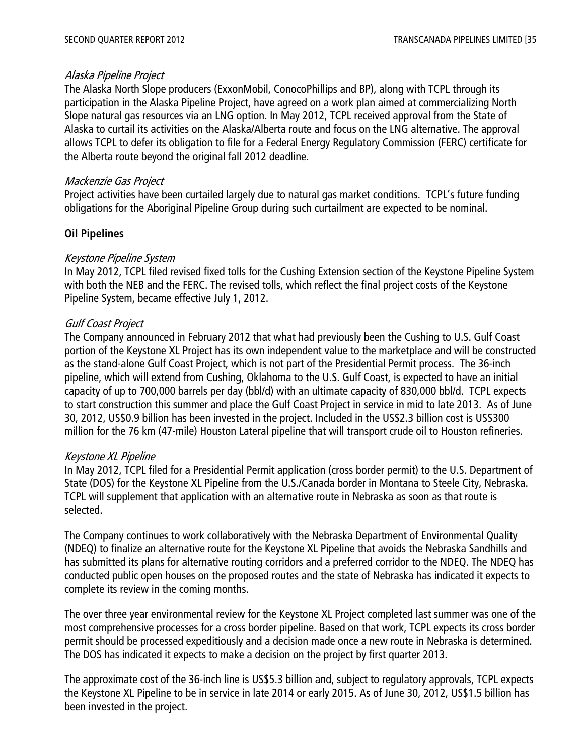*Alaska Pipeline Project*

The Alaska North Slope producers (ExxonMobil, ConocoPhillips and BP), along with TCPL through its participation in the Alaska Pipeline Project, have agreed on a work plan aimed at commercializing North Slope natural gas resources via an LNG option. In May 2012, TCPL received approval from the State of Alaska to curtail its activities on the Alaska/Alberta route and focus on the LNG alternative. The approval allows TCPL to defer its obligation to file for a Federal Energy Regulatory Commission (FERC) certificate for the Alberta route beyond the original fall 2012 deadline.

*Mackenzie Gas Project*

Project activities have been curtailed largely due to natural gas market conditions. TCPL's future funding obligations for the Aboriginal Pipeline Group during such curtailment are expected to be nominal.

**Oil Pipelines**

*Keystone Pipeline System*

In May 2012, TCPL filed revised fixed tolls for the Cushing Extension section of the Keystone Pipeline System with both the NEB and the FERC. The revised tolls, which reflect the final project costs of the Keystone Pipeline System, became effective July 1, 2012.

*Gulf Coast Project*

The Company announced in February 2012 that what had previously been the Cushing to U.S. Gulf Coast portion of the Keystone XL Project has its own independent value to the marketplace and will be constructed as the stand-alone Gulf Coast Project, which is not part of the Presidential Permit process. The 36-inch pipeline, which will extend from Cushing, Oklahoma to the U.S. Gulf Coast, is expected to have an initial capacity of up to 700,000 barrels per day (bbl/d) with an ultimate capacity of 830,000 bbl/d. TCPL expects to start construction this summer and place the Gulf Coast Project in service in mid to late 2013. As of June 30, 2012, US$0.9 billion has been invested in the project. Included in the US$2.3 billion cost is US$300 million for the 76 km (47-mile) Houston Lateral pipeline that will transport crude oil to Houston refineries.

*Keystone XL Pipeline*

In May 2012, TCPL filed for a Presidential Permit application (cross border permit) to the U.S. Department of State (DOS) for the Keystone XL Pipeline from the U.S./Canada border in Montana to Steele City, Nebraska. TCPL will supplement that application with an alternative route in Nebraska as soon as that route is selected.

The Company continues to work collaboratively with the Nebraska Department of Environmental Quality (NDEQ) to finalize an alternative route for the Keystone XL Pipeline that avoids the Nebraska Sandhills and has submitted its plans for alternative routing corridors and a preferred corridor to the NDEQ. The NDEQ has conducted public open houses on the proposed routes and the state of Nebraska has indicated it expects to complete its review in the coming months.

The over three year environmental review for the Keystone XL Project completed last summer was one of the most comprehensive processes for a cross border pipeline. Based on that work, TCPL expects its cross border permit should be processed expeditiously and a decision made once a new route in Nebraska is determined. The DOS has indicated it expects to make a decision on the project by first quarter 2013.

The approximate cost of the 36-inch line is US$5.3 billion and, subject to regulatory approvals, TCPL expects the Keystone XL Pipeline to be in service in late 2014 or early 2015. As of June 30, 2012, US$1.5 billion has been invested in the project.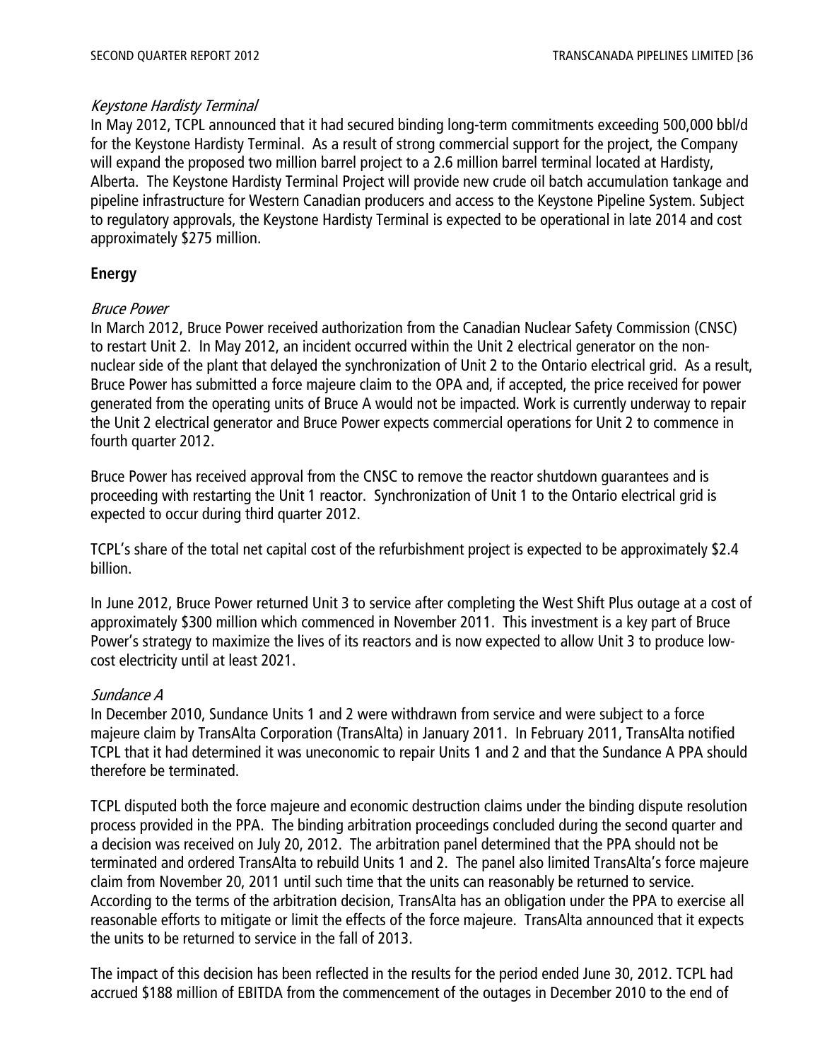*Keystone Hardisty Terminal*

In May 2012, TCPL announced that it had secured binding long-term commitments exceeding 500,000 bbl/d for the Keystone Hardisty Terminal. As a result of strong commercial support for the project, the Company will expand the proposed two million barrel project to a 2.6 million barrel terminal located at Hardisty, Alberta. The Keystone Hardisty Terminal Project will provide new crude oil batch accumulation tankage and pipeline infrastructure for Western Canadian producers and access to the Keystone Pipeline System. Subject to regulatory approvals, the Keystone Hardisty Terminal is expected to be operational in late 2014 and cost approximately $275 million.

**Energy**

*Bruce Power*

In March 2012, Bruce Power received authorization from the Canadian Nuclear Safety Commission (CNSC) to restart Unit 2. In May 2012, an incident occurred within the Unit 2 electrical generator on the non-nuclear side of the plant that delayed the synchronization of Unit 2 to the Ontario electrical grid. As a result, Bruce Power has submitted a force majeure claim to the OPA and, if accepted, the price received for power generated from the operating units of Bruce A would not be impacted. Work is currently underway to repair the Unit 2 electrical generator and Bruce Power expects commercial operations for Unit 2 to commence in fourth quarter 2012.

Bruce Power has received approval from the CNSC to remove the reactor shutdown guarantees and is proceeding with restarting the Unit 1 reactor. Synchronization of Unit 1 to the Ontario electrical grid is expected to occur during third quarter 2012.

TCPL's share of the total net capital cost of the refurbishment project is expected to be approximately $2.4 billion.

In June 2012, Bruce Power returned Unit 3 to service after completing the West Shift Plus outage at a cost of approximately $300 million which commenced in November 2011. This investment is a key part of Bruce Power's strategy to maximize the lives of its reactors and is now expected to allow Unit 3 to produce low-cost electricity until at least 2021.

*Sundance A*

In December 2010, Sundance Units 1 and 2 were withdrawn from service and were subject to a force majeure claim by TransAlta Corporation (TransAlta) in January 2011. In February 2011, TransAlta notified TCPL that it had determined it was uneconomic to repair Units 1 and 2 and that the Sundance A PPA should therefore be terminated.

TCPL disputed both the force majeure and economic destruction claims under the binding dispute resolution process provided in the PPA. The binding arbitration proceedings concluded during the second quarter and a decision was received on July 20, 2012. The arbitration panel determined that the PPA should not be terminated and ordered TransAlta to rebuild Units 1 and 2. The panel also limited TransAlta's force majeure claim from November 20, 2011 until such time that the units can reasonably be returned to service. According to the terms of the arbitration decision, TransAlta has an obligation under the PPA to exercise all reasonable efforts to mitigate or limit the effects of the force majeure. TransAlta announced that it expects the units to be returned to service in the fall of 2013.

The impact of this decision has been reflected in the results for the period ended June 30, 2012. TCPL had accrued $188 million of EBITDA from the commencement of the outages in December 2010 to the end of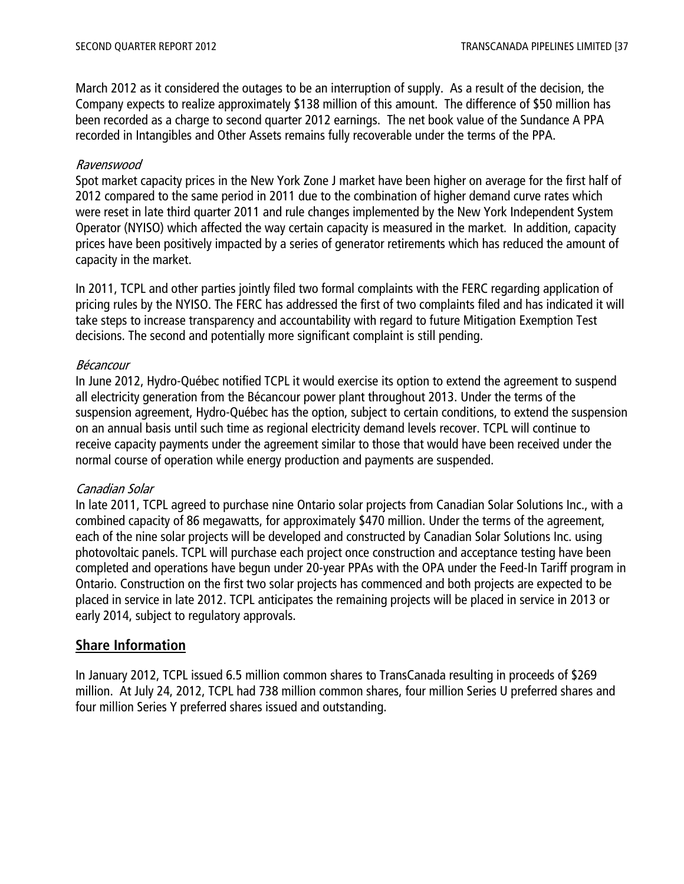March 2012 as it considered the outages to be an interruption of supply. As a result of the decision, the Company expects to realize approximately $138 million of this amount. The difference of $50 million has been recorded as a charge to second quarter 2012 earnings. The net book value of the Sundance A PPA recorded in Intangibles and Other Assets remains fully recoverable under the terms of the PPA.

*Ravenswood*

Spot market capacity prices in the New York Zone J market have been higher on average for the first half of 2012 compared to the same period in 2011 due to the combination of higher demand curve rates which were reset in late third quarter 2011 and rule changes implemented by the New York Independent System Operator (NYISO) which affected the way certain capacity is measured in the market. In addition, capacity prices have been positively impacted by a series of generator retirements which has reduced the amount of capacity in the market.

In 2011, TCPL and other parties jointly filed two formal complaints with the FERC regarding application of pricing rules by the NYISO. The FERC has addressed the first of two complaints filed and has indicated it will take steps to increase transparency and accountability with regard to future Mitigation Exemption Test decisions. The second and potentially more significant complaint is still pending.

*Bécancour*

In June 2012, Hydro-Québec notified TCPL it would exercise its option to extend the agreement to suspend all electricity generation from the Bécancour power plant throughout 2013. Under the terms of the suspension agreement, Hydro-Québec has the option, subject to certain conditions, to extend the suspension on an annual basis until such time as regional electricity demand levels recover. TCPL will continue to receive capacity payments under the agreement similar to those that would have been received under the normal course of operation while energy production and payments are suspended.

*Canadian Solar*

In late 2011, TCPL agreed to purchase nine Ontario solar projects from Canadian Solar Solutions Inc., with a combined capacity of 86 megawatts, for approximately $470 million. Under the terms of the agreement, each of the nine solar projects will be developed and constructed by Canadian Solar Solutions Inc. using photovoltaic panels. TCPL will purchase each project once construction and acceptance testing have been completed and operations have begun under 20-year PPAs with the OPA under the Feed-In Tariff program in Ontario. Construction on the first two solar projects has commenced and both projects are expected to be placed in service in late 2012. TCPL anticipates the remaining projects will be placed in service in 2013 or early 2014, subject to regulatory approvals.

## Share Information

In January 2012, TCPL issued 6.5 million common shares to TransCanada resulting in proceeds of $269 million. At July 24, 2012, TCPL had 738 million common shares, four million Series U preferred shares and four million Series Y preferred shares issued and outstanding.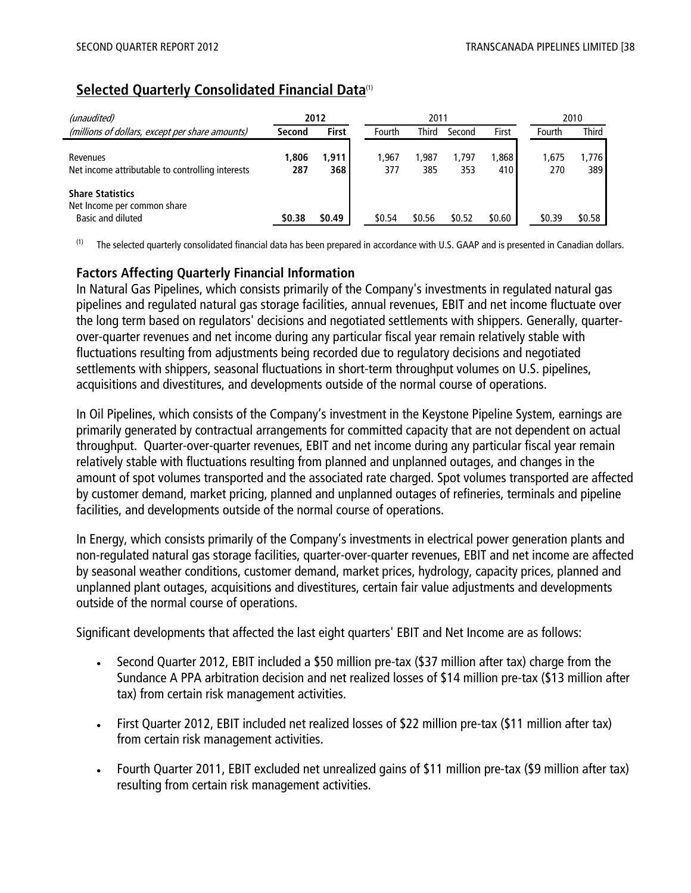## Selected Quarterly Consolidated Financial Data[1]

| *(unaudited)* | 2012 | | 2011 | | | | 2010 | |
|---|---|---|---|---|---|---|---|---|
| *(millions of dollars, except per share amounts)* | **Second** | **First** | Fourth | Third | Second | First | Fourth | Third |
| Revenues | **1,806** | **1,911** | 1,967 | 1,987 | 1,797 | 1,868 | 1,675 | 1,776 |
| Net income attributable to controlling interests | **287** | **368** | 377 | 385 | 353 | 410 | 270 | 389 |
| **Share Statistics** | | | | | | | | |
| Net Income per common share | | | | | | | | |
| Basic and diluted | **$0.38** | **$0.49** | $0.54 | $0.56 | $0.52 | $0.60 | $0.39 | $0.58 |

(1) The selected quarterly consolidated financial data has been prepared in accordance with U.S. GAAP and is presented in Canadian dollars.

### Factors Affecting Quarterly Financial Information

In Natural Gas Pipelines, which consists primarily of the Company's investments in regulated natural gas pipelines and regulated natural gas storage facilities, annual revenues, EBIT and net income fluctuate over the long term based on regulators' decisions and negotiated settlements with shippers. Generally, quarter-over-quarter revenues and net income during any particular fiscal year remain relatively stable with fluctuations resulting from adjustments being recorded due to regulatory decisions and negotiated settlements with shippers, seasonal fluctuations in short-term throughput volumes on U.S. pipelines, acquisitions and divestitures, and developments outside of the normal course of operations.

In Oil Pipelines, which consists of the Company's investment in the Keystone Pipeline System, earnings are primarily generated by contractual arrangements for committed capacity that are not dependent on actual throughput. Quarter-over-quarter revenues, EBIT and net income during any particular fiscal year remain relatively stable with fluctuations resulting from planned and unplanned outages, and changes in the amount of spot volumes transported and the associated rate charged. Spot volumes transported are affected by customer demand, market pricing, planned and unplanned outages of refineries, terminals and pipeline facilities, and developments outside of the normal course of operations.

In Energy, which consists primarily of the Company's investments in electrical power generation plants and non-regulated natural gas storage facilities, quarter-over-quarter revenues, EBIT and net income are affected by seasonal weather conditions, customer demand, market prices, hydrology, capacity prices, planned and unplanned plant outages, acquisitions and divestitures, certain fair value adjustments and developments outside of the normal course of operations.

Significant developments that affected the last eight quarters' EBIT and Net Income are as follows:

- Second Quarter 2012, EBIT included a $50 million pre-tax ($37 million after tax) charge from the Sundance A PPA arbitration decision and net realized losses of $14 million pre-tax ($13 million after tax) from certain risk management activities.
- First Quarter 2012, EBIT included net realized losses of $22 million pre-tax ($11 million after tax) from certain risk management activities.
- Fourth Quarter 2011, EBIT excluded net unrealized gains of $11 million pre-tax ($9 million after tax) resulting from certain risk management activities.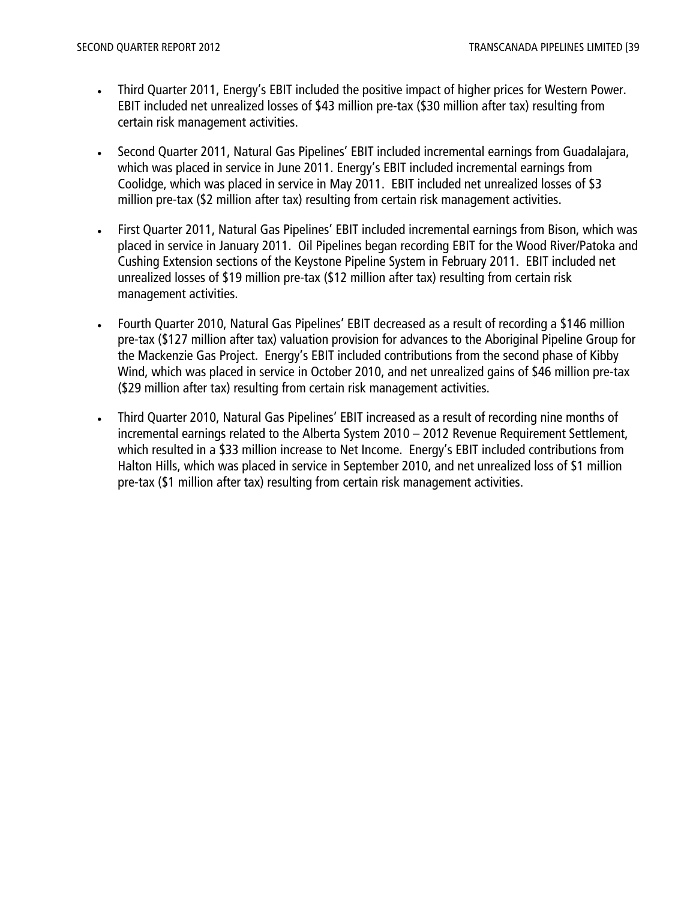- Third Quarter 2011, Energy's EBIT included the positive impact of higher prices for Western Power. EBIT included net unrealized losses of $43 million pre-tax ($30 million after tax) resulting from certain risk management activities.

- Second Quarter 2011, Natural Gas Pipelines' EBIT included incremental earnings from Guadalajara, which was placed in service in June 2011. Energy's EBIT included incremental earnings from Coolidge, which was placed in service in May 2011. EBIT included net unrealized losses of $3 million pre-tax ($2 million after tax) resulting from certain risk management activities.

- First Quarter 2011, Natural Gas Pipelines' EBIT included incremental earnings from Bison, which was placed in service in January 2011. Oil Pipelines began recording EBIT for the Wood River/Patoka and Cushing Extension sections of the Keystone Pipeline System in February 2011. EBIT included net unrealized losses of $19 million pre-tax ($12 million after tax) resulting from certain risk management activities.

- Fourth Quarter 2010, Natural Gas Pipelines' EBIT decreased as a result of recording a $146 million pre-tax ($127 million after tax) valuation provision for advances to the Aboriginal Pipeline Group for the Mackenzie Gas Project. Energy's EBIT included contributions from the second phase of Kibby Wind, which was placed in service in October 2010, and net unrealized gains of $46 million pre-tax ($29 million after tax) resulting from certain risk management activities.

- Third Quarter 2010, Natural Gas Pipelines' EBIT increased as a result of recording nine months of incremental earnings related to the Alberta System 2010 – 2012 Revenue Requirement Settlement, which resulted in a $33 million increase to Net Income. Energy's EBIT included contributions from Halton Hills, which was placed in service in September 2010, and net unrealized loss of $1 million pre-tax ($1 million after tax) resulting from certain risk management activities.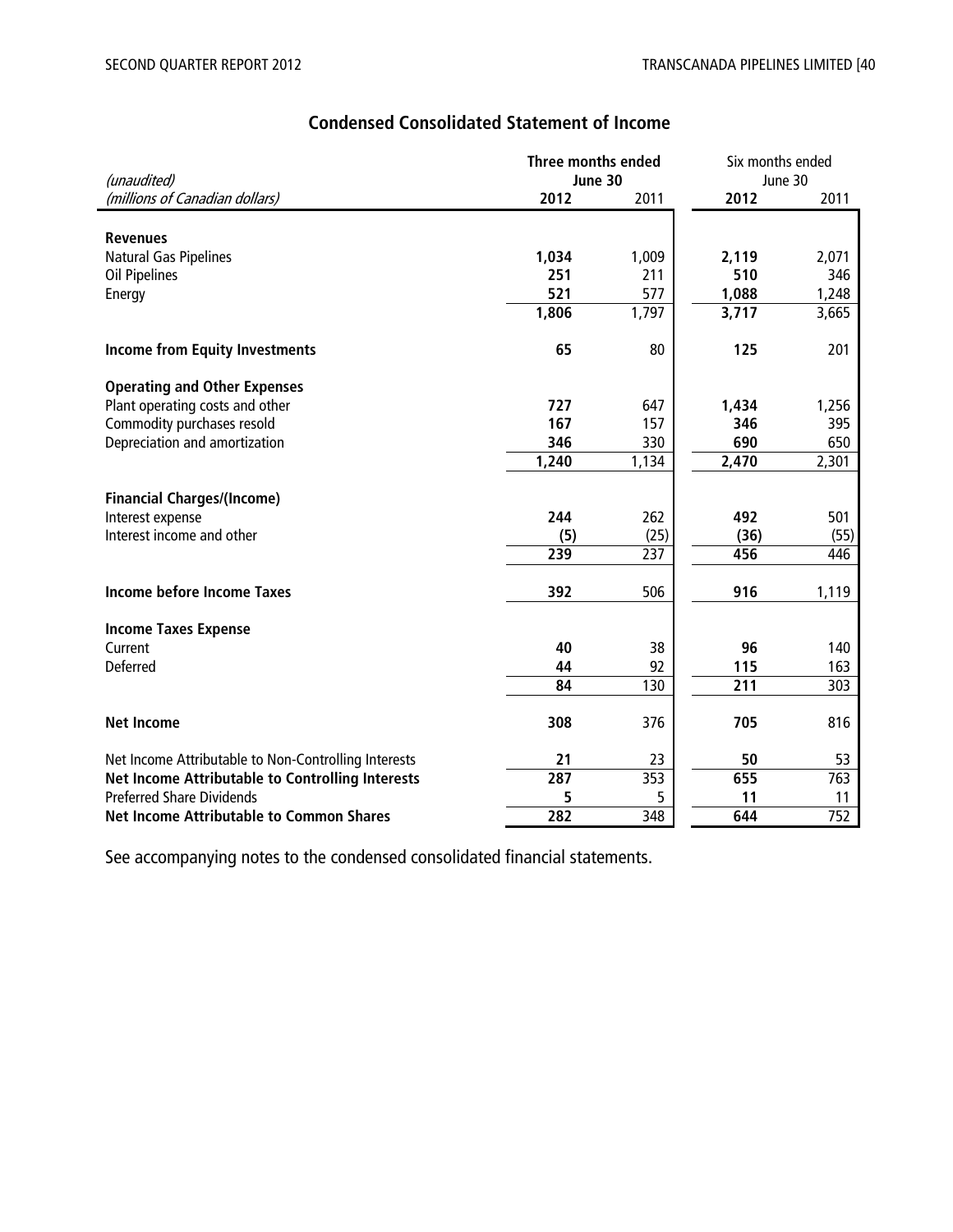## Condensed Consolidated Statement of Income

| *(unaudited)*<br>*(millions of Canadian dollars)* | Three months ended June 30 | | Six months ended June 30 | |
|---|---|---|---|---|
| | **2012** | 2011 | **2012** | 2011 |
| **Revenues** | | | | |
| Natural Gas Pipelines | **1,034** | 1,009 | **2,119** | 2,071 |
| Oil Pipelines | **251** | 211 | **510** | 346 |
| Energy | **521** | 577 | **1,088** | 1,248 |
| | **1,806** | 1,797 | **3,717** | 3,665 |
| **Income from Equity Investments** | **65** | 80 | **125** | 201 |
| **Operating and Other Expenses** | | | | |
| Plant operating costs and other | **727** | 647 | **1,434** | 1,256 |
| Commodity purchases resold | **167** | 157 | **346** | 395 |
| Depreciation and amortization | **346** | 330 | **690** | 650 |
| | **1,240** | 1,134 | **2,470** | 2,301 |
| **Financial Charges/(Income)** | | | | |
| Interest expense | **244** | 262 | **492** | 501 |
| Interest income and other | **(5)** | (25) | **(36)** | (55) |
| | **239** | 237 | **456** | 446 |
| **Income before Income Taxes** | **392** | 506 | **916** | 1,119 |
| **Income Taxes Expense** | | | | |
| Current | **40** | 38 | **96** | 140 |
| Deferred | **44** | 92 | **115** | 163 |
| | **84** | 130 | **211** | 303 |
| **Net Income** | **308** | 376 | **705** | 816 |
| Net Income Attributable to Non-Controlling Interests | **21** | 23 | **50** | 53 |
| **Net Income Attributable to Controlling Interests** | **287** | 353 | **655** | 763 |
| Preferred Share Dividends | **5** | 5 | **11** | 11 |
| **Net Income Attributable to Common Shares** | **282** | 348 | **644** | 752 |

See accompanying notes to the condensed consolidated financial statements.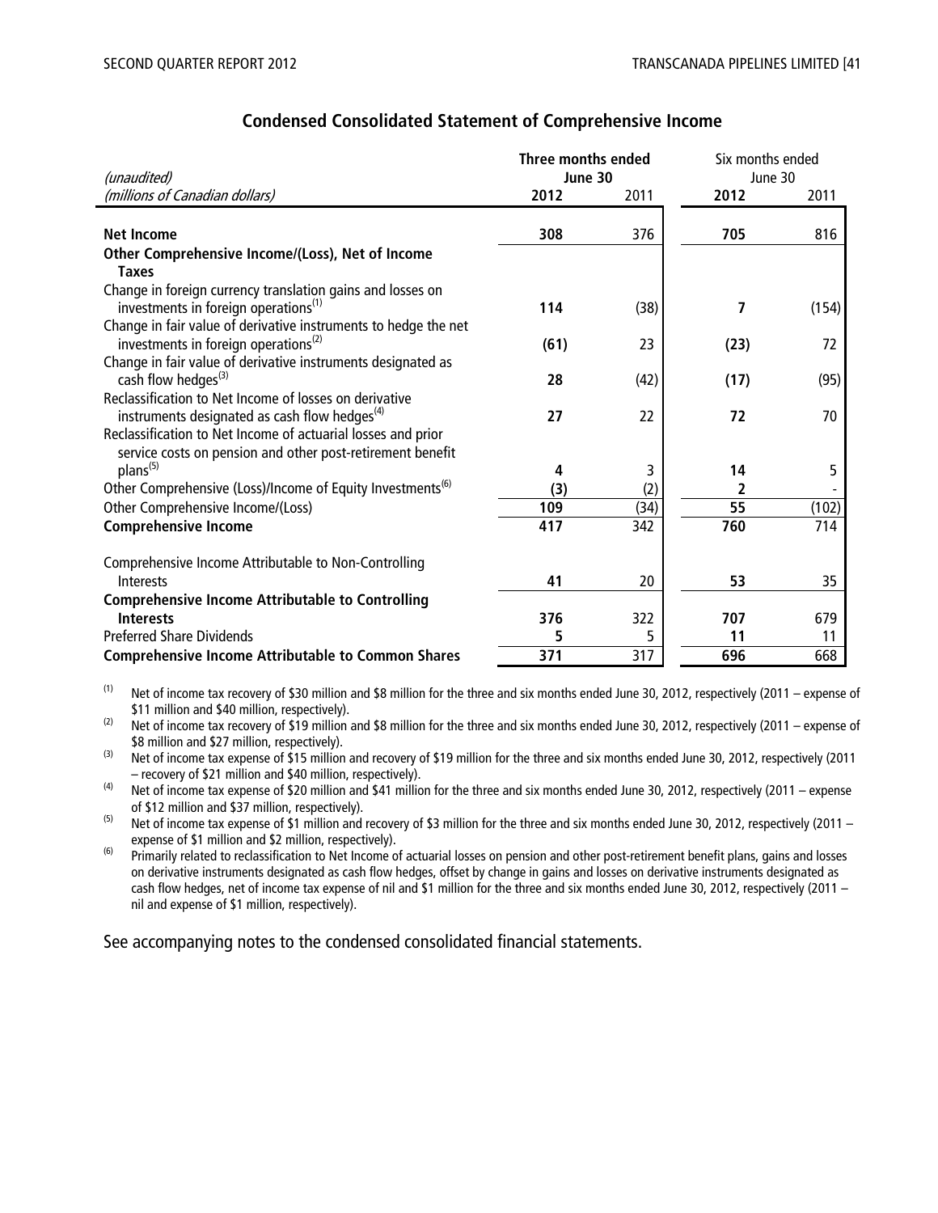## Condensed Consolidated Statement of Comprehensive Income

| *(unaudited)* | **Three months ended June 30** | | Six months ended June 30 | |
|---|---|---|---|---|
| *(millions of Canadian dollars)* | **2012** | 2011 | **2012** | 2011 |
| **Net Income** | **308** | 376 | **705** | 816 |
| **Other Comprehensive Income/(Loss), Net of Income Taxes** | | | | |
| Change in foreign currency translation gains and losses on investments in foreign operations[(1)] | **114** | (38) | **7** | (154) |
| Change in fair value of derivative instruments to hedge the net investments in foreign operations[(2)] | **(61)** | 23 | **(23)** | 72 |
| Change in fair value of derivative instruments designated as cash flow hedges[(3)] | **28** | (42) | **(17)** | (95) |
| Reclassification to Net Income of losses on derivative instruments designated as cash flow hedges[(4)] | **27** | 22 | **72** | 70 |
| Reclassification to Net Income of actuarial losses and prior service costs on pension and other post-retirement benefit plans[(5)] | **4** | 3 | **14** | 5 |
| Other Comprehensive (Loss)/Income of Equity Investments[(6)] | **(3)** | (2) | **2** | - |
| Other Comprehensive Income/(Loss) | **109** | (34) | **55** | (102) |
| **Comprehensive Income** | **417** | 342 | **760** | 714 |
| Comprehensive Income Attributable to Non-Controlling Interests | **41** | 20 | **53** | 35 |
| **Comprehensive Income Attributable to Controlling Interests** | **376** | 322 | **707** | 679 |
| Preferred Share Dividends | **5** | 5 | **11** | 11 |
| **Comprehensive Income Attributable to Common Shares** | **371** | 317 | **696** | 668 |

(1) Net of income tax recovery of $30 million and $8 million for the three and six months ended June 30, 2012, respectively (2011 – expense of $11 million and $40 million, respectively).

(2) Net of income tax recovery of $19 million and $8 million for the three and six months ended June 30, 2012, respectively (2011 – expense of $8 million and $27 million, respectively).

(3) Net of income tax expense of $15 million and recovery of $19 million for the three and six months ended June 30, 2012, respectively (2011 – recovery of $21 million and $40 million, respectively).

(4) Net of income tax expense of $20 million and $41 million for the three and six months ended June 30, 2012, respectively (2011 – expense of $12 million and $37 million, respectively).

(5) Net of income tax expense of $1 million and recovery of $3 million for the three and six months ended June 30, 2012, respectively (2011 – expense of $1 million and $2 million, respectively).

(6) Primarily related to reclassification to Net Income of actuarial losses on pension and other post-retirement benefit plans, gains and losses on derivative instruments designated as cash flow hedges, offset by change in gains and losses on derivative instruments designated as cash flow hedges, net of income tax expense of nil and $1 million for the three and six months ended June 30, 2012, respectively (2011 – nil and expense of $1 million, respectively).

See accompanying notes to the condensed consolidated financial statements.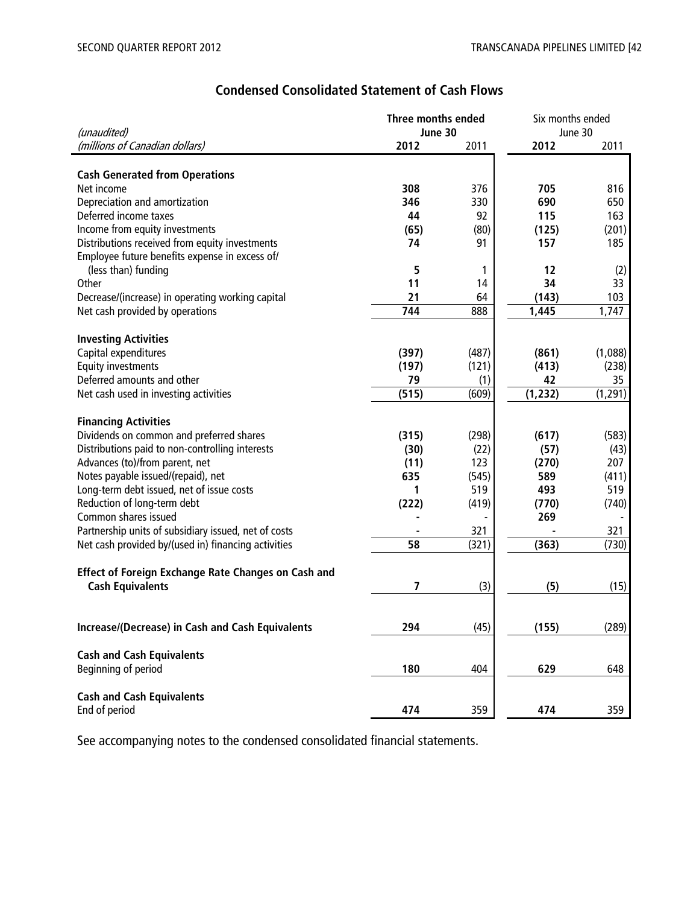## Condensed Consolidated Statement of Cash Flows

| *(unaudited)* | **Three months ended June 30** | | Six months ended June 30 | |
|---|---|---|---|---|
| *(millions of Canadian dollars)* | **2012** | 2011 | **2012** | 2011 |
| **Cash Generated from Operations** | | | | |
| Net income | **308** | 376 | **705** | 816 |
| Depreciation and amortization | **346** | 330 | **690** | 650 |
| Deferred income taxes | **44** | 92 | **115** | 163 |
| Income from equity investments | **(65)** | (80) | **(125)** | (201) |
| Distributions received from equity investments | **74** | 91 | **157** | 185 |
| Employee future benefits expense in excess of/ (less than) funding | **5** | 1 | **12** | (2) |
| Other | **11** | 14 | **34** | 33 |
| Decrease/(increase) in operating working capital | **21** | 64 | **(143)** | 103 |
| Net cash provided by operations | **744** | 888 | **1,445** | 1,747 |
| **Investing Activities** | | | | |
| Capital expenditures | **(397)** | (487) | **(861)** | (1,088) |
| Equity investments | **(197)** | (121) | **(413)** | (238) |
| Deferred amounts and other | **79** | (1) | **42** | 35 |
| Net cash used in investing activities | **(515)** | (609) | **(1,232)** | (1,291) |
| **Financing Activities** | | | | |
| Dividends on common and preferred shares | **(315)** | (298) | **(617)** | (583) |
| Distributions paid to non-controlling interests | **(30)** | (22) | **(57)** | (43) |
| Advances (to)/from parent, net | **(11)** | 123 | **(270)** | 207 |
| Notes payable issued/(repaid), net | **635** | (545) | **589** | (411) |
| Long-term debt issued, net of issue costs | **1** | 519 | **493** | 519 |
| Reduction of long-term debt | **(222)** | (419) | **(770)** | (740) |
| Common shares issued | **-** | - | **269** | - |
| Partnership units of subsidiary issued, net of costs | **-** | 321 | **-** | 321 |
| Net cash provided by/(used in) financing activities | **58** | (321) | **(363)** | (730) |
| **Effect of Foreign Exchange Rate Changes on Cash and Cash Equivalents** | **7** | (3) | **(5)** | (15) |
| **Increase/(Decrease) in Cash and Cash Equivalents** | **294** | (45) | **(155)** | (289) |
| **Cash and Cash Equivalents** | | | | |
| Beginning of period | **180** | 404 | **629** | 648 |
| **Cash and Cash Equivalents** | | | | |
| End of period | **474** | 359 | **474** | 359 |

See accompanying notes to the condensed consolidated financial statements.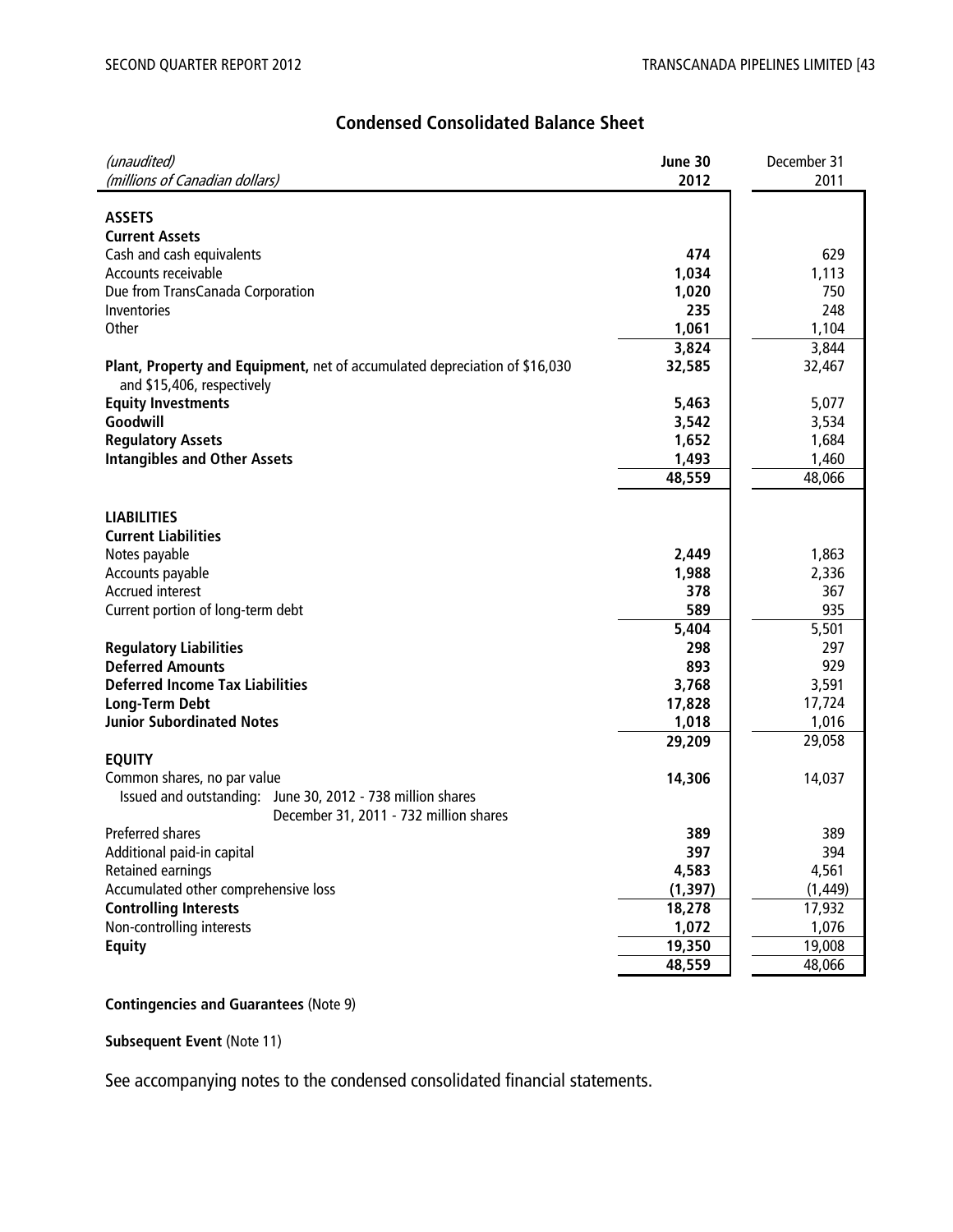## Condensed Consolidated Balance Sheet

| *(unaudited)*<br>*(millions of Canadian dollars)* | **June 30 2012** | December 31 2011 |
|---|---|---|
| **ASSETS** | | |
| **Current Assets** | | |
| Cash and cash equivalents | **474** | 629 |
| Accounts receivable | **1,034** | 1,113 |
| Due from TransCanada Corporation | **1,020** | 750 |
| Inventories | **235** | 248 |
| Other | **1,061** | 1,104 |
| | **3,824** | 3,844 |
| **Plant, Property and Equipment,** net of accumulated depreciation of $16,030 and $15,406, respectively | **32,585** | 32,467 |
| **Equity Investments** | **5,463** | 5,077 |
| **Goodwill** | **3,542** | 3,534 |
| **Regulatory Assets** | **1,652** | 1,684 |
| **Intangibles and Other Assets** | **1,493** | 1,460 |
| | **48,559** | 48,066 |
| **LIABILITIES** | | |
| **Current Liabilities** | | |
| Notes payable | **2,449** | 1,863 |
| Accounts payable | **1,988** | 2,336 |
| Accrued interest | **378** | 367 |
| Current portion of long-term debt | **589** | 935 |
| | **5,404** | 5,501 |
| **Regulatory Liabilities** | **298** | 297 |
| **Deferred Amounts** | **893** | 929 |
| **Deferred Income Tax Liabilities** | **3,768** | 3,591 |
| **Long-Term Debt** | **17,828** | 17,724 |
| **Junior Subordinated Notes** | **1,018** | 1,016 |
| | **29,209** | 29,058 |
| **EQUITY** | | |
| Common shares, no par value<br>Issued and outstanding: June 30, 2012 - 738 million shares<br>December 31, 2011 - 732 million shares | **14,306** | 14,037 |
| Preferred shares | **389** | 389 |
| Additional paid-in capital | **397** | 394 |
| Retained earnings | **4,583** | 4,561 |
| Accumulated other comprehensive loss | **(1,397)** | (1,449) |
| **Controlling Interests** | **18,278** | 17,932 |
| Non-controlling interests | **1,072** | 1,076 |
| **Equity** | **19,350** | 19,008 |
| | **48,559** | 48,066 |

**Contingencies and Guarantees** (Note 9)

**Subsequent Event** (Note 11)

See accompanying notes to the condensed consolidated financial statements.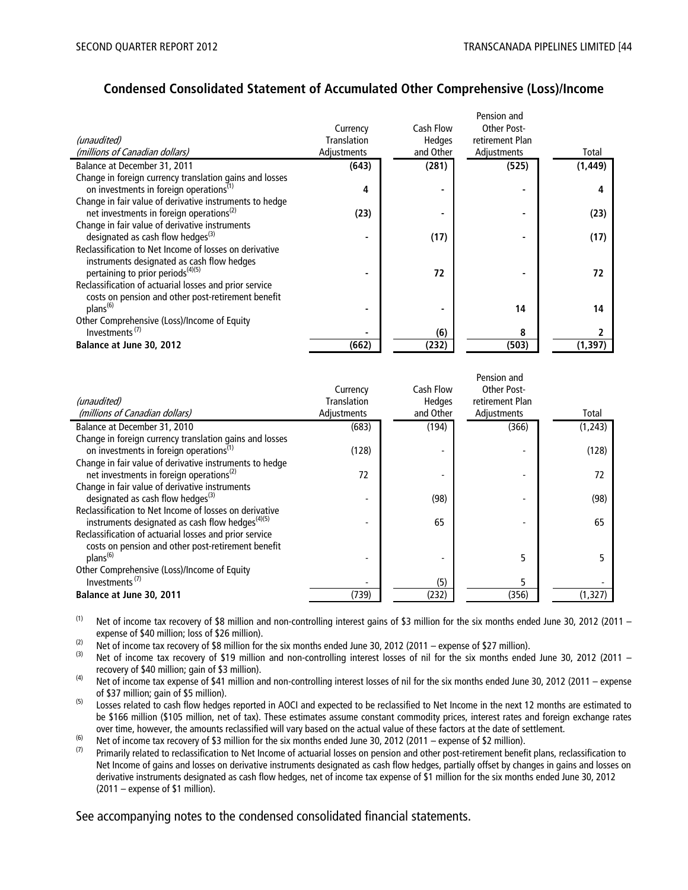## Condensed Consolidated Statement of Accumulated Other Comprehensive (Loss)/Income

| *(unaudited)* *(millions of Canadian dollars)* | Currency Translation Adjustments | Cash Flow Hedges and Other | Pension and Other Post-retirement Plan Adjustments | Total |
|---|---|---|---|---|
| Balance at December 31, 2011 | **(643)** | **(281)** | **(525)** | **(1,449)** |
| Change in foreign currency translation gains and losses on investments in foreign operations[1] | **4** | **-** | **-** | **4** |
| Change in fair value of derivative instruments to hedge net investments in foreign operations[2] | **(23)** | **-** | **-** | **(23)** |
| Change in fair value of derivative instruments designated as cash flow hedges[3] | **-** | **(17)** | **-** | **(17)** |
| Reclassification to Net Income of losses on derivative instruments designated as cash flow hedges pertaining to prior periods[4][5] | **-** | **72** | **-** | **72** |
| Reclassification of actuarial losses and prior service costs on pension and other post-retirement benefit plans[6] | **-** | **-** | **14** | **14** |
| Other Comprehensive (Loss)/Income of Equity Investments[7] | **-** | **(6)** | **8** | **2** |
| **Balance at June 30, 2012** | **(662)** | **(232)** | **(503)** | **(1,397)** |

| *(unaudited)* *(millions of Canadian dollars)* | Currency Translation Adjustments | Cash Flow Hedges and Other | Pension and Other Post-retirement Plan Adjustments | Total |
|---|---|---|---|---|
| Balance at December 31, 2010 | (683) | (194) | (366) | (1,243) |
| Change in foreign currency translation gains and losses on investments in foreign operations[1] | (128) | - | - | (128) |
| Change in fair value of derivative instruments to hedge net investments in foreign operations[2] | 72 | - | - | 72 |
| Change in fair value of derivative instruments designated as cash flow hedges[3] | - | (98) | - | (98) |
| Reclassification to Net Income of losses on derivative instruments designated as cash flow hedges[4][5] | - | 65 | - | 65 |
| Reclassification of actuarial losses and prior service costs on pension and other post-retirement benefit plans[6] | - | - | 5 | 5 |
| Other Comprehensive (Loss)/Income of Equity Investments[7] | - | (5) | 5 | - |
| **Balance at June 30, 2011** | (739) | (232) | (356) | (1,327) |

(1) Net of income tax recovery of $8 million and non-controlling interest gains of $3 million for the six months ended June 30, 2012 (2011 – expense of $40 million; loss of $26 million).

(2) Net of income tax recovery of $8 million for the six months ended June 30, 2012 (2011 – expense of $27 million).

(3) Net of income tax recovery of $19 million and non-controlling interest losses of nil for the six months ended June 30, 2012 (2011 – recovery of $40 million; gain of $3 million).

(4) Net of income tax expense of $41 million and non-controlling interest losses of nil for the six months ended June 30, 2012 (2011 – expense of $37 million; gain of $5 million).

(5) Losses related to cash flow hedges reported in AOCI and expected to be reclassified to Net Income in the next 12 months are estimated to be $166 million ($105 million, net of tax). These estimates assume constant commodity prices, interest rates and foreign exchange rates over time, however, the amounts reclassified will vary based on the actual value of these factors at the date of settlement.

(6) Net of income tax recovery of $3 million for the six months ended June 30, 2012 (2011 – expense of $2 million).

(7) Primarily related to reclassification to Net Income of actuarial losses on pension and other post-retirement benefit plans, reclassification to Net Income of gains and losses on derivative instruments designated as cash flow hedges, partially offset by changes in gains and losses on derivative instruments designated as cash flow hedges, net of income tax expense of $1 million for the six months ended June 30, 2012 (2011 – expense of $1 million).

See accompanying notes to the condensed consolidated financial statements.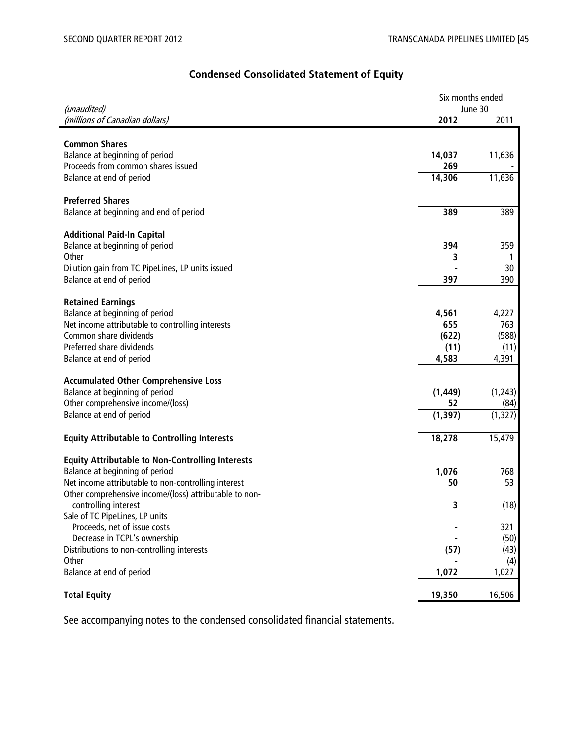## Condensed Consolidated Statement of Equity

| *(unaudited)* *(millions of Canadian dollars)* | Six months ended June 30 2012 | 2011 |
|---|---|---|
| **Common Shares** | | |
| Balance at beginning of period | **14,037** | 11,636 |
| Proceeds from common shares issued | **269** | - |
| Balance at end of period | **14,306** | 11,636 |
| **Preferred Shares** | | |
| Balance at beginning and end of period | **389** | 389 |
| **Additional Paid-In Capital** | | |
| Balance at beginning of period | **394** | 359 |
| Other | **3** | 1 |
| Dilution gain from TC PipeLines, LP units issued | **-** | 30 |
| Balance at end of period | **397** | 390 |
| **Retained Earnings** | | |
| Balance at beginning of period | **4,561** | 4,227 |
| Net income attributable to controlling interests | **655** | 763 |
| Common share dividends | **(622)** | (588) |
| Preferred share dividends | **(11)** | (11) |
| Balance at end of period | **4,583** | 4,391 |
| **Accumulated Other Comprehensive Loss** | | |
| Balance at beginning of period | **(1,449)** | (1,243) |
| Other comprehensive income/(loss) | **52** | (84) |
| Balance at end of period | **(1,397)** | (1,327) |
| **Equity Attributable to Controlling Interests** | **18,278** | 15,479 |
| **Equity Attributable to Non-Controlling Interests** | | |
| Balance at beginning of period | **1,076** | 768 |
| Net income attributable to non-controlling interest | **50** | 53 |
| Other comprehensive income/(loss) attributable to non-controlling interest | **3** | (18) |
| Sale of TC PipeLines, LP units | | |
| Proceeds, net of issue costs | **-** | 321 |
| Decrease in TCPL's ownership | **-** | (50) |
| Distributions to non-controlling interests | **(57)** | (43) |
| Other | **-** | (4) |
| Balance at end of period | **1,072** | 1,027 |
| **Total Equity** | **19,350** | 16,506 |

See accompanying notes to the condensed consolidated financial statements.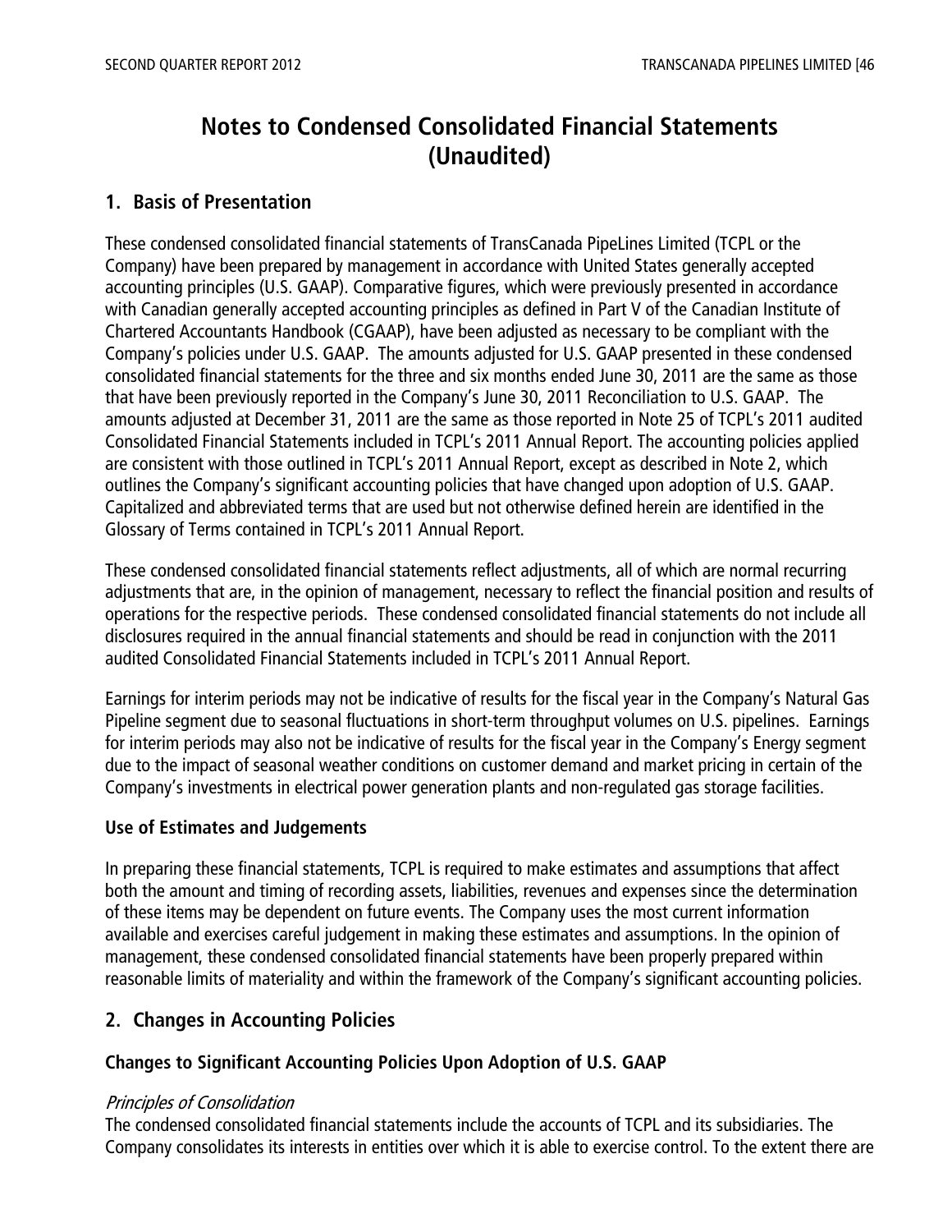# Notes to Condensed Consolidated Financial Statements (Unaudited)

## 1. Basis of Presentation

These condensed consolidated financial statements of TransCanada PipeLines Limited (TCPL or the Company) have been prepared by management in accordance with United States generally accepted accounting principles (U.S. GAAP). Comparative figures, which were previously presented in accordance with Canadian generally accepted accounting principles as defined in Part V of the Canadian Institute of Chartered Accountants Handbook (CGAAP), have been adjusted as necessary to be compliant with the Company's policies under U.S. GAAP. The amounts adjusted for U.S. GAAP presented in these condensed consolidated financial statements for the three and six months ended June 30, 2011 are the same as those that have been previously reported in the Company's June 30, 2011 Reconciliation to U.S. GAAP. The amounts adjusted at December 31, 2011 are the same as those reported in Note 25 of TCPL's 2011 audited Consolidated Financial Statements included in TCPL's 2011 Annual Report. The accounting policies applied are consistent with those outlined in TCPL's 2011 Annual Report, except as described in Note 2, which outlines the Company's significant accounting policies that have changed upon adoption of U.S. GAAP. Capitalized and abbreviated terms that are used but not otherwise defined herein are identified in the Glossary of Terms contained in TCPL's 2011 Annual Report.

These condensed consolidated financial statements reflect adjustments, all of which are normal recurring adjustments that are, in the opinion of management, necessary to reflect the financial position and results of operations for the respective periods. These condensed consolidated financial statements do not include all disclosures required in the annual financial statements and should be read in conjunction with the 2011 audited Consolidated Financial Statements included in TCPL's 2011 Annual Report.

Earnings for interim periods may not be indicative of results for the fiscal year in the Company's Natural Gas Pipeline segment due to seasonal fluctuations in short-term throughput volumes on U.S. pipelines. Earnings for interim periods may also not be indicative of results for the fiscal year in the Company's Energy segment due to the impact of seasonal weather conditions on customer demand and market pricing in certain of the Company's investments in electrical power generation plants and non-regulated gas storage facilities.

### Use of Estimates and Judgements

In preparing these financial statements, TCPL is required to make estimates and assumptions that affect both the amount and timing of recording assets, liabilities, revenues and expenses since the determination of these items may be dependent on future events. The Company uses the most current information available and exercises careful judgement in making these estimates and assumptions. In the opinion of management, these condensed consolidated financial statements have been properly prepared within reasonable limits of materiality and within the framework of the Company's significant accounting policies.

## 2. Changes in Accounting Policies

### Changes to Significant Accounting Policies Upon Adoption of U.S. GAAP

*Principles of Consolidation*

The condensed consolidated financial statements include the accounts of TCPL and its subsidiaries. The Company consolidates its interests in entities over which it is able to exercise control. To the extent there are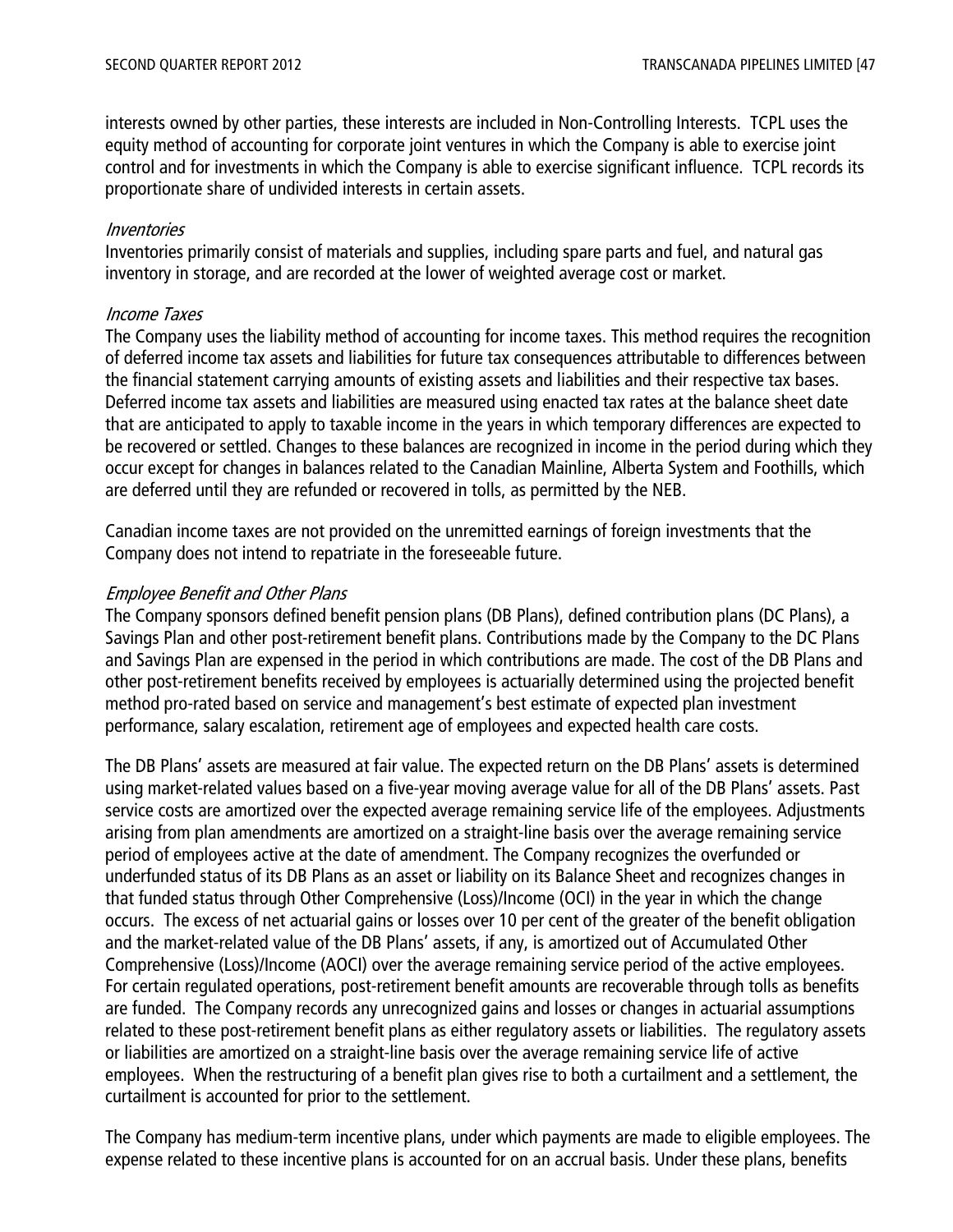interests owned by other parties, these interests are included in Non-Controlling Interests. TCPL uses the equity method of accounting for corporate joint ventures in which the Company is able to exercise joint control and for investments in which the Company is able to exercise significant influence. TCPL records its proportionate share of undivided interests in certain assets.

*Inventories*

Inventories primarily consist of materials and supplies, including spare parts and fuel, and natural gas inventory in storage, and are recorded at the lower of weighted average cost or market.

*Income Taxes*

The Company uses the liability method of accounting for income taxes. This method requires the recognition of deferred income tax assets and liabilities for future tax consequences attributable to differences between the financial statement carrying amounts of existing assets and liabilities and their respective tax bases. Deferred income tax assets and liabilities are measured using enacted tax rates at the balance sheet date that are anticipated to apply to taxable income in the years in which temporary differences are expected to be recovered or settled. Changes to these balances are recognized in income in the period during which they occur except for changes in balances related to the Canadian Mainline, Alberta System and Foothills, which are deferred until they are refunded or recovered in tolls, as permitted by the NEB.

Canadian income taxes are not provided on the unremitted earnings of foreign investments that the Company does not intend to repatriate in the foreseeable future.

*Employee Benefit and Other Plans*

The Company sponsors defined benefit pension plans (DB Plans), defined contribution plans (DC Plans), a Savings Plan and other post-retirement benefit plans. Contributions made by the Company to the DC Plans and Savings Plan are expensed in the period in which contributions are made. The cost of the DB Plans and other post-retirement benefits received by employees is actuarially determined using the projected benefit method pro-rated based on service and management's best estimate of expected plan investment performance, salary escalation, retirement age of employees and expected health care costs.

The DB Plans' assets are measured at fair value. The expected return on the DB Plans' assets is determined using market-related values based on a five-year moving average value for all of the DB Plans' assets. Past service costs are amortized over the expected average remaining service life of the employees. Adjustments arising from plan amendments are amortized on a straight-line basis over the average remaining service period of employees active at the date of amendment. The Company recognizes the overfunded or underfunded status of its DB Plans as an asset or liability on its Balance Sheet and recognizes changes in that funded status through Other Comprehensive (Loss)/Income (OCI) in the year in which the change occurs. The excess of net actuarial gains or losses over 10 per cent of the greater of the benefit obligation and the market-related value of the DB Plans' assets, if any, is amortized out of Accumulated Other Comprehensive (Loss)/Income (AOCI) over the average remaining service period of the active employees. For certain regulated operations, post-retirement benefit amounts are recoverable through tolls as benefits are funded. The Company records any unrecognized gains and losses or changes in actuarial assumptions related to these post-retirement benefit plans as either regulatory assets or liabilities. The regulatory assets or liabilities are amortized on a straight-line basis over the average remaining service life of active employees. When the restructuring of a benefit plan gives rise to both a curtailment and a settlement, the curtailment is accounted for prior to the settlement.

The Company has medium-term incentive plans, under which payments are made to eligible employees. The expense related to these incentive plans is accounted for on an accrual basis. Under these plans, benefits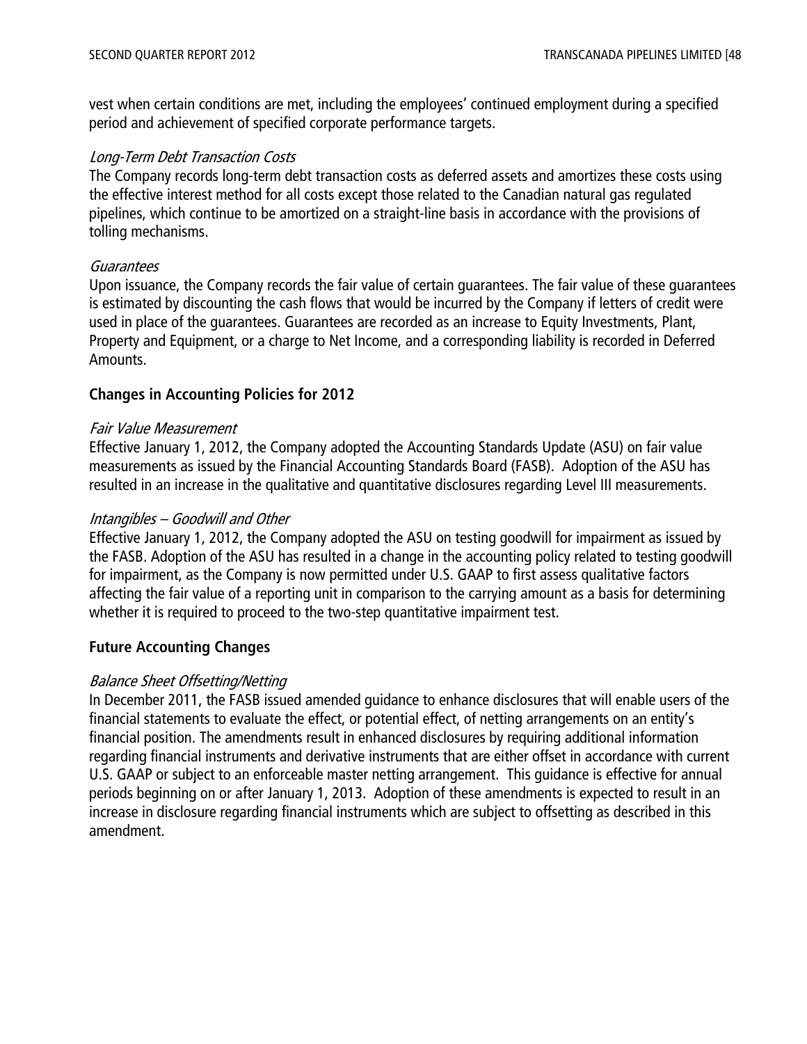vest when certain conditions are met, including the employees' continued employment during a specified period and achievement of specified corporate performance targets.

*Long-Term Debt Transaction Costs*
The Company records long-term debt transaction costs as deferred assets and amortizes these costs using the effective interest method for all costs except those related to the Canadian natural gas regulated pipelines, which continue to be amortized on a straight-line basis in accordance with the provisions of tolling mechanisms.

*Guarantees*
Upon issuance, the Company records the fair value of certain guarantees. The fair value of these guarantees is estimated by discounting the cash flows that would be incurred by the Company if letters of credit were used in place of the guarantees. Guarantees are recorded as an increase to Equity Investments, Plant, Property and Equipment, or a charge to Net Income, and a corresponding liability is recorded in Deferred Amounts.

**Changes in Accounting Policies for 2012**

*Fair Value Measurement*
Effective January 1, 2012, the Company adopted the Accounting Standards Update (ASU) on fair value measurements as issued by the Financial Accounting Standards Board (FASB). Adoption of the ASU has resulted in an increase in the qualitative and quantitative disclosures regarding Level III measurements.

*Intangibles – Goodwill and Other*
Effective January 1, 2012, the Company adopted the ASU on testing goodwill for impairment as issued by the FASB. Adoption of the ASU has resulted in a change in the accounting policy related to testing goodwill for impairment, as the Company is now permitted under U.S. GAAP to first assess qualitative factors affecting the fair value of a reporting unit in comparison to the carrying amount as a basis for determining whether it is required to proceed to the two-step quantitative impairment test.

**Future Accounting Changes**

*Balance Sheet Offsetting/Netting*
In December 2011, the FASB issued amended guidance to enhance disclosures that will enable users of the financial statements to evaluate the effect, or potential effect, of netting arrangements on an entity's financial position. The amendments result in enhanced disclosures by requiring additional information regarding financial instruments and derivative instruments that are either offset in accordance with current U.S. GAAP or subject to an enforceable master netting arrangement. This guidance is effective for annual periods beginning on or after January 1, 2013. Adoption of these amendments is expected to result in an increase in disclosure regarding financial instruments which are subject to offsetting as described in this amendment.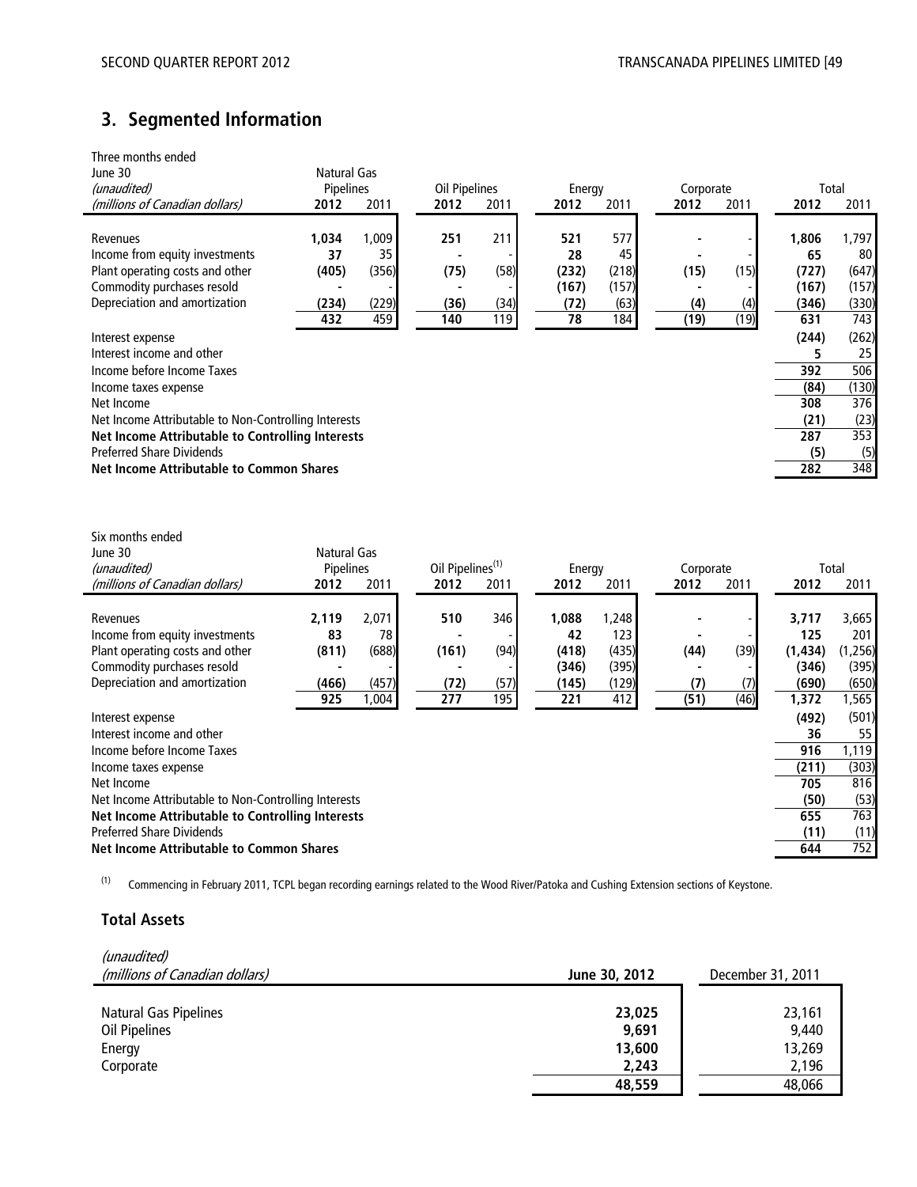## 3. Segmented Information

| Three months ended June 30 *(unaudited)* *(millions of Canadian dollars)* | Natural Gas Pipelines | | Oil Pipelines | | Energy | | Corporate | | Total | |
|---|---|---|---|---|---|---|---|---|---|---|
| | **2012** | 2011 | **2012** | 2011 | **2012** | 2011 | **2012** | 2011 | **2012** | 2011 |
| Revenues | **1,034** | 1,009 | **251** | 211 | **521** | 577 | **-** | - | **1,806** | 1,797 |
| Income from equity investments | **37** | 35 | **-** | - | **28** | 45 | **-** | - | **65** | 80 |
| Plant operating costs and other | **(405)** | (356) | **(75)** | (58) | **(232)** | (218) | **(15)** | (15) | **(727)** | (647) |
| Commodity purchases resold | **-** | - | **-** | - | **(167)** | (157) | **-** | - | **(167)** | (157) |
| Depreciation and amortization | **(234)** | (229) | **(36)** | (34) | **(72)** | (63) | **(4)** | (4) | **(346)** | (330) |
| | **432** | 459 | **140** | 119 | **78** | 184 | **(19)** | (19) | **631** | 743 |
| Interest expense | | | | | | | | | **(244)** | (262) |
| Interest income and other | | | | | | | | | **5** | 25 |
| Income before Income Taxes | | | | | | | | | **392** | 506 |
| Income taxes expense | | | | | | | | | **(84)** | (130) |
| Net Income | | | | | | | | | **308** | 376 |
| Net Income Attributable to Non-Controlling Interests | | | | | | | | | **(21)** | (23) |
| **Net Income Attributable to Controlling Interests** | | | | | | | | | **287** | 353 |
| Preferred Share Dividends | | | | | | | | | **(5)** | (5) |
| **Net Income Attributable to Common Shares** | | | | | | | | | **282** | 348 |

| Six months ended June 30 *(unaudited)* *(millions of Canadian dollars)* | Natural Gas Pipelines | | Oil Pipelines[(1)] | | Energy | | Corporate | | Total | |
|---|---|---|---|---|---|---|---|---|---|---|
| | **2012** | 2011 | **2012** | 2011 | **2012** | 2011 | **2012** | 2011 | **2012** | 2011 |
| Revenues | **2,119** | 2,071 | **510** | 346 | **1,088** | 1,248 | **-** | - | **3,717** | 3,665 |
| Income from equity investments | **83** | 78 | **-** | - | **42** | 123 | **-** | - | **125** | 201 |
| Plant operating costs and other | **(811)** | (688) | **(161)** | (94) | **(418)** | (435) | **(44)** | (39) | **(1,434)** | (1,256) |
| Commodity purchases resold | **-** | - | **-** | - | **(346)** | (395) | **-** | - | **(346)** | (395) |
| Depreciation and amortization | **(466)** | (457) | **(72)** | (57) | **(145)** | (129) | **(7)** | (7) | **(690)** | (650) |
| | **925** | 1,004 | **277** | 195 | **221** | 412 | **(51)** | (46) | **1,372** | 1,565 |
| Interest expense | | | | | | | | | **(492)** | (501) |
| Interest income and other | | | | | | | | | **36** | 55 |
| Income before Income Taxes | | | | | | | | | **916** | 1,119 |
| Income taxes expense | | | | | | | | | **(211)** | (303) |
| Net Income | | | | | | | | | **705** | 816 |
| Net Income Attributable to Non-Controlling Interests | | | | | | | | | **(50)** | (53) |
| **Net Income Attributable to Controlling Interests** | | | | | | | | | **655** | 763 |
| Preferred Share Dividends | | | | | | | | | **(11)** | (11) |
| **Net Income Attributable to Common Shares** | | | | | | | | | **644** | 752 |

(1) Commencing in February 2011, TCPL began recording earnings related to the Wood River/Patoka and Cushing Extension sections of Keystone.

### Total Assets

| *(unaudited)* *(millions of Canadian dollars)* | **June 30, 2012** | December 31, 2011 |
|---|---|---|
| Natural Gas Pipelines | **23,025** | 23,161 |
| Oil Pipelines | **9,691** | 9,440 |
| Energy | **13,600** | 13,269 |
| Corporate | **2,243** | 2,196 |
| | **48,559** | 48,066 |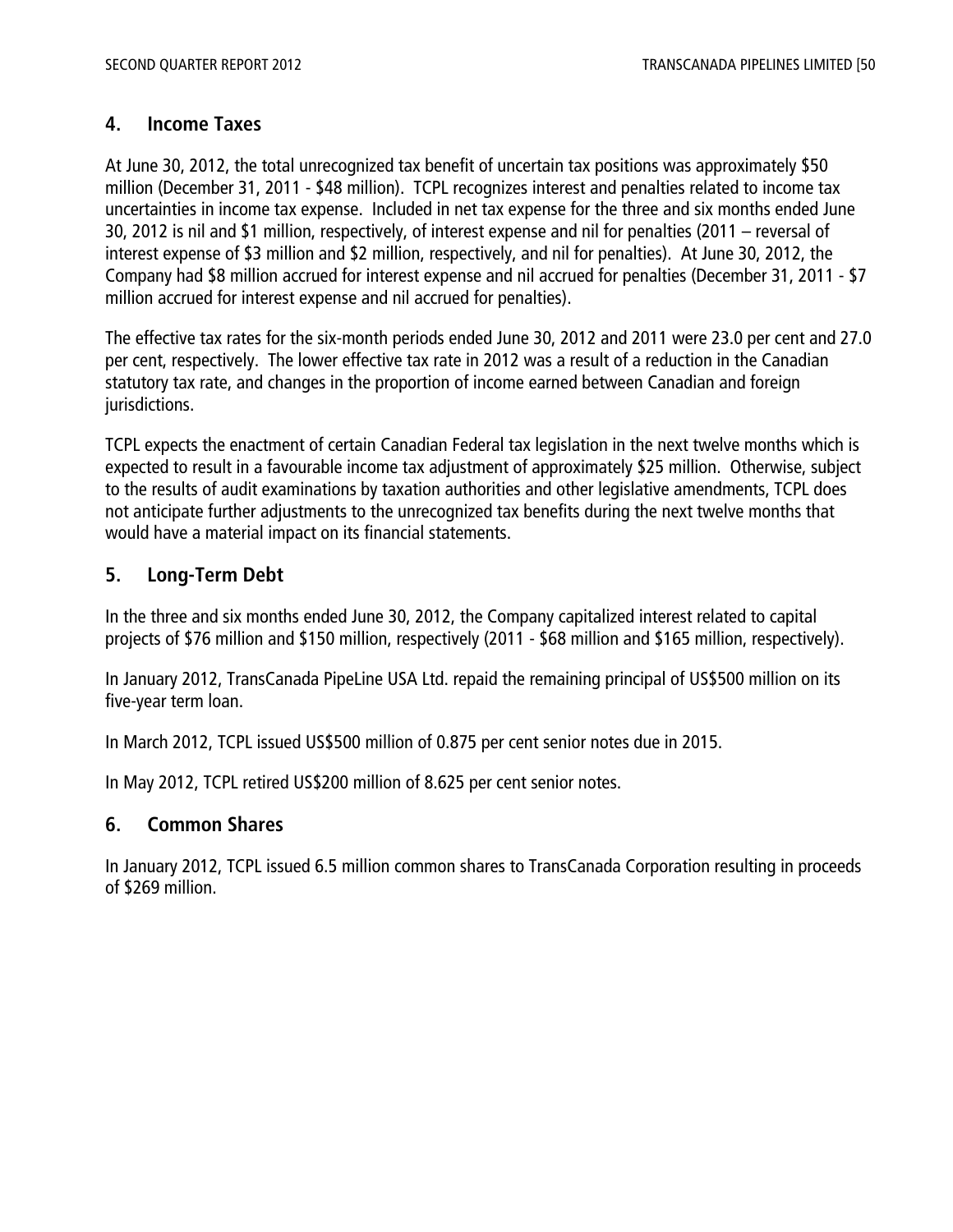## 4. Income Taxes

At June 30, 2012, the total unrecognized tax benefit of uncertain tax positions was approximately $50 million (December 31, 2011 - $48 million). TCPL recognizes interest and penalties related to income tax uncertainties in income tax expense. Included in net tax expense for the three and six months ended June 30, 2012 is nil and $1 million, respectively, of interest expense and nil for penalties (2011 – reversal of interest expense of $3 million and $2 million, respectively, and nil for penalties). At June 30, 2012, the Company had $8 million accrued for interest expense and nil accrued for penalties (December 31, 2011 - $7 million accrued for interest expense and nil accrued for penalties).

The effective tax rates for the six-month periods ended June 30, 2012 and 2011 were 23.0 per cent and 27.0 per cent, respectively. The lower effective tax rate in 2012 was a result of a reduction in the Canadian statutory tax rate, and changes in the proportion of income earned between Canadian and foreign jurisdictions.

TCPL expects the enactment of certain Canadian Federal tax legislation in the next twelve months which is expected to result in a favourable income tax adjustment of approximately $25 million. Otherwise, subject to the results of audit examinations by taxation authorities and other legislative amendments, TCPL does not anticipate further adjustments to the unrecognized tax benefits during the next twelve months that would have a material impact on its financial statements.

## 5. Long-Term Debt

In the three and six months ended June 30, 2012, the Company capitalized interest related to capital projects of $76 million and $150 million, respectively (2011 - $68 million and $165 million, respectively).

In January 2012, TransCanada PipeLine USA Ltd. repaid the remaining principal of US$500 million on its five-year term loan.

In March 2012, TCPL issued US$500 million of 0.875 per cent senior notes due in 2015.

In May 2012, TCPL retired US$200 million of 8.625 per cent senior notes.

## 6. Common Shares

In January 2012, TCPL issued 6.5 million common shares to TransCanada Corporation resulting in proceeds of $269 million.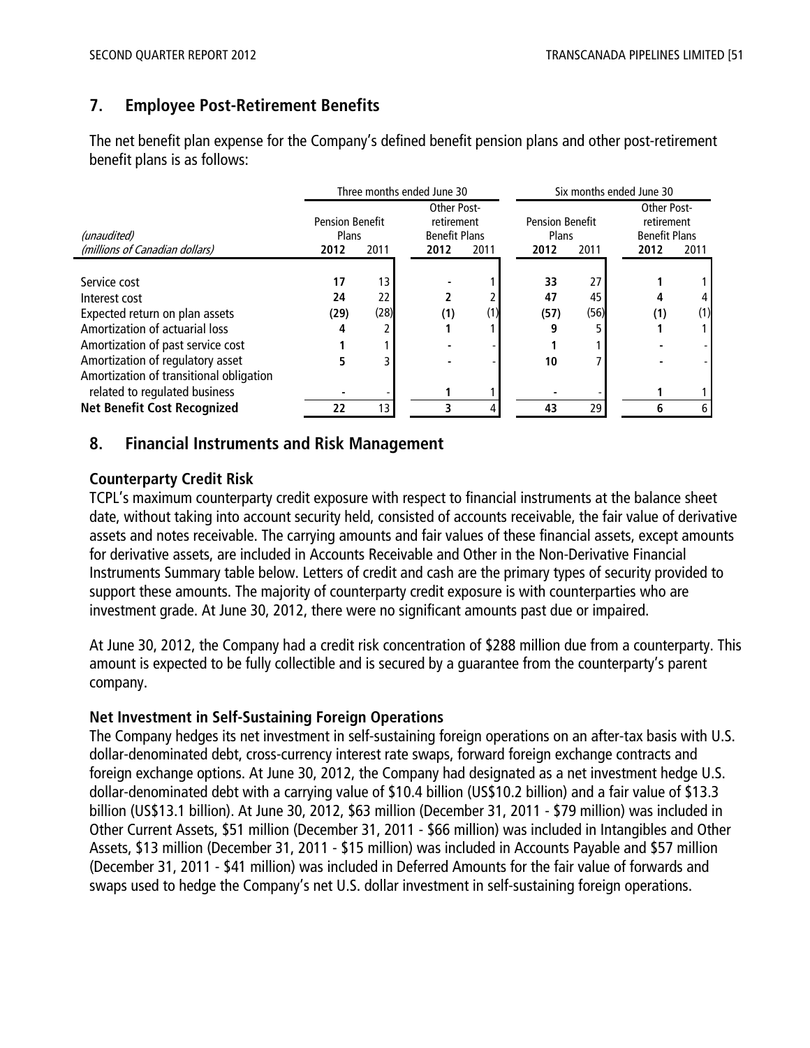## 7. Employee Post-Retirement Benefits

The net benefit plan expense for the Company's defined benefit pension plans and other post-retirement benefit plans is as follows:

| *(unaudited)* | Three months ended June 30 | | | | Six months ended June 30 | | | |
|---|---|---|---|---|---|---|---|---|
| | Pension Benefit Plans | | Other Post-retirement Benefit Plans | | Pension Benefit Plans | | Other Post-retirement Benefit Plans | |
| *(millions of Canadian dollars)* | **2012** | 2011 | **2012** | 2011 | **2012** | 2011 | **2012** | 2011 |
| Service cost | **17** | 13 | **-** | 1 | **33** | 27 | **1** | 1 |
| Interest cost | **24** | 22 | **2** | 2 | **47** | 45 | **4** | 4 |
| Expected return on plan assets | **(29)** | (28) | **(1)** | (1) | **(57)** | (56) | **(1)** | (1) |
| Amortization of actuarial loss | **4** | 2 | **1** | 1 | **9** | 5 | **1** | 1 |
| Amortization of past service cost | **1** | 1 | **-** | - | **1** | 1 | **-** | - |
| Amortization of regulatory asset | **5** | 3 | **-** | - | **10** | 7 | **-** | - |
| Amortization of transitional obligation related to regulated business | **-** | - | **1** | 1 | **-** | - | **1** | 1 |
| **Net Benefit Cost Recognized** | **22** | 13 | **3** | 4 | **43** | 29 | **6** | 6 |

## 8. Financial Instruments and Risk Management

### Counterparty Credit Risk

TCPL's maximum counterparty credit exposure with respect to financial instruments at the balance sheet date, without taking into account security held, consisted of accounts receivable, the fair value of derivative assets and notes receivable. The carrying amounts and fair values of these financial assets, except amounts for derivative assets, are included in Accounts Receivable and Other in the Non-Derivative Financial Instruments Summary table below. Letters of credit and cash are the primary types of security provided to support these amounts. The majority of counterparty credit exposure is with counterparties who are investment grade. At June 30, 2012, there were no significant amounts past due or impaired.

At June 30, 2012, the Company had a credit risk concentration of $288 million due from a counterparty. This amount is expected to be fully collectible and is secured by a guarantee from the counterparty's parent company.

### Net Investment in Self-Sustaining Foreign Operations

The Company hedges its net investment in self-sustaining foreign operations on an after-tax basis with U.S. dollar-denominated debt, cross-currency interest rate swaps, forward foreign exchange contracts and foreign exchange options. At June 30, 2012, the Company had designated as a net investment hedge U.S. dollar-denominated debt with a carrying value of $10.4 billion (US$10.2 billion) and a fair value of $13.3 billion (US$13.1 billion). At June 30, 2012, $63 million (December 31, 2011 - $79 million) was included in Other Current Assets, $51 million (December 31, 2011 - $66 million) was included in Intangibles and Other Assets, $13 million (December 31, 2011 - $15 million) was included in Accounts Payable and $57 million (December 31, 2011 - $41 million) was included in Deferred Amounts for the fair value of forwards and swaps used to hedge the Company's net U.S. dollar investment in self-sustaining foreign operations.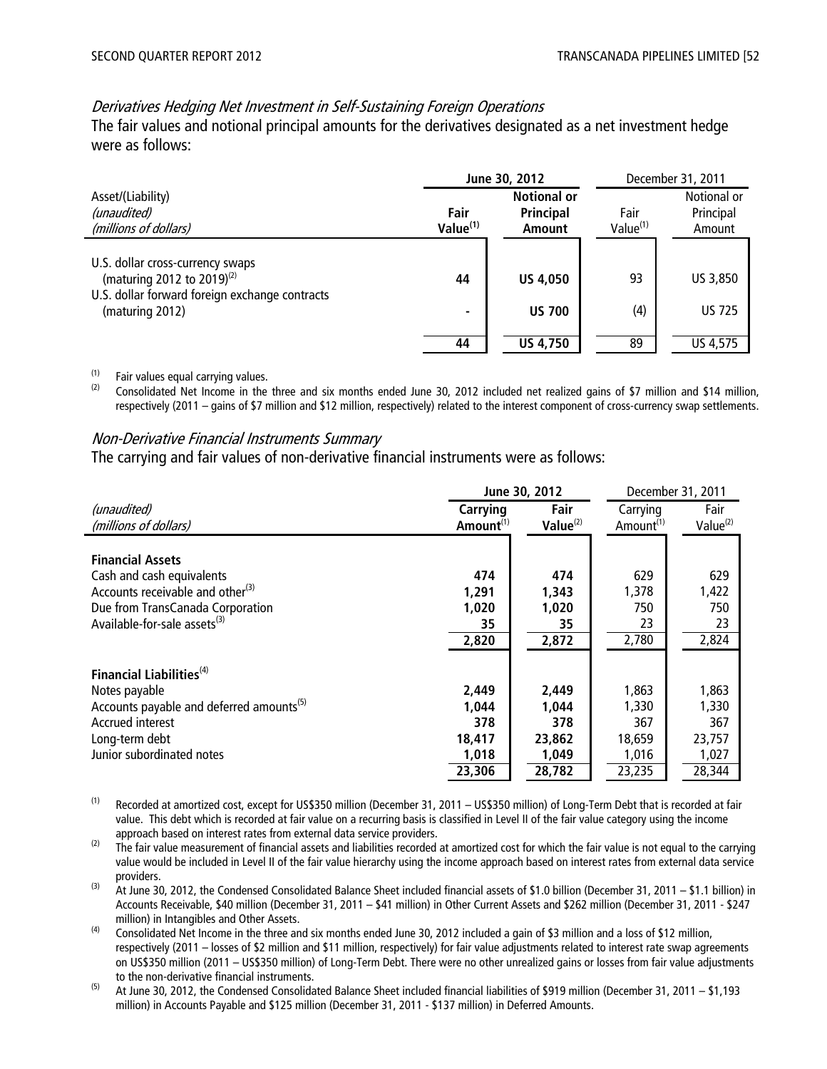### *Derivatives Hedging Net Investment in Self-Sustaining Foreign Operations*

The fair values and notional principal amounts for the derivatives designated as a net investment hedge were as follows:

| Asset/(Liability) *(unaudited)* *(millions of dollars)* | **June 30, 2012** | | December 31, 2011 | |
|---|---|---|---|---|
| | **Fair Value[(1)]** | **Notional or Principal Amount** | Fair Value[(1)] | Notional or Principal Amount |
| U.S. dollar cross-currency swaps (maturing 2012 to 2019)[(2)] | **44** | **US 4,050** | 93 | US 3,850 |
| U.S. dollar forward foreign exchange contracts (maturing 2012) | **-** | **US 700** | (4) | US 725 |
| | **44** | **US 4,750** | 89 | US 4,575 |

(1) Fair values equal carrying values.

(2) Consolidated Net Income in the three and six months ended June 30, 2012 included net realized gains of $7 million and $14 million, respectively (2011 – gains of $7 million and $12 million, respectively) related to the interest component of cross-currency swap settlements.

### *Non-Derivative Financial Instruments Summary*

The carrying and fair values of non-derivative financial instruments were as follows:

| *(unaudited)* *(millions of dollars)* | **June 30, 2012** | | December 31, 2011 | |
|---|---|---|---|---|
| | **Carrying Amount[(1)]** | **Fair Value[(2)]** | Carrying Amount[(1)] | Fair Value[(2)] |
| **Financial Assets** | | | | |
| Cash and cash equivalents | **474** | **474** | 629 | 629 |
| Accounts receivable and other[(3)] | **1,291** | **1,343** | 1,378 | 1,422 |
| Due from TransCanada Corporation | **1,020** | **1,020** | 750 | 750 |
| Available-for-sale assets[(3)] | **35** | **35** | 23 | 23 |
| | **2,820** | **2,872** | 2,780 | 2,824 |
| **Financial Liabilities[(4)]** | | | | |
| Notes payable | **2,449** | **2,449** | 1,863 | 1,863 |
| Accounts payable and deferred amounts[(5)] | **1,044** | **1,044** | 1,330 | 1,330 |
| Accrued interest | **378** | **378** | 367 | 367 |
| Long-term debt | **18,417** | **23,862** | 18,659 | 23,757 |
| Junior subordinated notes | **1,018** | **1,049** | 1,016 | 1,027 |
| | **23,306** | **28,782** | 23,235 | 28,344 |

(1) Recorded at amortized cost, except for US$350 million (December 31, 2011 – US$350 million) of Long-Term Debt that is recorded at fair value. This debt which is recorded at fair value on a recurring basis is classified in Level II of the fair value category using the income approach based on interest rates from external data service providers.

(2) The fair value measurement of financial assets and liabilities recorded at amortized cost for which the fair value is not equal to the carrying value would be included in Level II of the fair value hierarchy using the income approach based on interest rates from external data service providers.

(3) At June 30, 2012, the Condensed Consolidated Balance Sheet included financial assets of $1.0 billion (December 31, 2011 – $1.1 billion) in Accounts Receivable, $40 million (December 31, 2011 – $41 million) in Other Current Assets and $262 million (December 31, 2011 - $247 million) in Intangibles and Other Assets.

(4) Consolidated Net Income in the three and six months ended June 30, 2012 included a gain of $3 million and a loss of $12 million, respectively (2011 – losses of $2 million and $11 million, respectively) for fair value adjustments related to interest rate swap agreements on US$350 million (2011 – US$350 million) of Long-Term Debt. There were no other unrealized gains or losses from fair value adjustments to the non-derivative financial instruments.

(5) At June 30, 2012, the Condensed Consolidated Balance Sheet included financial liabilities of $919 million (December 31, 2011 – $1,193 million) in Accounts Payable and $125 million (December 31, 2011 - $137 million) in Deferred Amounts.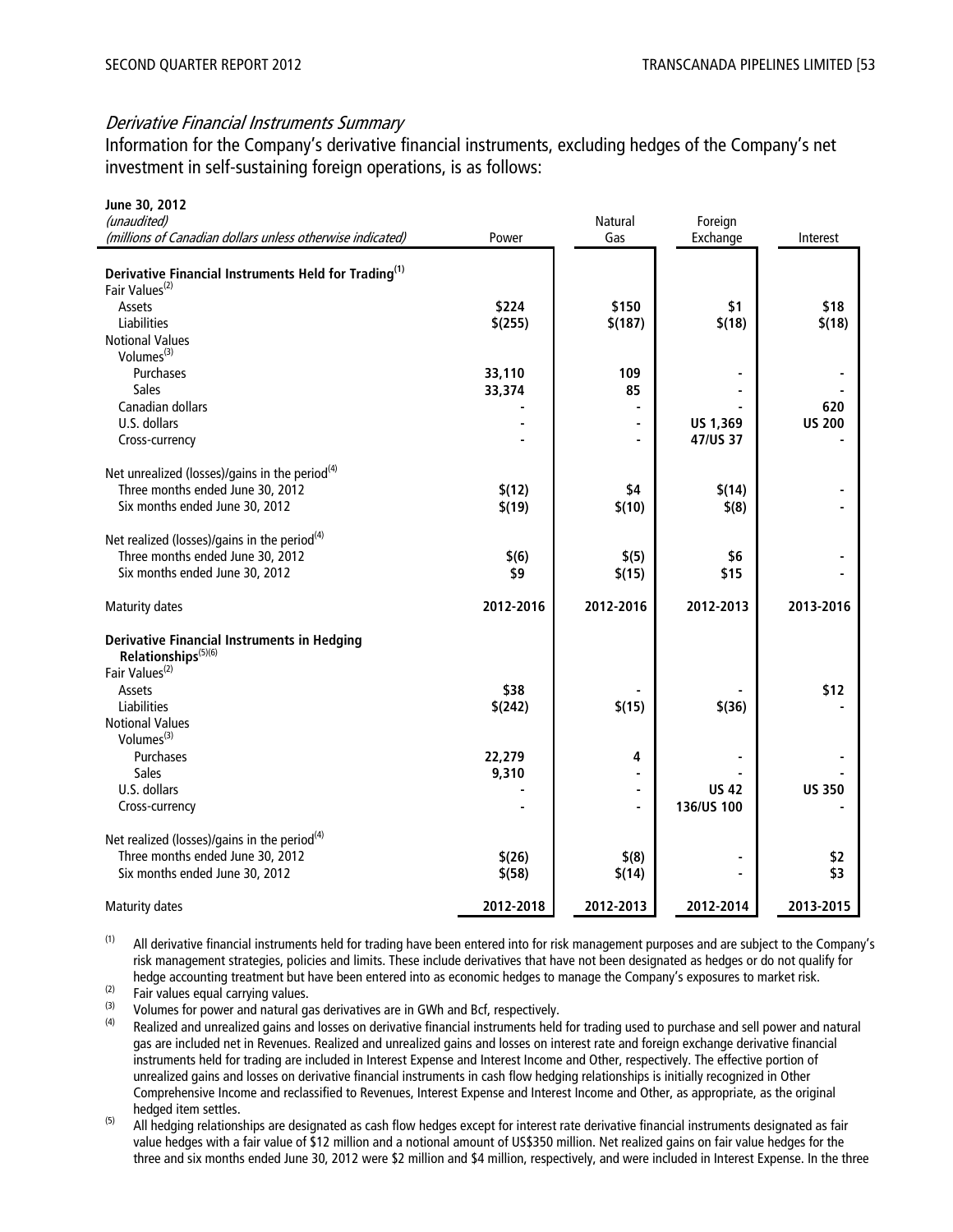### *Derivative Financial Instruments Summary*

Information for the Company's derivative financial instruments, excluding hedges of the Company's net investment in self-sustaining foreign operations, is as follows:

| **June 30, 2012**<br>*(unaudited)*<br>*(millions of Canadian dollars unless otherwise indicated)* | Power | Natural Gas | Foreign Exchange | Interest |
|---|---|---|---|---|
| **Derivative Financial Instruments Held for Trading**[1] | | | | |
| Fair Values[2] | | | | |
| Assets | **$224** | **$150** | **$1** | **$18** |
| Liabilities | **$(255)** | **$(187)** | **$(18)** | **$(18)** |
| Notional Values | | | | |
| Volumes[3] | | | | |
| Purchases | **33,110** | **109** | **-** | **-** |
| Sales | **33,374** | **85** | **-** | **-** |
| Canadian dollars | **-** | **-** | **-** | **620** |
| U.S. dollars | **-** | **-** | **US 1,369** | **US 200** |
| Cross-currency | **-** | **-** | **47/US 37** | **-** |
| Net unrealized (losses)/gains in the period[4] | | | | |
| Three months ended June 30, 2012 | **$(12)** | **$4** | **$(14)** | **-** |
| Six months ended June 30, 2012 | **$(19)** | **$(10)** | **$(8)** | **-** |
| Net realized (losses)/gains in the period[4] | | | | |
| Three months ended June 30, 2012 | **$(6)** | **$(5)** | **$6** | **-** |
| Six months ended June 30, 2012 | **$9** | **$(15)** | **$15** | **-** |
| Maturity dates | **2012-2016** | **2012-2016** | **2012-2013** | **2013-2016** |
| **Derivative Financial Instruments in Hedging Relationships**[5][6] | | | | |
| Fair Values[2] | | | | |
| Assets | **$38** | **-** | **-** | **$12** |
| Liabilities | **$(242)** | **$(15)** | **$(36)** | **-** |
| Notional Values | | | | |
| Volumes[3] | | | | |
| Purchases | **22,279** | **4** | **-** | **-** |
| Sales | **9,310** | **-** | **-** | **-** |
| U.S. dollars | **-** | **-** | **US 42** | **US 350** |
| Cross-currency | **-** | **-** | **136/US 100** | **-** |
| Net realized (losses)/gains in the period[4] | | | | |
| Three months ended June 30, 2012 | **$(26)** | **$(8)** | **-** | **$2** |
| Six months ended June 30, 2012 | **$(58)** | **$(14)** | **-** | **$3** |
| Maturity dates | **2012-2018** | **2012-2013** | **2012-2014** | **2013-2015** |

(1) All derivative financial instruments held for trading have been entered into for risk management purposes and are subject to the Company's risk management strategies, policies and limits. These include derivatives that have not been designated as hedges or do not qualify for hedge accounting treatment but have been entered into as economic hedges to manage the Company's exposures to market risk.

(2) Fair values equal carrying values.

(3) Volumes for power and natural gas derivatives are in GWh and Bcf, respectively.

(4) Realized and unrealized gains and losses on derivative financial instruments held for trading used to purchase and sell power and natural gas are included net in Revenues. Realized and unrealized gains and losses on interest rate and foreign exchange derivative financial instruments held for trading are included in Interest Expense and Interest Income and Other, respectively. The effective portion of unrealized gains and losses on derivative financial instruments in cash flow hedging relationships is initially recognized in Other Comprehensive Income and reclassified to Revenues, Interest Expense and Interest Income and Other, as appropriate, as the original hedged item settles.

(5) All hedging relationships are designated as cash flow hedges except for interest rate derivative financial instruments designated as fair value hedges with a fair value of $12 million and a notional amount of US$350 million. Net realized gains on fair value hedges for the three and six months ended June 30, 2012 were $2 million and $4 million, respectively, and were included in Interest Expense. In the three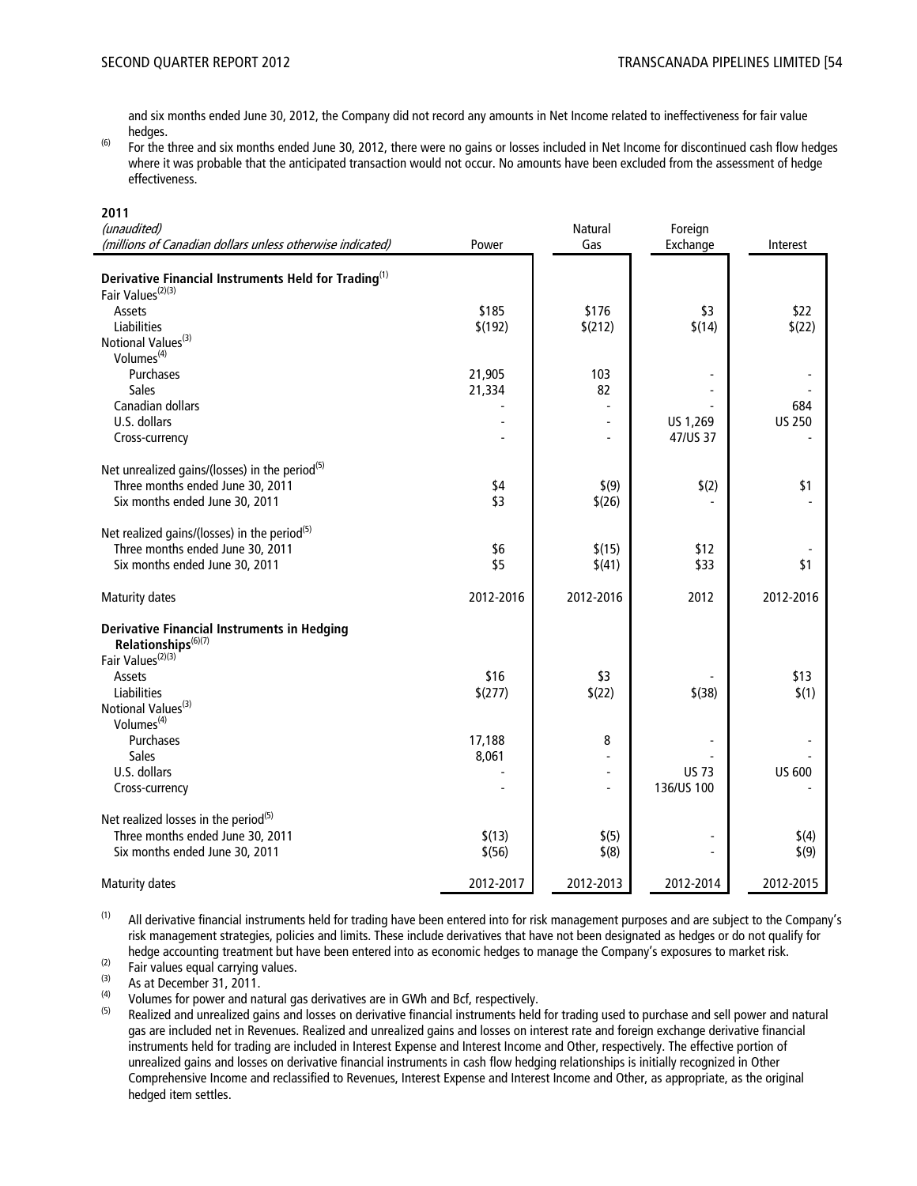and six months ended June 30, 2012, the Company did not record any amounts in Net Income related to ineffectiveness for fair value hedges.

(6) For the three and six months ended June 30, 2012, there were no gains or losses included in Net Income for discontinued cash flow hedges where it was probable that the anticipated transaction would not occur. No amounts have been excluded from the assessment of hedge effectiveness.

**2011**

| *(unaudited)* *(millions of Canadian dollars unless otherwise indicated)* | Power | Natural Gas | Foreign Exchange | Interest |
|---|---|---|---|---|
| **Derivative Financial Instruments Held for Trading**[1] | | | | |
| Fair Values[2][3] | | | | |
| Assets | \$185 | \$176 | \$3 | \$22 |
| Liabilities | \$(192) | \$(212) | \$(14) | \$(22) |
| Notional Values[3] | | | | |
| Volumes[4] | | | | |
| Purchases | 21,905 | 103 | - | - |
| Sales | 21,334 | 82 | - | - |
| Canadian dollars | - | - | - | 684 |
| U.S. dollars | - | - | US 1,269 | US 250 |
| Cross-currency | - | - | 47/US 37 | - |
| Net unrealized gains/(losses) in the period[5] | | | | |
| Three months ended June 30, 2011 | \$4 | \$(9) | \$(2) | \$1 |
| Six months ended June 30, 2011 | \$3 | \$(26) | - | - |
| Net realized gains/(losses) in the period[5] | | | | |
| Three months ended June 30, 2011 | \$6 | \$(15) | \$12 | - |
| Six months ended June 30, 2011 | \$5 | \$(41) | \$33 | \$1 |
| Maturity dates | 2012-2016 | 2012-2016 | 2012 | 2012-2016 |
| **Derivative Financial Instruments in Hedging Relationships**[6][7] | | | | |
| Fair Values[2][3] | | | | |
| Assets | \$16 | \$3 | - | \$13 |
| Liabilities | \$(277) | \$(22) | \$(38) | \$(1) |
| Notional Values[3] | | | | |
| Volumes[4] | | | | |
| Purchases | 17,188 | 8 | - | - |
| Sales | 8,061 | - | - | - |
| U.S. dollars | - | - | US 73 | US 600 |
| Cross-currency | - | - | 136/US 100 | - |
| Net realized losses in the period[5] | | | | |
| Three months ended June 30, 2011 | \$(13) | \$(5) | - | \$(4) |
| Six months ended June 30, 2011 | \$(56) | \$(8) | - | \$(9) |
| Maturity dates | 2012-2017 | 2012-2013 | 2012-2014 | 2012-2015 |

(1) All derivative financial instruments held for trading have been entered into for risk management purposes and are subject to the Company's risk management strategies, policies and limits. These include derivatives that have not been designated as hedges or do not qualify for hedge accounting treatment but have been entered into as economic hedges to manage the Company's exposures to market risk.

(2) Fair values equal carrying values.

(3) As at December 31, 2011.

(4) Volumes for power and natural gas derivatives are in GWh and Bcf, respectively.

(5) Realized and unrealized gains and losses on derivative financial instruments held for trading used to purchase and sell power and natural gas are included net in Revenues. Realized and unrealized gains and losses on interest rate and foreign exchange derivative financial instruments held for trading are included in Interest Expense and Interest Income and Other, respectively. The effective portion of unrealized gains and losses on derivative financial instruments in cash flow hedging relationships is initially recognized in Other Comprehensive Income and reclassified to Revenues, Interest Expense and Interest Income and Other, as appropriate, as the original hedged item settles.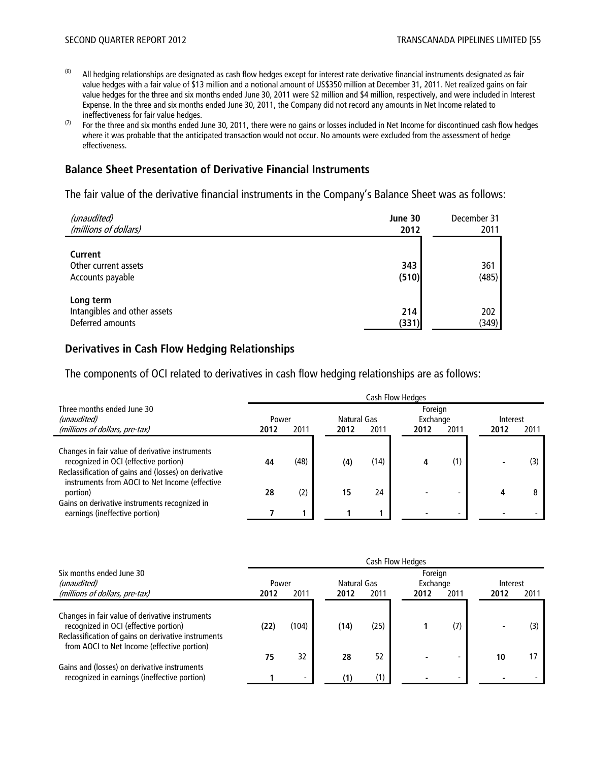(6) All hedging relationships are designated as cash flow hedges except for interest rate derivative financial instruments designated as fair value hedges with a fair value of $13 million and a notional amount of US$350 million at December 31, 2011. Net realized gains on fair value hedges for the three and six months ended June 30, 2011 were $2 million and $4 million, respectively, and were included in Interest Expense. In the three and six months ended June 30, 2011, the Company did not record any amounts in Net Income related to ineffectiveness for fair value hedges.

(7) For the three and six months ended June 30, 2011, there were no gains or losses included in Net Income for discontinued cash flow hedges where it was probable that the anticipated transaction would not occur. No amounts were excluded from the assessment of hedge effectiveness.

## Balance Sheet Presentation of Derivative Financial Instruments

The fair value of the derivative financial instruments in the Company's Balance Sheet was as follows:

| *(unaudited)* *(millions of dollars)* | June 30 2012 | December 31 2011 |
|---|---|---|
| **Current** | | |
| Other current assets | **343** | 361 |
| Accounts payable | **(510)** | (485) |
| **Long term** | | |
| Intangibles and other assets | **214** | 202 |
| Deferred amounts | **(331)** | (349) |

## Derivatives in Cash Flow Hedging Relationships

The components of OCI related to derivatives in cash flow hedging relationships are as follows:

| Three months ended June 30 *(unaudited)* *(millions of dollars, pre-tax)* | Cash Flow Hedges | | | | | | | |
|---|---|---|---|---|---|---|---|---|
| | Power | | Natural Gas | | Foreign Exchange | | Interest | |
| | **2012** | 2011 | **2012** | 2011 | **2012** | 2011 | **2012** | 2011 |
| Changes in fair value of derivative instruments recognized in OCI (effective portion) | **44** | (48) | **(4)** | (14) | **4** | (1) | **-** | (3) |
| Reclassification of gains and (losses) on derivative instruments from AOCI to Net Income (effective portion) | **28** | (2) | **15** | 24 | **-** | - | **4** | 8 |
| Gains on derivative instruments recognized in earnings (ineffective portion) | **7** | 1 | **1** | 1 | **-** | - | **-** | - |

| Six months ended June 30 *(unaudited)* *(millions of dollars, pre-tax)* | Cash Flow Hedges | | | | | | | |
|---|---|---|---|---|---|---|---|---|
| | Power | | Natural Gas | | Foreign Exchange | | Interest | |
| | **2012** | 2011 | **2012** | 2011 | **2012** | 2011 | **2012** | 2011 |
| Changes in fair value of derivative instruments recognized in OCI (effective portion) | **(22)** | (104) | **(14)** | (25) | **1** | (7) | **-** | (3) |
| Reclassification of gains on derivative instruments from AOCI to Net Income (effective portion) | **75** | 32 | **28** | 52 | **-** | - | **10** | 17 |
| Gains and (losses) on derivative instruments recognized in earnings (ineffective portion) | **1** | - | **(1)** | (1) | **-** | - | **-** | - |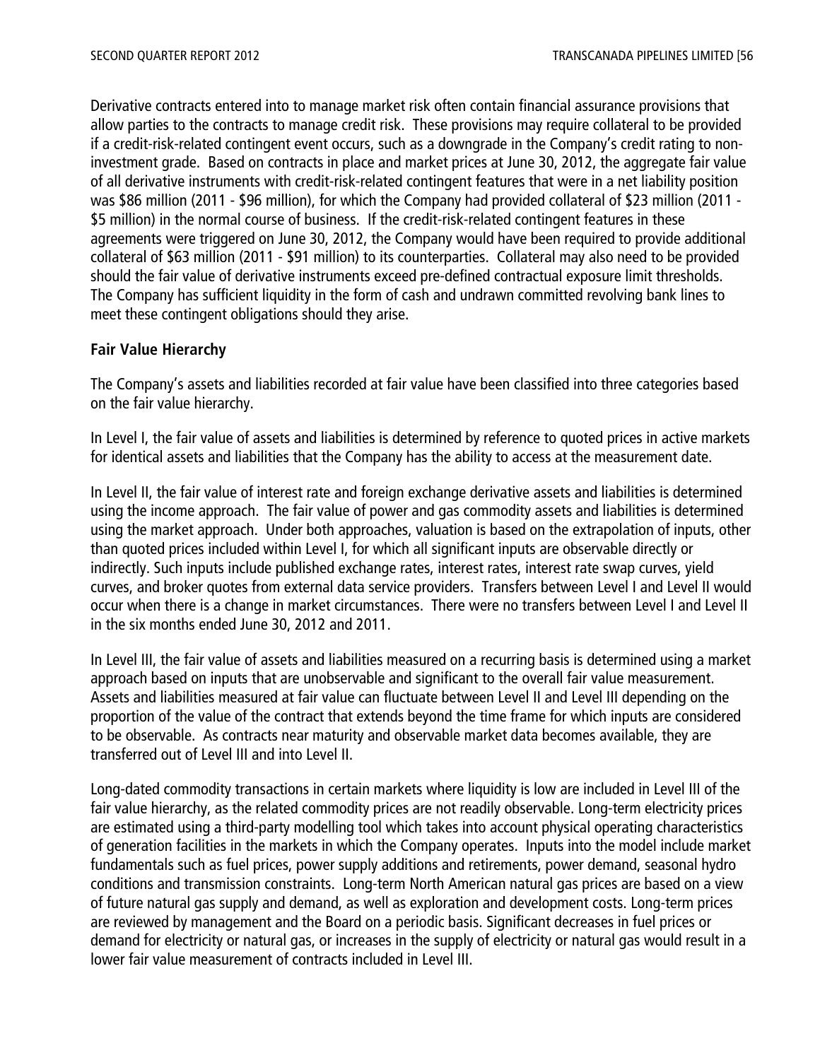Derivative contracts entered into to manage market risk often contain financial assurance provisions that allow parties to the contracts to manage credit risk. These provisions may require collateral to be provided if a credit-risk-related contingent event occurs, such as a downgrade in the Company's credit rating to non-investment grade. Based on contracts in place and market prices at June 30, 2012, the aggregate fair value of all derivative instruments with credit-risk-related contingent features that were in a net liability position was $86 million (2011 - $96 million), for which the Company had provided collateral of $23 million (2011 - $5 million) in the normal course of business. If the credit-risk-related contingent features in these agreements were triggered on June 30, 2012, the Company would have been required to provide additional collateral of $63 million (2011 - $91 million) to its counterparties. Collateral may also need to be provided should the fair value of derivative instruments exceed pre-defined contractual exposure limit thresholds. The Company has sufficient liquidity in the form of cash and undrawn committed revolving bank lines to meet these contingent obligations should they arise.

**Fair Value Hierarchy**

The Company's assets and liabilities recorded at fair value have been classified into three categories based on the fair value hierarchy.

In Level I, the fair value of assets and liabilities is determined by reference to quoted prices in active markets for identical assets and liabilities that the Company has the ability to access at the measurement date.

In Level II, the fair value of interest rate and foreign exchange derivative assets and liabilities is determined using the income approach. The fair value of power and gas commodity assets and liabilities is determined using the market approach. Under both approaches, valuation is based on the extrapolation of inputs, other than quoted prices included within Level I, for which all significant inputs are observable directly or indirectly. Such inputs include published exchange rates, interest rates, interest rate swap curves, yield curves, and broker quotes from external data service providers. Transfers between Level I and Level II would occur when there is a change in market circumstances. There were no transfers between Level I and Level II in the six months ended June 30, 2012 and 2011.

In Level III, the fair value of assets and liabilities measured on a recurring basis is determined using a market approach based on inputs that are unobservable and significant to the overall fair value measurement. Assets and liabilities measured at fair value can fluctuate between Level II and Level III depending on the proportion of the value of the contract that extends beyond the time frame for which inputs are considered to be observable. As contracts near maturity and observable market data becomes available, they are transferred out of Level III and into Level II.

Long-dated commodity transactions in certain markets where liquidity is low are included in Level III of the fair value hierarchy, as the related commodity prices are not readily observable. Long-term electricity prices are estimated using a third-party modelling tool which takes into account physical operating characteristics of generation facilities in the markets in which the Company operates. Inputs into the model include market fundamentals such as fuel prices, power supply additions and retirements, power demand, seasonal hydro conditions and transmission constraints. Long-term North American natural gas prices are based on a view of future natural gas supply and demand, as well as exploration and development costs. Long-term prices are reviewed by management and the Board on a periodic basis. Significant decreases in fuel prices or demand for electricity or natural gas, or increases in the supply of electricity or natural gas would result in a lower fair value measurement of contracts included in Level III.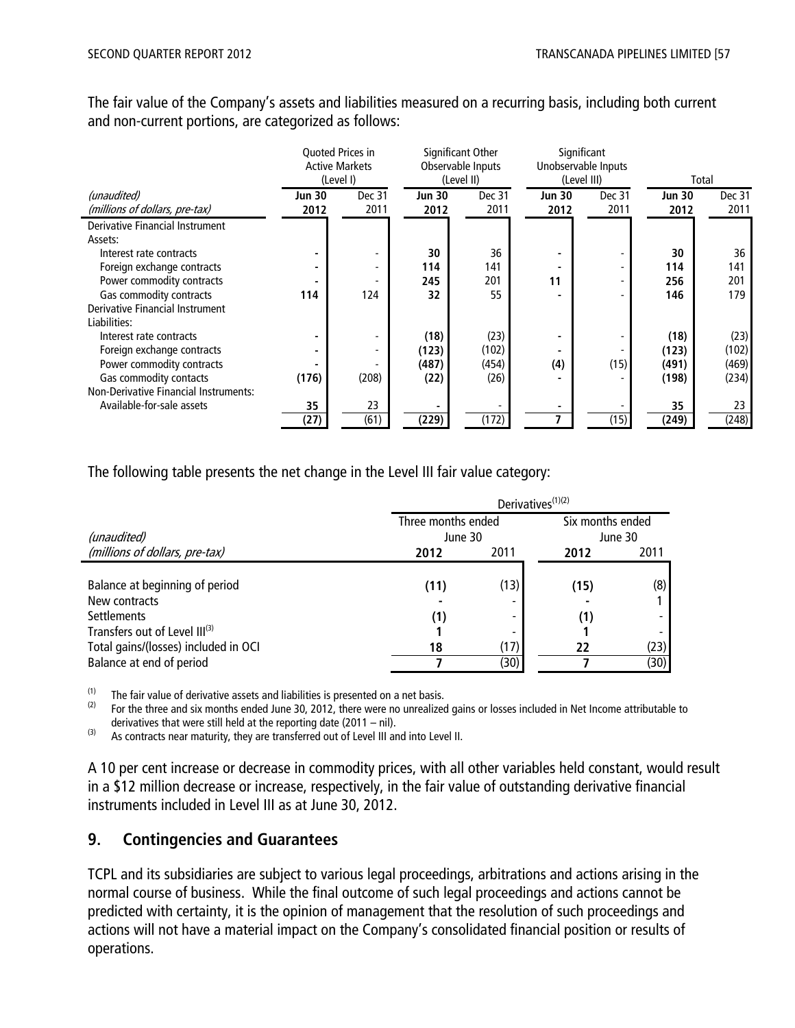The fair value of the Company's assets and liabilities measured on a recurring basis, including both current and non-current portions, are categorized as follows:

| | Quoted Prices in Active Markets (Level I) | | Significant Other Observable Inputs (Level II) | | Significant Unobservable Inputs (Level III) | | Total | |
|---|---|---|---|---|---|---|---|---|
| *(unaudited)* *(millions of dollars, pre-tax)* | **Jun 30 2012** | Dec 31 2011 | **Jun 30 2012** | Dec 31 2011 | **Jun 30 2012** | Dec 31 2011 | **Jun 30 2012** | Dec 31 2011 |
| Derivative Financial Instrument Assets: | | | | | | | | |
| Interest rate contracts | **-** | - | **30** | 36 | **-** | - | **30** | 36 |
| Foreign exchange contracts | **-** | - | **114** | 141 | **-** | - | **114** | 141 |
| Power commodity contracts | **-** | - | **245** | 201 | **11** | - | **256** | 201 |
| Gas commodity contracts | **114** | 124 | **32** | 55 | **-** | - | **146** | 179 |
| Derivative Financial Instrument Liabilities: | | | | | | | | |
| Interest rate contracts | **-** | - | **(18)** | (23) | **-** | - | **(18)** | (23) |
| Foreign exchange contracts | **-** | - | **(123)** | (102) | **-** | - | **(123)** | (102) |
| Power commodity contracts | **-** | - | **(487)** | (454) | **(4)** | (15) | **(491)** | (469) |
| Gas commodity contacts | **(176)** | (208) | **(22)** | (26) | **-** | - | **(198)** | (234) |
| Non-Derivative Financial Instruments: | | | | | | | | |
| Available-for-sale assets | **35** | 23 | **-** | - | **-** | - | **35** | 23 |
| | **(27)** | (61) | **(229)** | (172) | **7** | (15) | **(249)** | (248) |

The following table presents the net change in the Level III fair value category:

| | Derivatives[(1)(2)] | | | |
|---|---|---|---|---|
| | Three months ended June 30 | | Six months ended June 30 | |
| *(unaudited)* *(millions of dollars, pre-tax)* | **2012** | 2011 | **2012** | 2011 |
| Balance at beginning of period | **(11)** | (13) | **(15)** | (8) |
| New contracts | **-** | - | **-** | 1 |
| Settlements | **(1)** | - | **(1)** | - |
| Transfers out of Level III[(3)] | **1** | - | **1** | - |
| Total gains/(losses) included in OCI | **18** | (17) | **22** | (23) |
| Balance at end of period | **7** | (30) | **7** | (30) |

(1) The fair value of derivative assets and liabilities is presented on a net basis.

(2) For the three and six months ended June 30, 2012, there were no unrealized gains or losses included in Net Income attributable to derivatives that were still held at the reporting date (2011 – nil).

(3) As contracts near maturity, they are transferred out of Level III and into Level II.

A 10 per cent increase or decrease in commodity prices, with all other variables held constant, would result in a $12 million decrease or increase, respectively, in the fair value of outstanding derivative financial instruments included in Level III as at June 30, 2012.

## 9. Contingencies and Guarantees

TCPL and its subsidiaries are subject to various legal proceedings, arbitrations and actions arising in the normal course of business. While the final outcome of such legal proceedings and actions cannot be predicted with certainty, it is the opinion of management that the resolution of such proceedings and actions will not have a material impact on the Company's consolidated financial position or results of operations.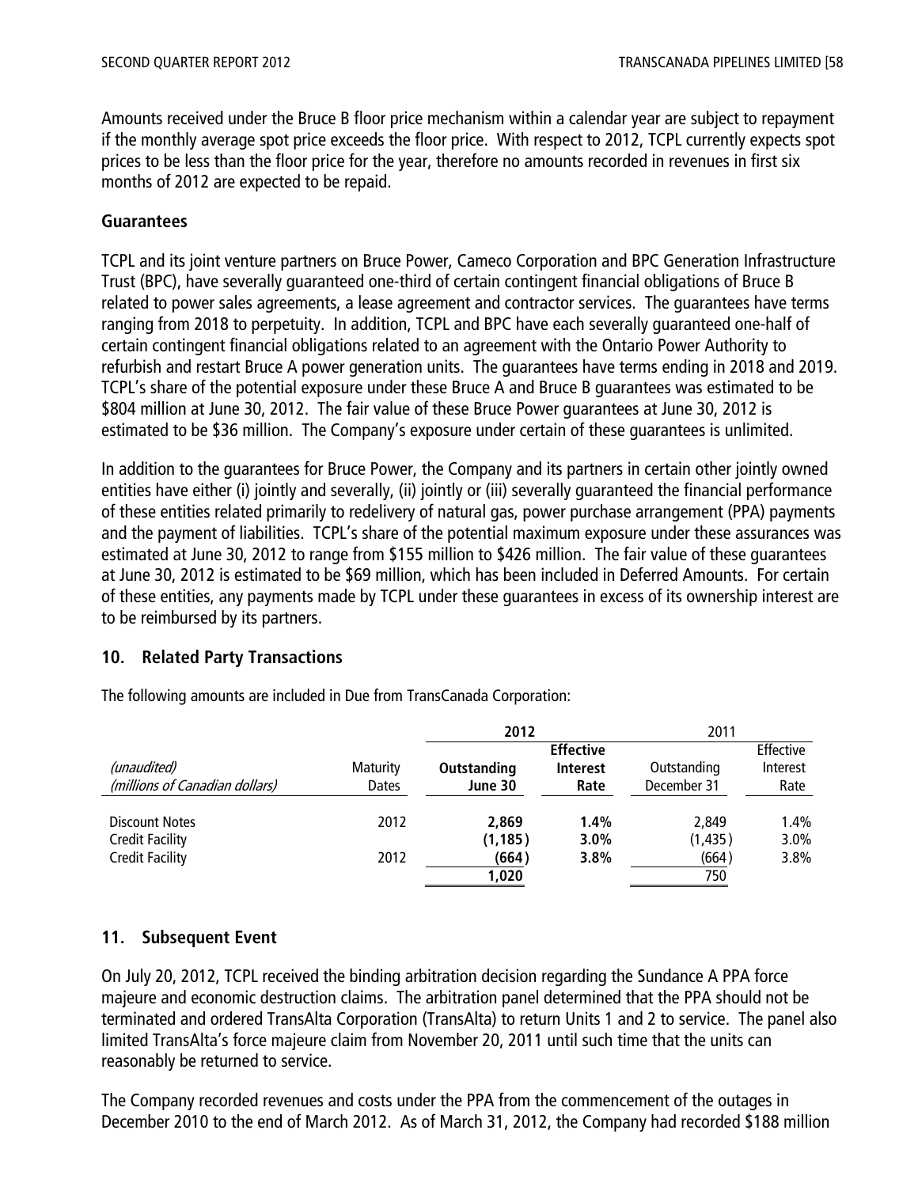Amounts received under the Bruce B floor price mechanism within a calendar year are subject to repayment if the monthly average spot price exceeds the floor price. With respect to 2012, TCPL currently expects spot prices to be less than the floor price for the year, therefore no amounts recorded in revenues in first six months of 2012 are expected to be repaid.

**Guarantees**

TCPL and its joint venture partners on Bruce Power, Cameco Corporation and BPC Generation Infrastructure Trust (BPC), have severally guaranteed one-third of certain contingent financial obligations of Bruce B related to power sales agreements, a lease agreement and contractor services. The guarantees have terms ranging from 2018 to perpetuity. In addition, TCPL and BPC have each severally guaranteed one-half of certain contingent financial obligations related to an agreement with the Ontario Power Authority to refurbish and restart Bruce A power generation units. The guarantees have terms ending in 2018 and 2019. TCPL's share of the potential exposure under these Bruce A and Bruce B guarantees was estimated to be $804 million at June 30, 2012. The fair value of these Bruce Power guarantees at June 30, 2012 is estimated to be $36 million. The Company's exposure under certain of these guarantees is unlimited.

In addition to the guarantees for Bruce Power, the Company and its partners in certain other jointly owned entities have either (i) jointly and severally, (ii) jointly or (iii) severally guaranteed the financial performance of these entities related primarily to redelivery of natural gas, power purchase arrangement (PPA) payments and the payment of liabilities. TCPL's share of the potential maximum exposure under these assurances was estimated at June 30, 2012 to range from $155 million to $426 million. The fair value of these guarantees at June 30, 2012 is estimated to be $69 million, which has been included in Deferred Amounts. For certain of these entities, any payments made by TCPL under these guarantees in excess of its ownership interest are to be reimbursed by its partners.

## 10. Related Party Transactions

The following amounts are included in Due from TransCanada Corporation:

| | | 2012 | | 2011 | |
|---|---|---|---|---|---|
| *(unaudited)* *(millions of Canadian dollars)* | Maturity Dates | **Outstanding June 30** | **Effective Interest Rate** | Outstanding December 31 | Effective Interest Rate |
| Discount Notes | 2012 | **2,869** | **1.4%** | 2,849 | 1.4% |
| Credit Facility | | **(1,185)** | **3.0%** | (1,435) | 3.0% |
| Credit Facility | 2012 | **(664)** | **3.8%** | (664) | 3.8% |
| | | **1,020** | | 750 | |

## 11. Subsequent Event

On July 20, 2012, TCPL received the binding arbitration decision regarding the Sundance A PPA force majeure and economic destruction claims. The arbitration panel determined that the PPA should not be terminated and ordered TransAlta Corporation (TransAlta) to return Units 1 and 2 to service. The panel also limited TransAlta's force majeure claim from November 20, 2011 until such time that the units can reasonably be returned to service.

The Company recorded revenues and costs under the PPA from the commencement of the outages in December 2010 to the end of March 2012. As of March 31, 2012, the Company had recorded $188 million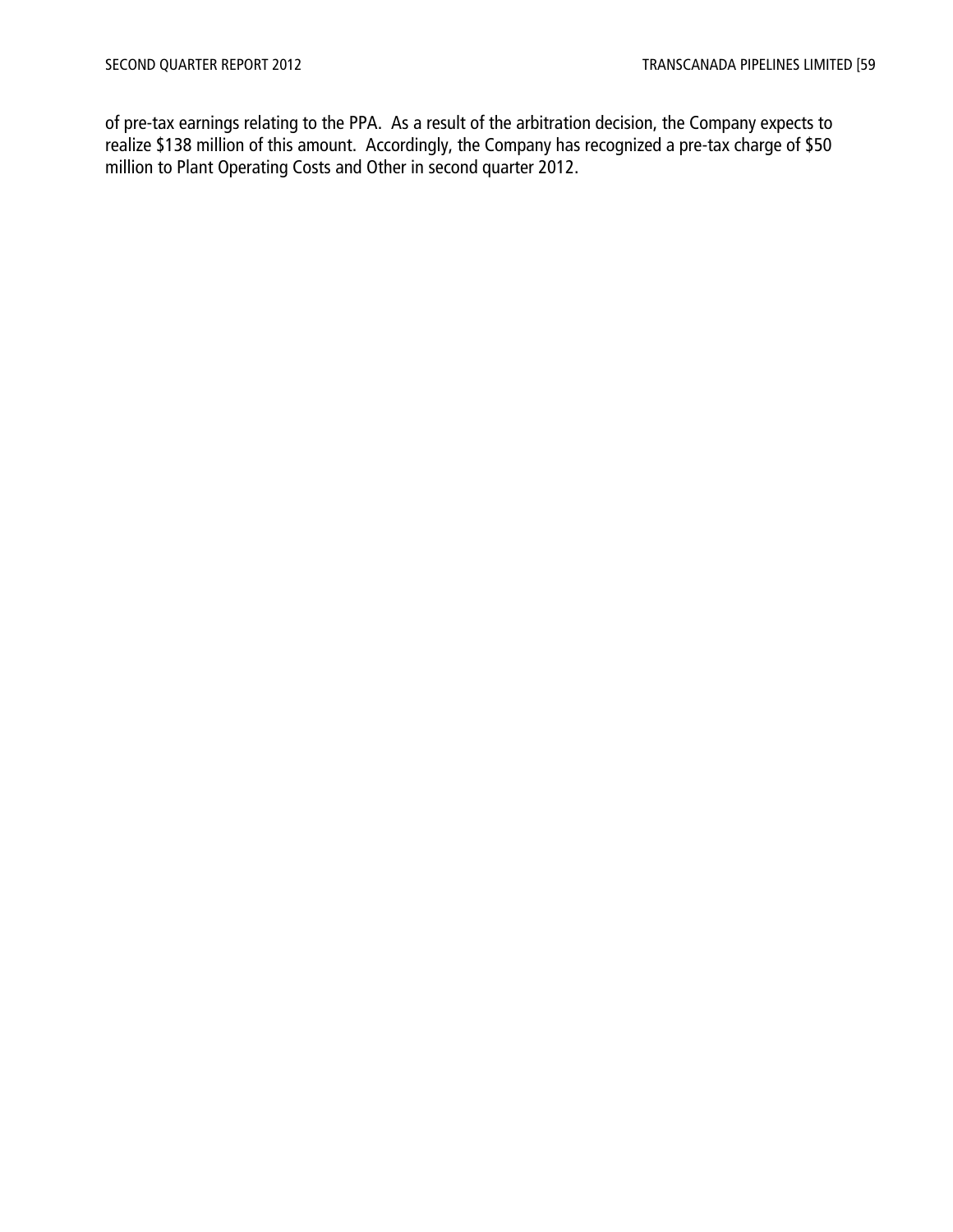of pre-tax earnings relating to the PPA. As a result of the arbitration decision, the Company expects to realize $138 million of this amount. Accordingly, the Company has recognized a pre-tax charge of $50 million to Plant Operating Costs and Other in second quarter 2012.